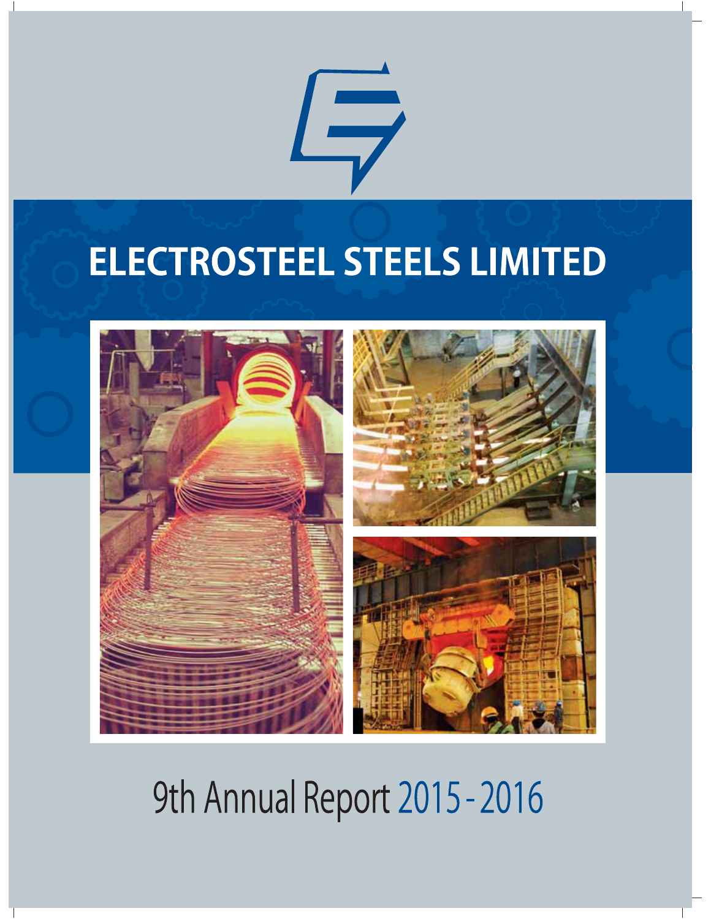# ELECTROSTEEL STEELS LIMITED

9th Annual Report 2015 - 2016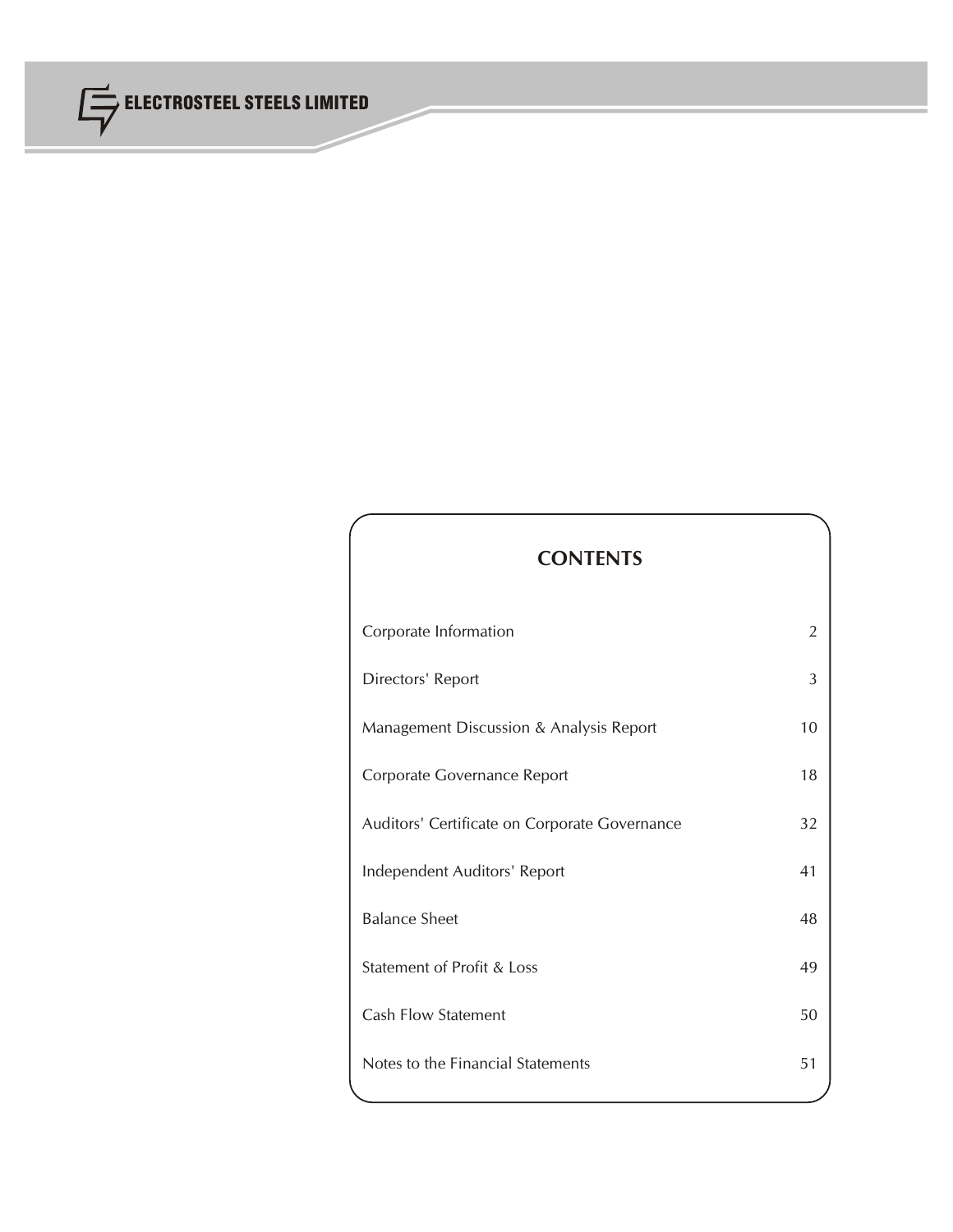## CONTENTS

| | |
|---|---|
| Corporate Information | 2 |
| Directors' Report | 3 |
| Management Discussion & Analysis Report | 10 |
| Corporate Governance Report | 18 |
| Auditors' Certificate on Corporate Governance | 32 |
| Independent Auditors' Report | 41 |
| Balance Sheet | 48 |
| Statement of Profit & Loss | 49 |
| Cash Flow Statement | 50 |
| Notes to the Financial Statements | 51 |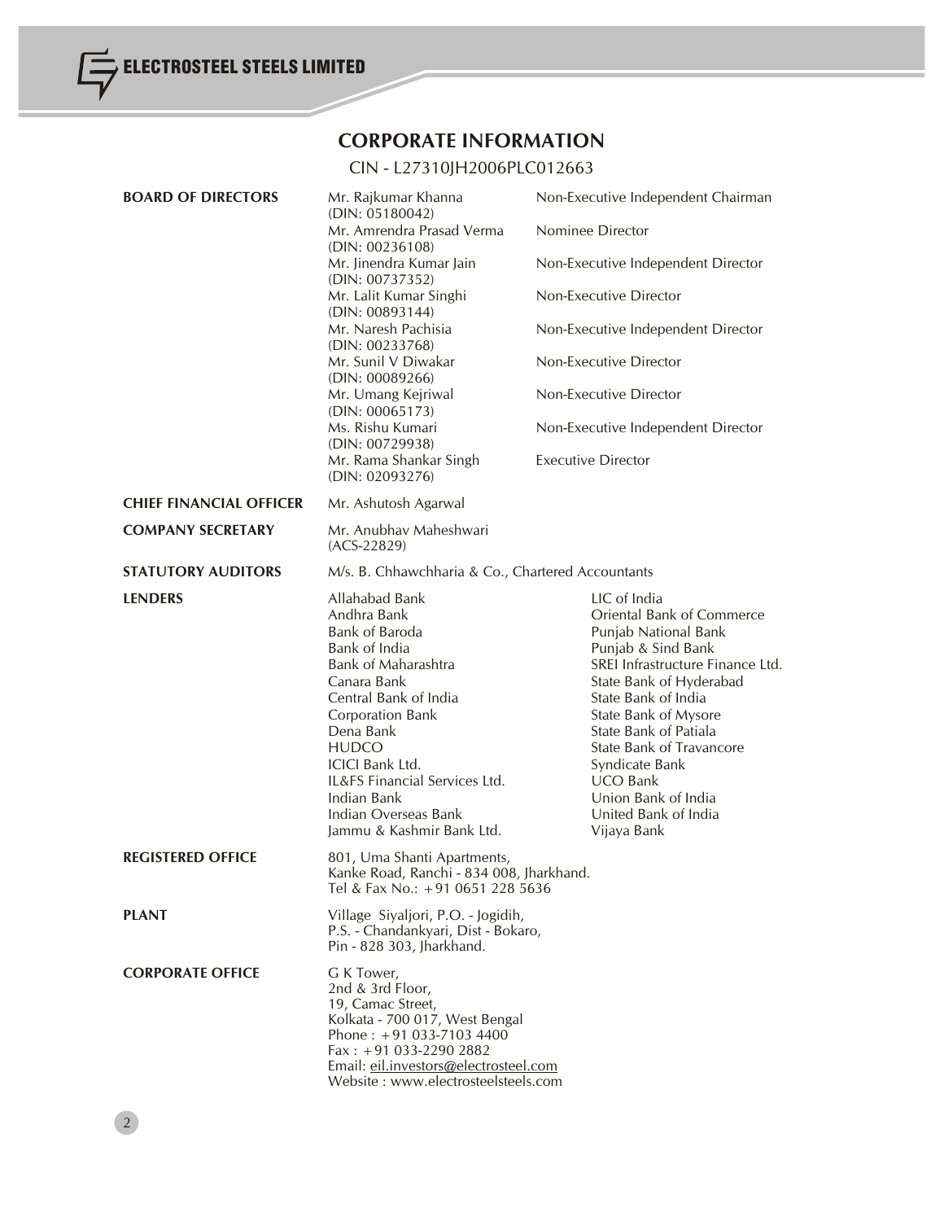# CORPORATE INFORMATION

CIN - L27310JH2006PLC012663

**BOARD OF DIRECTORS**

| Name | Designation |
|---|---|
| Mr. Rajkumar Khanna (DIN: 05180042) | Non-Executive Independent Chairman |
| Mr. Amrendra Prasad Verma (DIN: 00236108) | Nominee Director |
| Mr. Jinendra Kumar Jain (DIN: 00737352) | Non-Executive Independent Director |
| Mr. Lalit Kumar Singhi (DIN: 00893144) | Non-Executive Director |
| Mr. Naresh Pachisia (DIN: 00233768) | Non-Executive Independent Director |
| Mr. Sunil V Diwakar (DIN: 00089266) | Non-Executive Director |
| Mr. Umang Kejriwal (DIN: 00065173) | Non-Executive Director |
| Ms. Rishu Kumari (DIN: 00729938) | Non-Executive Independent Director |
| Mr. Rama Shankar Singh (DIN: 02093276) | Executive Director |

**CHIEF FINANCIAL OFFICER**
Mr. Ashutosh Agarwal

**COMPANY SECRETARY**
Mr. Anubhav Maheshwari
(ACS-22829)

**STATUTORY AUDITORS**
M/s. B. Chhawchharia & Co., Chartered Accountants

**LENDERS**

- Allahabad Bank
- Andhra Bank
- Bank of Baroda
- Bank of India
- Bank of Maharashtra
- Canara Bank
- Central Bank of India
- Corporation Bank
- Dena Bank
- HUDCO
- ICICI Bank Ltd.
- IL&FS Financial Services Ltd.
- Indian Bank
- Indian Overseas Bank
- Jammu & Kashmir Bank Ltd.
- LIC of India
- Oriental Bank of Commerce
- Punjab National Bank
- Punjab & Sind Bank
- SREI Infrastructure Finance Ltd.
- State Bank of Hyderabad
- State Bank of India
- State Bank of Mysore
- State Bank of Patiala
- State Bank of Travancore
- Syndicate Bank
- UCO Bank
- Union Bank of India
- United Bank of India
- Vijaya Bank

**REGISTERED OFFICE**
801, Uma Shanti Apartments,
Kanke Road, Ranchi - 834 008, Jharkhand.
Tel & Fax No.: +91 0651 228 5636

**PLANT**
Village Siyaljori, P.O. - Jogidih,
P.S. - Chandankyari, Dist - Bokaro,
Pin - 828 303, Jharkhand.

**CORPORATE OFFICE**
G K Tower,
2nd & 3rd Floor,
19, Camac Street,
Kolkata - 700 017, West Bengal
Phone : +91 033-7103 4400
Fax : +91 033-2290 2882
Email: eil.investors@electrosteel.com
Website : www.electrosteelsteels.com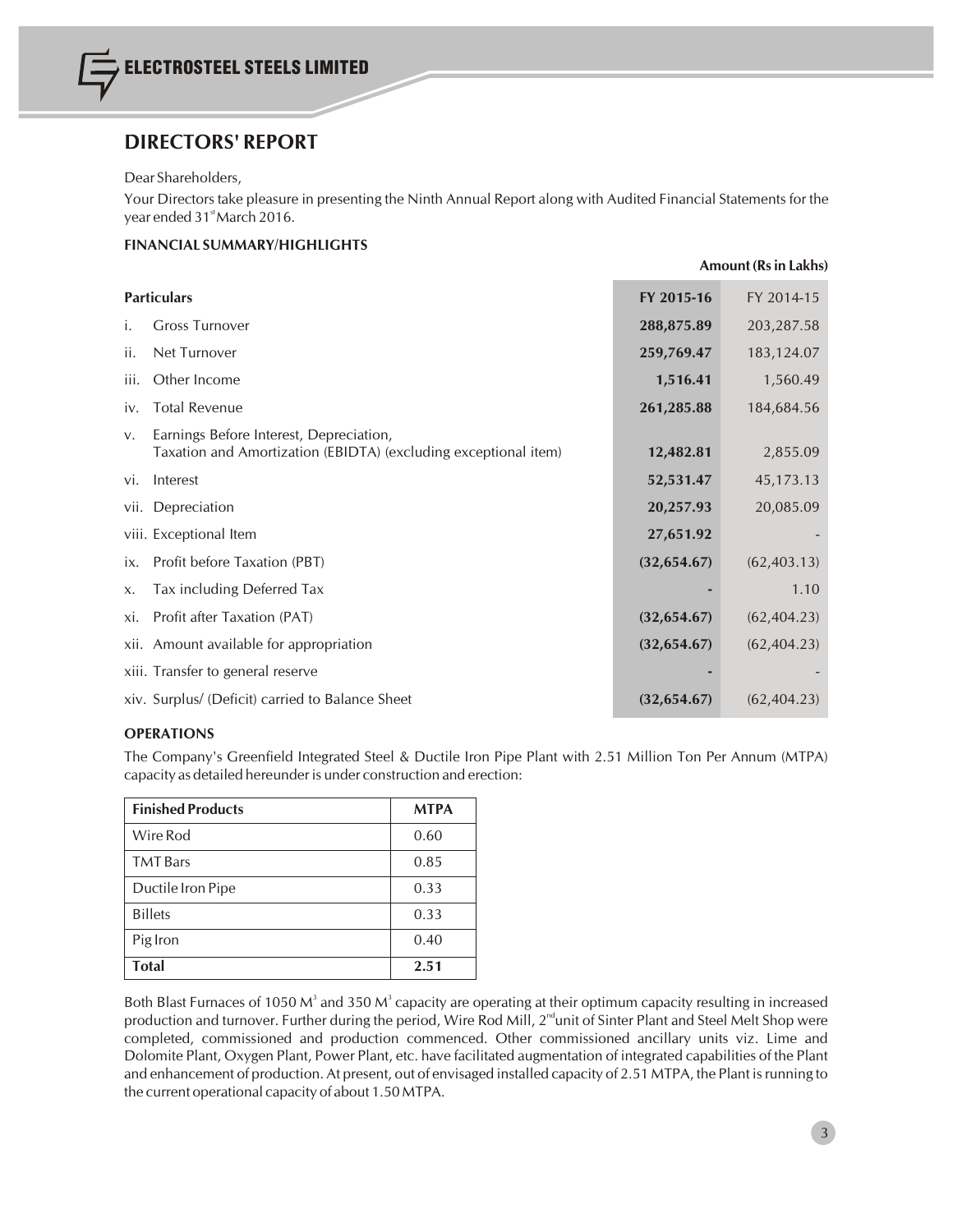# DIRECTORS' REPORT

Dear Shareholders,

Your Directors take pleasure in presenting the Ninth Annual Report along with Audited Financial Statements for the year ended 31st March 2016.

### FINANCIAL SUMMARY/HIGHLIGHTS

**Amount (Rs in Lakhs)**

| **Particulars** | **FY 2015-16** | FY 2014-15 |
|---|---|---|
| i. Gross Turnover | **288,875.89** | 203,287.58 |
| ii. Net Turnover | **259,769.47** | 183,124.07 |
| iii. Other Income | **1,516.41** | 1,560.49 |
| iv. Total Revenue | **261,285.88** | 184,684.56 |
| v. Earnings Before Interest, Depreciation, Taxation and Amortization (EBIDTA) (excluding exceptional item) | **12,482.81** | 2,855.09 |
| vi. Interest | **52,531.47** | 45,173.13 |
| vii. Depreciation | **20,257.93** | 20,085.09 |
| viii. Exceptional Item | **27,651.92** | - |
| ix. Profit before Taxation (PBT) | **(32,654.67)** | (62,403.13) |
| x. Tax including Deferred Tax | **-** | 1.10 |
| xi. Profit after Taxation (PAT) | **(32,654.67)** | (62,404.23) |
| xii. Amount available for appropriation | **(32,654.67)** | (62,404.23) |
| xiii. Transfer to general reserve | **-** | - |
| xiv. Surplus/ (Deficit) carried to Balance Sheet | **(32,654.67)** | (62,404.23) |

### OPERATIONS

The Company's Greenfield Integrated Steel & Ductile Iron Pipe Plant with 2.51 Million Ton Per Annum (MTPA) capacity as detailed hereunder is under construction and erection:

| **Finished Products** | **MTPA** |
|---|---|
| Wire Rod | 0.60 |
| TMT Bars | 0.85 |
| Ductile Iron Pipe | 0.33 |
| Billets | 0.33 |
| Pig Iron | 0.40 |
| **Total** | **2.51** |

Both Blast Furnaces of 1050 $M^3$ and 350 $M^3$ capacity are operating at their optimum capacity resulting in increased production and turnover. Further during the period, Wire Rod Mill, 2nd unit of Sinter Plant and Steel Melt Shop were completed, commissioned and production commenced. Other commissioned ancillary units viz. Lime and Dolomite Plant, Oxygen Plant, Power Plant, etc. have facilitated augmentation of integrated capabilities of the Plant and enhancement of production. At present, out of envisaged installed capacity of 2.51 MTPA, the Plant is running to the current operational capacity of about 1.50 MTPA.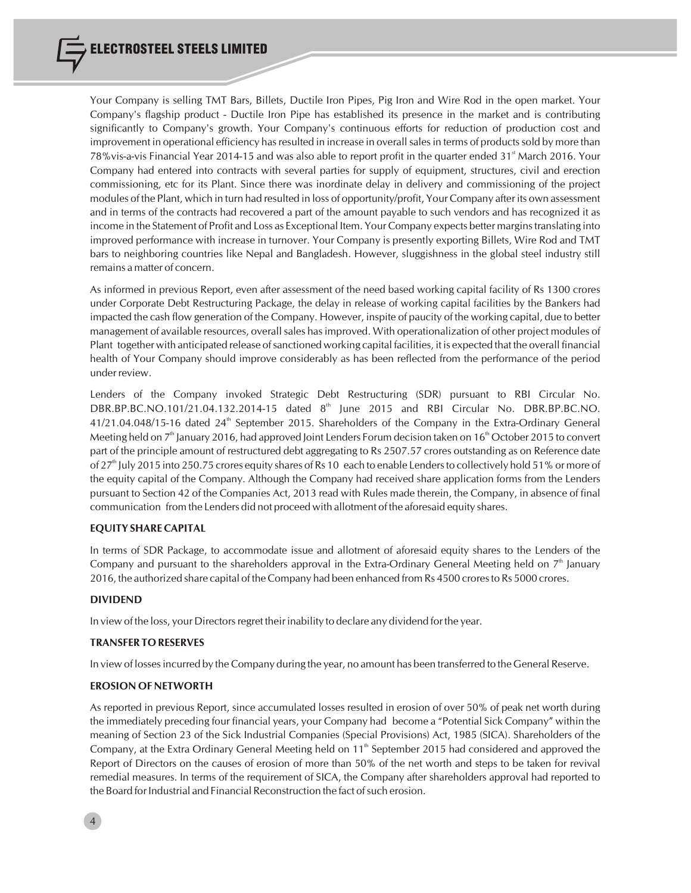Your Company is selling TMT Bars, Billets, Ductile Iron Pipes, Pig Iron and Wire Rod in the open market. Your Company's flagship product - Ductile Iron Pipe has established its presence in the market and is contributing significantly to Company's growth. Your Company's continuous efforts for reduction of production cost and improvement in operational efficiency has resulted in increase in overall sales in terms of products sold by more than 78%vis-a-vis Financial Year 2014-15 and was also able to report profit in the quarter ended 31st March 2016. Your Company had entered into contracts with several parties for supply of equipment, structures, civil and erection commissioning, etc for its Plant. Since there was inordinate delay in delivery and commissioning of the project modules of the Plant, which in turn had resulted in loss of opportunity/profit, Your Company after its own assessment and in terms of the contracts had recovered a part of the amount payable to such vendors and has recognized it as income in the Statement of Profit and Loss as Exceptional Item. Your Company expects better margins translating into improved performance with increase in turnover. Your Company is presently exporting Billets, Wire Rod and TMT bars to neighboring countries like Nepal and Bangladesh. However, sluggishness in the global steel industry still remains a matter of concern.

As informed in previous Report, even after assessment of the need based working capital facility of Rs 1300 crores under Corporate Debt Restructuring Package, the delay in release of working capital facilities by the Bankers had impacted the cash flow generation of the Company. However, inspite of paucity of the working capital, due to better management of available resources, overall sales has improved. With operationalization of other project modules of Plant together with anticipated release of sanctioned working capital facilities, it is expected that the overall financial health of Your Company should improve considerably as has been reflected from the performance of the period under review.

Lenders of the Company invoked Strategic Debt Restructuring (SDR) pursuant to RBI Circular No. DBR.BP.BC.NO.101/21.04.132.2014-15 dated 8th June 2015 and RBI Circular No. DBR.BP.BC.NO. 41/21.04.048/15-16 dated 24th September 2015. Shareholders of the Company in the Extra-Ordinary General Meeting held on 7th January 2016, had approved Joint Lenders Forum decision taken on 16th October 2015 to convert part of the principle amount of restructured debt aggregating to Rs 2507.57 crores outstanding as on Reference date of 27th July 2015 into 250.75 crores equity shares of Rs 10 each to enable Lenders to collectively hold 51% or more of the equity capital of the Company. Although the Company had received share application forms from the Lenders pursuant to Section 42 of the Companies Act, 2013 read with Rules made therein, the Company, in absence of final communication from the Lenders did not proceed with allotment of the aforesaid equity shares.

**EQUITY SHARE CAPITAL**

In terms of SDR Package, to accommodate issue and allotment of aforesaid equity shares to the Lenders of the Company and pursuant to the shareholders approval in the Extra-Ordinary General Meeting held on 7th January 2016, the authorized share capital of the Company had been enhanced from Rs 4500 crores to Rs 5000 crores.

**DIVIDEND**

In view of the loss, your Directors regret their inability to declare any dividend for the year.

**TRANSFER TO RESERVES**

In view of losses incurred by the Company during the year, no amount has been transferred to the General Reserve.

**EROSION OF NETWORTH**

As reported in previous Report, since accumulated losses resulted in erosion of over 50% of peak net worth during the immediately preceding four financial years, your Company had become a "Potential Sick Company" within the meaning of Section 23 of the Sick Industrial Companies (Special Provisions) Act, 1985 (SICA). Shareholders of the Company, at the Extra Ordinary General Meeting held on 11th September 2015 had considered and approved the Report of Directors on the causes of erosion of more than 50% of the net worth and steps to be taken for revival remedial measures. In terms of the requirement of SICA, the Company after shareholders approval had reported to the Board for Industrial and Financial Reconstruction the fact of such erosion.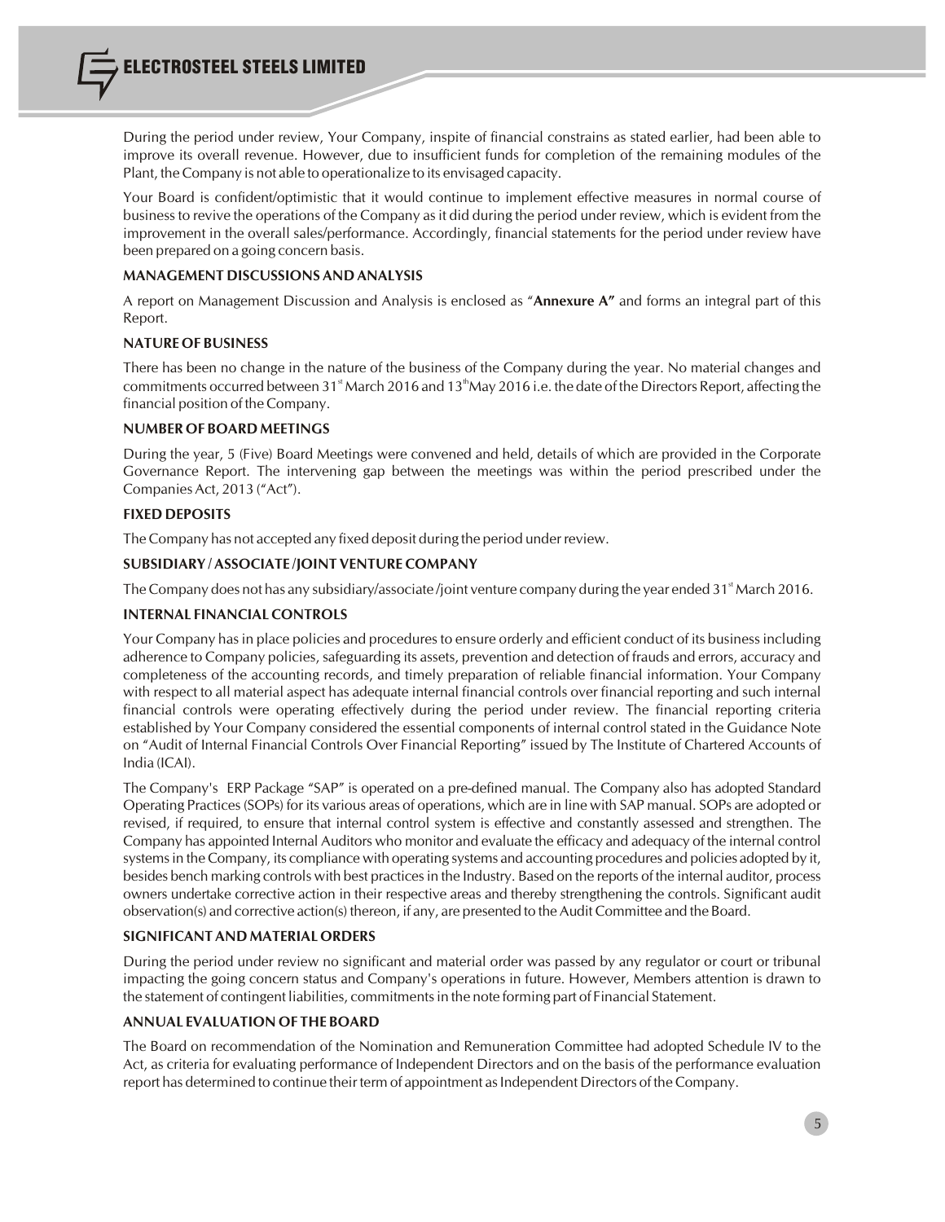During the period under review, Your Company, inspite of financial constrains as stated earlier, had been able to improve its overall revenue. However, due to insufficient funds for completion of the remaining modules of the Plant, the Company is not able to operationalize to its envisaged capacity.

Your Board is confident/optimistic that it would continue to implement effective measures in normal course of business to revive the operations of the Company as it did during the period under review, which is evident from the improvement in the overall sales/performance. Accordingly, financial statements for the period under review have been prepared on a going concern basis.

## MANAGEMENT DISCUSSIONS AND ANALYSIS

A report on Management Discussion and Analysis is enclosed as "**Annexure A"** and forms an integral part of this Report.

## NATURE OF BUSINESS

There has been no change in the nature of the business of the Company during the year. No material changes and commitments occurred between 31st March 2016 and 13th May 2016 i.e. the date of the Directors Report, affecting the financial position of the Company.

## NUMBER OF BOARD MEETINGS

During the year, 5 (Five) Board Meetings were convened and held, details of which are provided in the Corporate Governance Report. The intervening gap between the meetings was within the period prescribed under the Companies Act, 2013 ("Act").

## FIXED DEPOSITS

The Company has not accepted any fixed deposit during the period under review.

## SUBSIDIARY / ASSOCIATE /JOINT VENTURE COMPANY

The Company does not has any subsidiary/associate /joint venture company during the year ended 31st March 2016.

## INTERNAL FINANCIAL CONTROLS

Your Company has in place policies and procedures to ensure orderly and efficient conduct of its business including adherence to Company policies, safeguarding its assets, prevention and detection of frauds and errors, accuracy and completeness of the accounting records, and timely preparation of reliable financial information. Your Company with respect to all material aspect has adequate internal financial controls over financial reporting and such internal financial controls were operating effectively during the period under review. The financial reporting criteria established by Your Company considered the essential components of internal control stated in the Guidance Note on "Audit of Internal Financial Controls Over Financial Reporting" issued by The Institute of Chartered Accounts of India (ICAI).

The Company's ERP Package "SAP" is operated on a pre-defined manual. The Company also has adopted Standard Operating Practices (SOPs) for its various areas of operations, which are in line with SAP manual. SOPs are adopted or revised, if required, to ensure that internal control system is effective and constantly assessed and strengthen. The Company has appointed Internal Auditors who monitor and evaluate the efficacy and adequacy of the internal control systems in the Company, its compliance with operating systems and accounting procedures and policies adopted by it, besides bench marking controls with best practices in the Industry. Based on the reports of the internal auditor, process owners undertake corrective action in their respective areas and thereby strengthening the controls. Significant audit observation(s) and corrective action(s) thereon, if any, are presented to the Audit Committee and the Board.

## SIGNIFICANT AND MATERIAL ORDERS

During the period under review no significant and material order was passed by any regulator or court or tribunal impacting the going concern status and Company's operations in future. However, Members attention is drawn to the statement of contingent liabilities, commitments in the note forming part of Financial Statement.

## ANNUAL EVALUATION OF THE BOARD

The Board on recommendation of the Nomination and Remuneration Committee had adopted Schedule IV to the Act, as criteria for evaluating performance of Independent Directors and on the basis of the performance evaluation report has determined to continue their term of appointment as Independent Directors of the Company.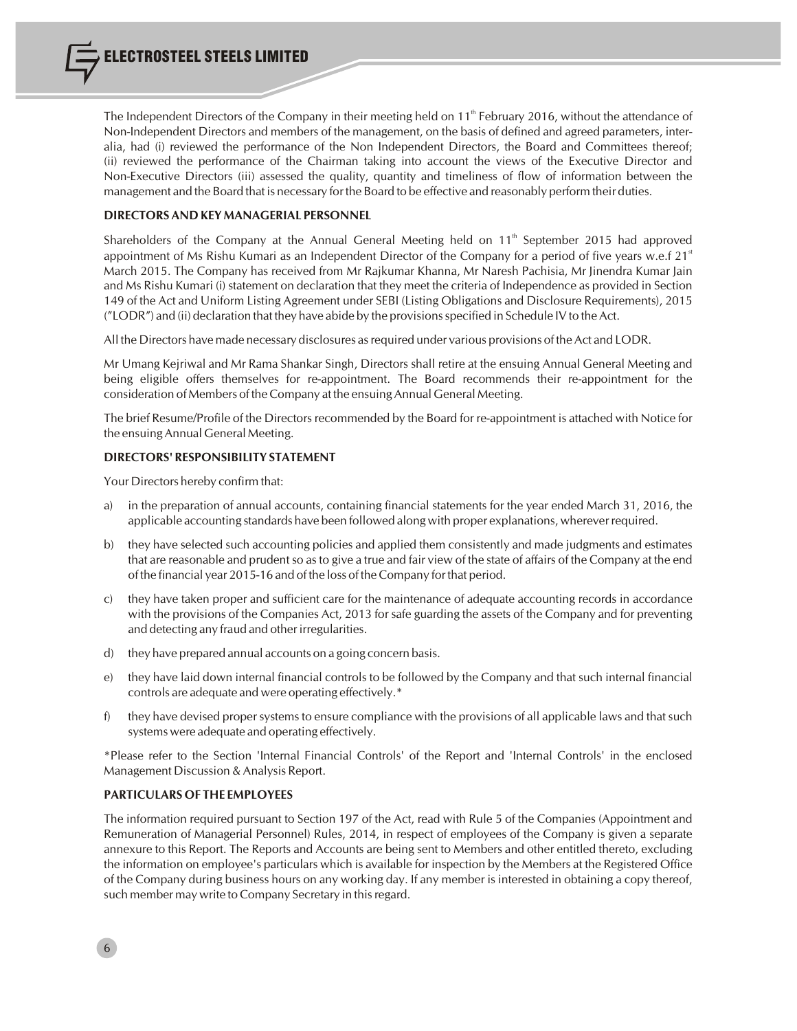The Independent Directors of the Company in their meeting held on 11th February 2016, without the attendance of Non-Independent Directors and members of the management, on the basis of defined and agreed parameters, inter-alia, had (i) reviewed the performance of the Non Independent Directors, the Board and Committees thereof; (ii) reviewed the performance of the Chairman taking into account the views of the Executive Director and Non-Executive Directors (iii) assessed the quality, quantity and timeliness of flow of information between the management and the Board that is necessary for the Board to be effective and reasonably perform their duties.

**DIRECTORS AND KEY MANAGERIAL PERSONNEL**

Shareholders of the Company at the Annual General Meeting held on 11th September 2015 had approved appointment of Ms Rishu Kumari as an Independent Director of the Company for a period of five years w.e.f 21st March 2015. The Company has received from Mr Rajkumar Khanna, Mr Naresh Pachisia, Mr Jinendra Kumar Jain and Ms Rishu Kumari (i) statement on declaration that they meet the criteria of Independence as provided in Section 149 of the Act and Uniform Listing Agreement under SEBI (Listing Obligations and Disclosure Requirements), 2015 ("LODR") and (ii) declaration that they have abide by the provisions specified in Schedule IV to the Act.

All the Directors have made necessary disclosures as required under various provisions of the Act and LODR.

Mr Umang Kejriwal and Mr Rama Shankar Singh, Directors shall retire at the ensuing Annual General Meeting and being eligible offers themselves for re-appointment. The Board recommends their re-appointment for the consideration of Members of the Company at the ensuing Annual General Meeting.

The brief Resume/Profile of the Directors recommended by the Board for re-appointment is attached with Notice for the ensuing Annual General Meeting.

**DIRECTORS' RESPONSIBILITY STATEMENT**

Your Directors hereby confirm that:

a) in the preparation of annual accounts, containing financial statements for the year ended March 31, 2016, the applicable accounting standards have been followed along with proper explanations, wherever required.

b) they have selected such accounting policies and applied them consistently and made judgments and estimates that are reasonable and prudent so as to give a true and fair view of the state of affairs of the Company at the end of the financial year 2015-16 and of the loss of the Company for that period.

c) they have taken proper and sufficient care for the maintenance of adequate accounting records in accordance with the provisions of the Companies Act, 2013 for safe guarding the assets of the Company and for preventing and detecting any fraud and other irregularities.

d) they have prepared annual accounts on a going concern basis.

e) they have laid down internal financial controls to be followed by the Company and that such internal financial controls are adequate and were operating effectively.*

f) they have devised proper systems to ensure compliance with the provisions of all applicable laws and that such systems were adequate and operating effectively.

*Please refer to the Section 'Internal Financial Controls' of the Report and 'Internal Controls' in the enclosed Management Discussion & Analysis Report.

**PARTICULARS OF THE EMPLOYEES**

The information required pursuant to Section 197 of the Act, read with Rule 5 of the Companies (Appointment and Remuneration of Managerial Personnel) Rules, 2014, in respect of employees of the Company is given a separate annexure to this Report. The Reports and Accounts are being sent to Members and other entitled thereto, excluding the information on employee's particulars which is available for inspection by the Members at the Registered Office of the Company during business hours on any working day. If any member is interested in obtaining a copy thereof, such member may write to Company Secretary in this regard.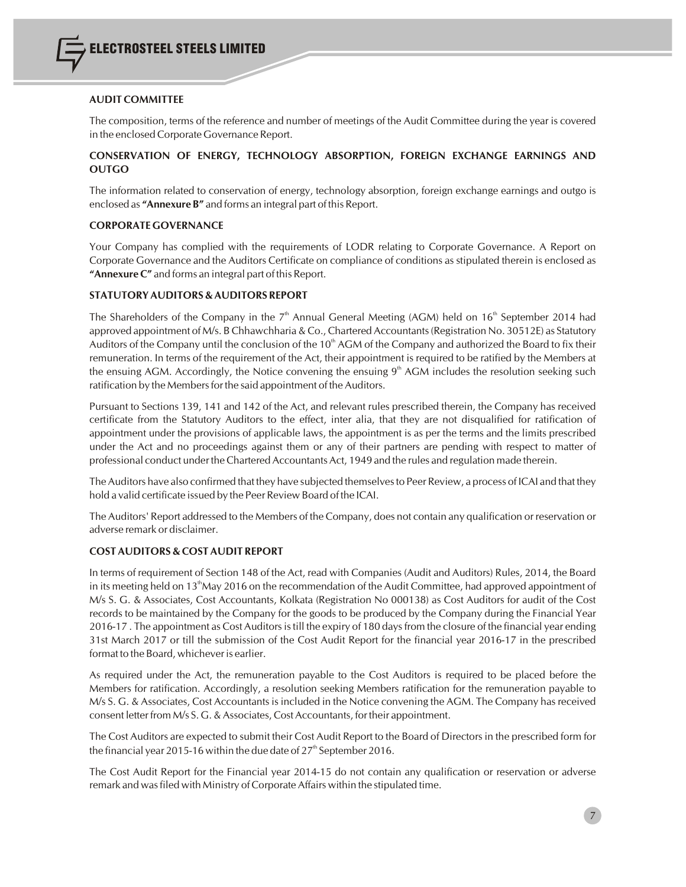## AUDIT COMMITTEE

The composition, terms of the reference and number of meetings of the Audit Committee during the year is covered in the enclosed Corporate Governance Report.

## CONSERVATION OF ENERGY, TECHNOLOGY ABSORPTION, FOREIGN EXCHANGE EARNINGS AND OUTGO

The information related to conservation of energy, technology absorption, foreign exchange earnings and outgo is enclosed as **"Annexure B"** and forms an integral part of this Report.

## CORPORATE GOVERNANCE

Your Company has complied with the requirements of LODR relating to Corporate Governance. A Report on Corporate Governance and the Auditors Certificate on compliance of conditions as stipulated therein is enclosed as **"Annexure C"** and forms an integral part of this Report.

## STATUTORY AUDITORS & AUDITORS REPORT

The Shareholders of the Company in the 7th Annual General Meeting (AGM) held on 16th September 2014 had approved appointment of M/s. B Chhawchharia & Co., Chartered Accountants (Registration No. 30512E) as Statutory Auditors of the Company until the conclusion of the 10th AGM of the Company and authorized the Board to fix their remuneration. In terms of the requirement of the Act, their appointment is required to be ratified by the Members at the ensuing AGM. Accordingly, the Notice convening the ensuing 9th AGM includes the resolution seeking such ratification by the Members for the said appointment of the Auditors.

Pursuant to Sections 139, 141 and 142 of the Act, and relevant rules prescribed therein, the Company has received certificate from the Statutory Auditors to the effect, inter alia, that they are not disqualified for ratification of appointment under the provisions of applicable laws, the appointment is as per the terms and the limits prescribed under the Act and no proceedings against them or any of their partners are pending with respect to matter of professional conduct under the Chartered Accountants Act, 1949 and the rules and regulation made therein.

The Auditors have also confirmed that they have subjected themselves to Peer Review, a process of ICAI and that they hold a valid certificate issued by the Peer Review Board of the ICAI.

The Auditors' Report addressed to the Members of the Company, does not contain any qualification or reservation or adverse remark or disclaimer.

## COST AUDITORS & COST AUDIT REPORT

In terms of requirement of Section 148 of the Act, read with Companies (Audit and Auditors) Rules, 2014, the Board in its meeting held on 13th May 2016 on the recommendation of the Audit Committee, had approved appointment of M/s S. G. & Associates, Cost Accountants, Kolkata (Registration No 000138) as Cost Auditors for audit of the Cost records to be maintained by the Company for the goods to be produced by the Company during the Financial Year 2016-17 . The appointment as Cost Auditors is till the expiry of 180 days from the closure of the financial year ending 31st March 2017 or till the submission of the Cost Audit Report for the financial year 2016-17 in the prescribed format to the Board, whichever is earlier.

As required under the Act, the remuneration payable to the Cost Auditors is required to be placed before the Members for ratification. Accordingly, a resolution seeking Members ratification for the remuneration payable to M/s S. G. & Associates, Cost Accountants is included in the Notice convening the AGM. The Company has received consent letter from M/s S. G. & Associates, Cost Accountants, for their appointment.

The Cost Auditors are expected to submit their Cost Audit Report to the Board of Directors in the prescribed form for the financial year 2015-16 within the due date of 27th September 2016.

The Cost Audit Report for the Financial year 2014-15 do not contain any qualification or reservation or adverse remark and was filed with Ministry of Corporate Affairs within the stipulated time.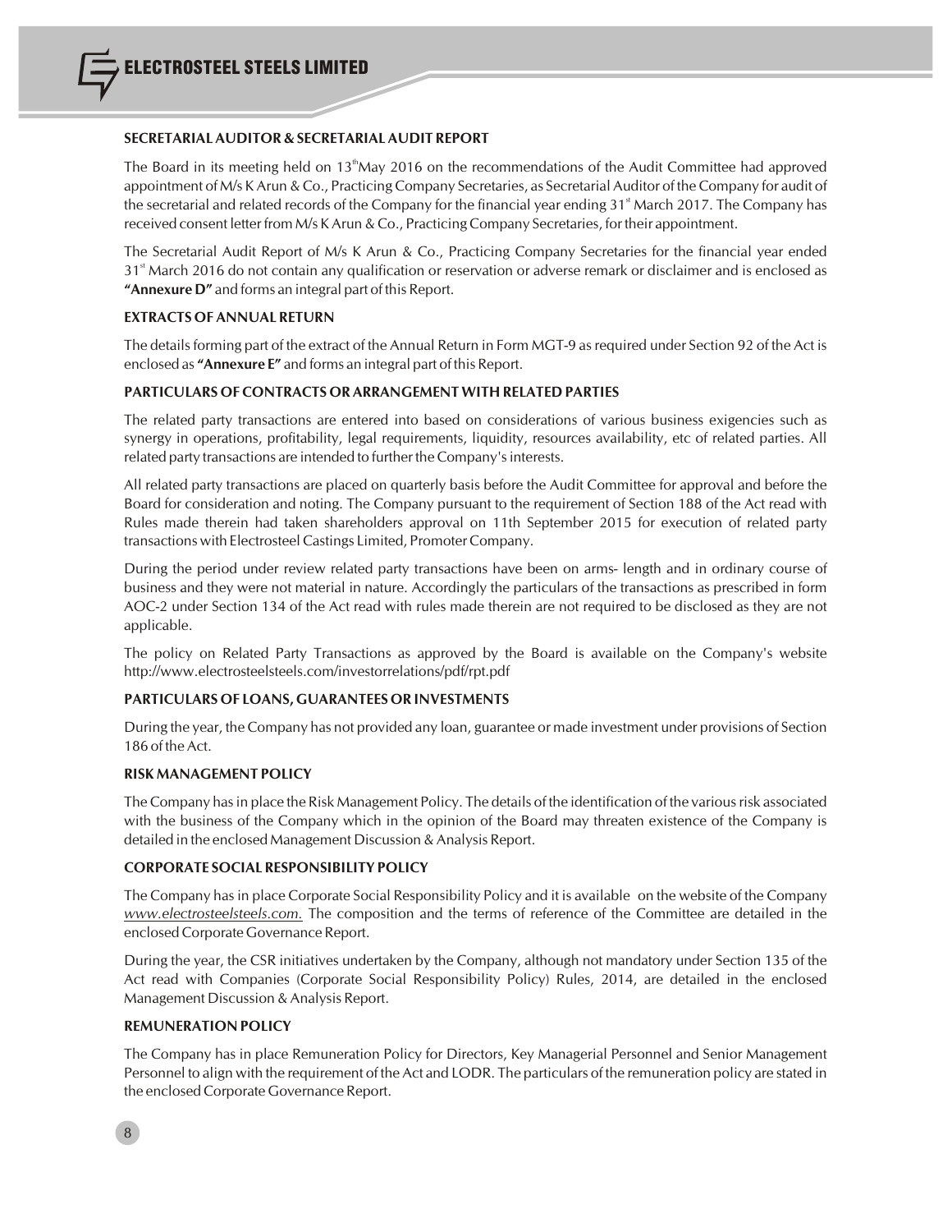## SECRETARIAL AUDITOR & SECRETARIAL AUDIT REPORT

The Board in its meeting held on 13th May 2016 on the recommendations of the Audit Committee had approved appointment of M/s K Arun & Co., Practicing Company Secretaries, as Secretarial Auditor of the Company for audit of the secretarial and related records of the Company for the financial year ending 31st March 2017. The Company has received consent letter from M/s K Arun & Co., Practicing Company Secretaries, for their appointment.

The Secretarial Audit Report of M/s K Arun & Co., Practicing Company Secretaries for the financial year ended 31st March 2016 do not contain any qualification or reservation or adverse remark or disclaimer and is enclosed as **"Annexure D"** and forms an integral part of this Report.

## EXTRACTS OF ANNUAL RETURN

The details forming part of the extract of the Annual Return in Form MGT-9 as required under Section 92 of the Act is enclosed as **"Annexure E"** and forms an integral part of this Report.

## PARTICULARS OF CONTRACTS OR ARRANGEMENT WITH RELATED PARTIES

The related party transactions are entered into based on considerations of various business exigencies such as synergy in operations, profitability, legal requirements, liquidity, resources availability, etc of related parties. All related party transactions are intended to further the Company's interests.

All related party transactions are placed on quarterly basis before the Audit Committee for approval and before the Board for consideration and noting. The Company pursuant to the requirement of Section 188 of the Act read with Rules made therein had taken shareholders approval on 11th September 2015 for execution of related party transactions with Electrosteel Castings Limited, Promoter Company.

During the period under review related party transactions have been on arms- length and in ordinary course of business and they were not material in nature. Accordingly the particulars of the transactions as prescribed in form AOC-2 under Section 134 of the Act read with rules made therein are not required to be disclosed as they are not applicable.

The policy on Related Party Transactions as approved by the Board is available on the Company's website http://www.electrosteelsteels.com/investorrelations/pdf/rpt.pdf

## PARTICULARS OF LOANS, GUARANTEES OR INVESTMENTS

During the year, the Company has not provided any loan, guarantee or made investment under provisions of Section 186 of the Act.

## RISK MANAGEMENT POLICY

The Company has in place the Risk Management Policy. The details of the identification of the various risk associated with the business of the Company which in the opinion of the Board may threaten existence of the Company is detailed in the enclosed Management Discussion & Analysis Report.

## CORPORATE SOCIAL RESPONSIBILITY POLICY

The Company has in place Corporate Social Responsibility Policy and it is available on the website of the Company *www.electrosteelsteels.com.* The composition and the terms of reference of the Committee are detailed in the enclosed Corporate Governance Report.

During the year, the CSR initiatives undertaken by the Company, although not mandatory under Section 135 of the Act read with Companies (Corporate Social Responsibility Policy) Rules, 2014, are detailed in the enclosed Management Discussion & Analysis Report.

## REMUNERATION POLICY

The Company has in place Remuneration Policy for Directors, Key Managerial Personnel and Senior Management Personnel to align with the requirement of the Act and LODR. The particulars of the remuneration policy are stated in the enclosed Corporate Governance Report.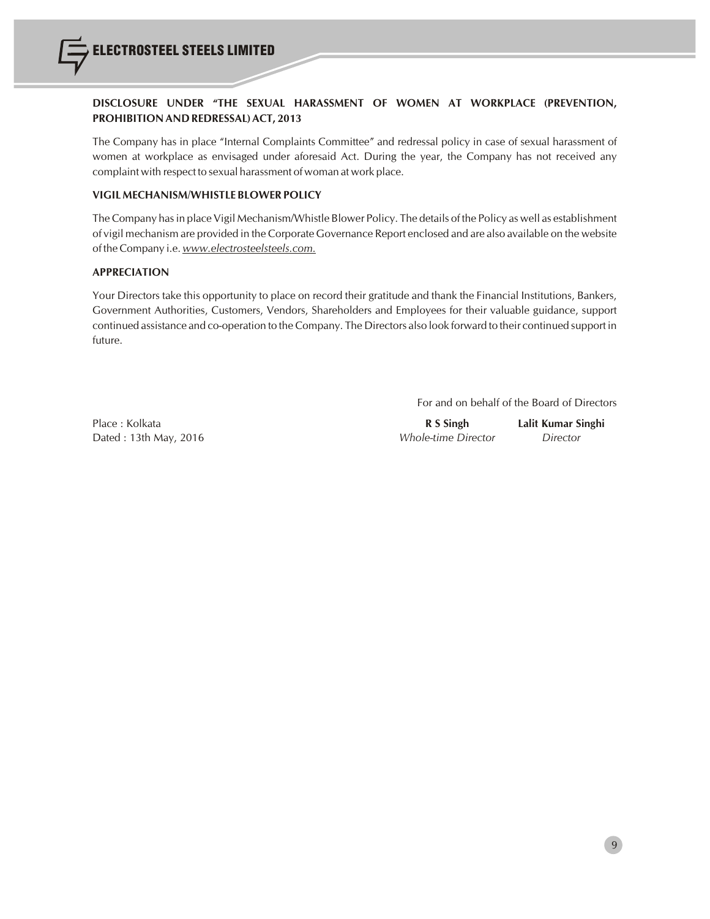## DISCLOSURE UNDER "THE SEXUAL HARASSMENT OF WOMEN AT WORKPLACE (PREVENTION, PROHIBITION AND REDRESSAL) ACT, 2013

The Company has in place "Internal Complaints Committee" and redressal policy in case of sexual harassment of women at workplace as envisaged under aforesaid Act. During the year, the Company has not received any complaint with respect to sexual harassment of woman at work place.

## VIGIL MECHANISM/WHISTLE BLOWER POLICY

The Company has in place Vigil Mechanism/Whistle Blower Policy. The details of the Policy as well as establishment of vigil mechanism are provided in the Corporate Governance Report enclosed and are also available on the website of the Company i.e. *www.electrosteelsteels.com.*

## APPRECIATION

Your Directors take this opportunity to place on record their gratitude and thank the Financial Institutions, Bankers, Government Authorities, Customers, Vendors, Shareholders and Employees for their valuable guidance, support continued assistance and co-operation to the Company. The Directors also look forward to their continued support in future.

For and on behalf of the Board of Directors

Place : Kolkata
Dated : 13th May, 2016

**R S Singh**
*Whole-time Director*

**Lalit Kumar Singhi**
*Director*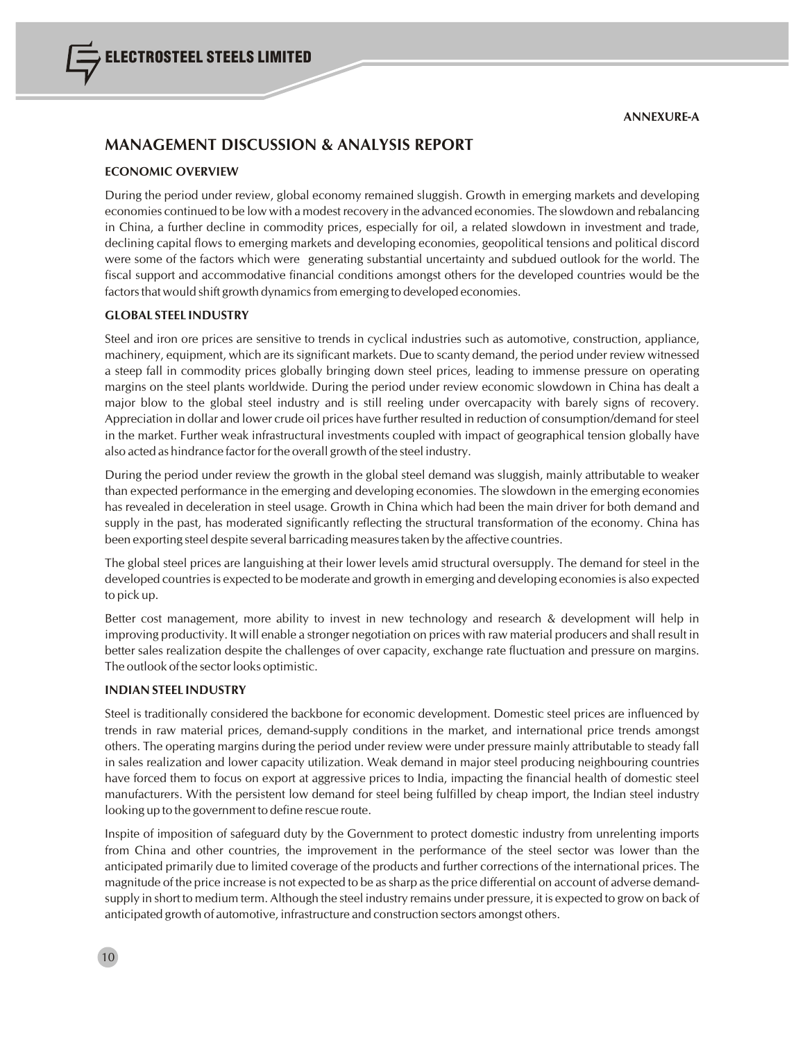**ANNEXURE-A**

# MANAGEMENT DISCUSSION & ANALYSIS REPORT

## ECONOMIC OVERVIEW

During the period under review, global economy remained sluggish. Growth in emerging markets and developing economies continued to be low with a modest recovery in the advanced economies. The slowdown and rebalancing in China, a further decline in commodity prices, especially for oil, a related slowdown in investment and trade, declining capital flows to emerging markets and developing economies, geopolitical tensions and political discord were some of the factors which were generating substantial uncertainty and subdued outlook for the world. The fiscal support and accommodative financial conditions amongst others for the developed countries would be the factors that would shift growth dynamics from emerging to developed economies.

## GLOBAL STEEL INDUSTRY

Steel and iron ore prices are sensitive to trends in cyclical industries such as automotive, construction, appliance, machinery, equipment, which are its significant markets. Due to scanty demand, the period under review witnessed a steep fall in commodity prices globally bringing down steel prices, leading to immense pressure on operating margins on the steel plants worldwide. During the period under review economic slowdown in China has dealt a major blow to the global steel industry and is still reeling under overcapacity with barely signs of recovery. Appreciation in dollar and lower crude oil prices have further resulted in reduction of consumption/demand for steel in the market. Further weak infrastructural investments coupled with impact of geographical tension globally have also acted as hindrance factor for the overall growth of the steel industry.

During the period under review the growth in the global steel demand was sluggish, mainly attributable to weaker than expected performance in the emerging and developing economies. The slowdown in the emerging economies has revealed in deceleration in steel usage. Growth in China which had been the main driver for both demand and supply in the past, has moderated significantly reflecting the structural transformation of the economy. China has been exporting steel despite several barricading measures taken by the affective countries.

The global steel prices are languishing at their lower levels amid structural oversupply. The demand for steel in the developed countries is expected to be moderate and growth in emerging and developing economies is also expected to pick up.

Better cost management, more ability to invest in new technology and research & development will help in improving productivity. It will enable a stronger negotiation on prices with raw material producers and shall result in better sales realization despite the challenges of over capacity, exchange rate fluctuation and pressure on margins. The outlook of the sector looks optimistic.

## INDIAN STEEL INDUSTRY

Steel is traditionally considered the backbone for economic development. Domestic steel prices are influenced by trends in raw material prices, demand-supply conditions in the market, and international price trends amongst others. The operating margins during the period under review were under pressure mainly attributable to steady fall in sales realization and lower capacity utilization. Weak demand in major steel producing neighbouring countries have forced them to focus on export at aggressive prices to India, impacting the financial health of domestic steel manufacturers. With the persistent low demand for steel being fulfilled by cheap import, the Indian steel industry looking up to the government to define rescue route.

Inspite of imposition of safeguard duty by the Government to protect domestic industry from unrelenting imports from China and other countries, the improvement in the performance of the steel sector was lower than the anticipated primarily due to limited coverage of the products and further corrections of the international prices. The magnitude of the price increase is not expected to be as sharp as the price differential on account of adverse demand-supply in short to medium term. Although the steel industry remains under pressure, it is expected to grow on back of anticipated growth of automotive, infrastructure and construction sectors amongst others.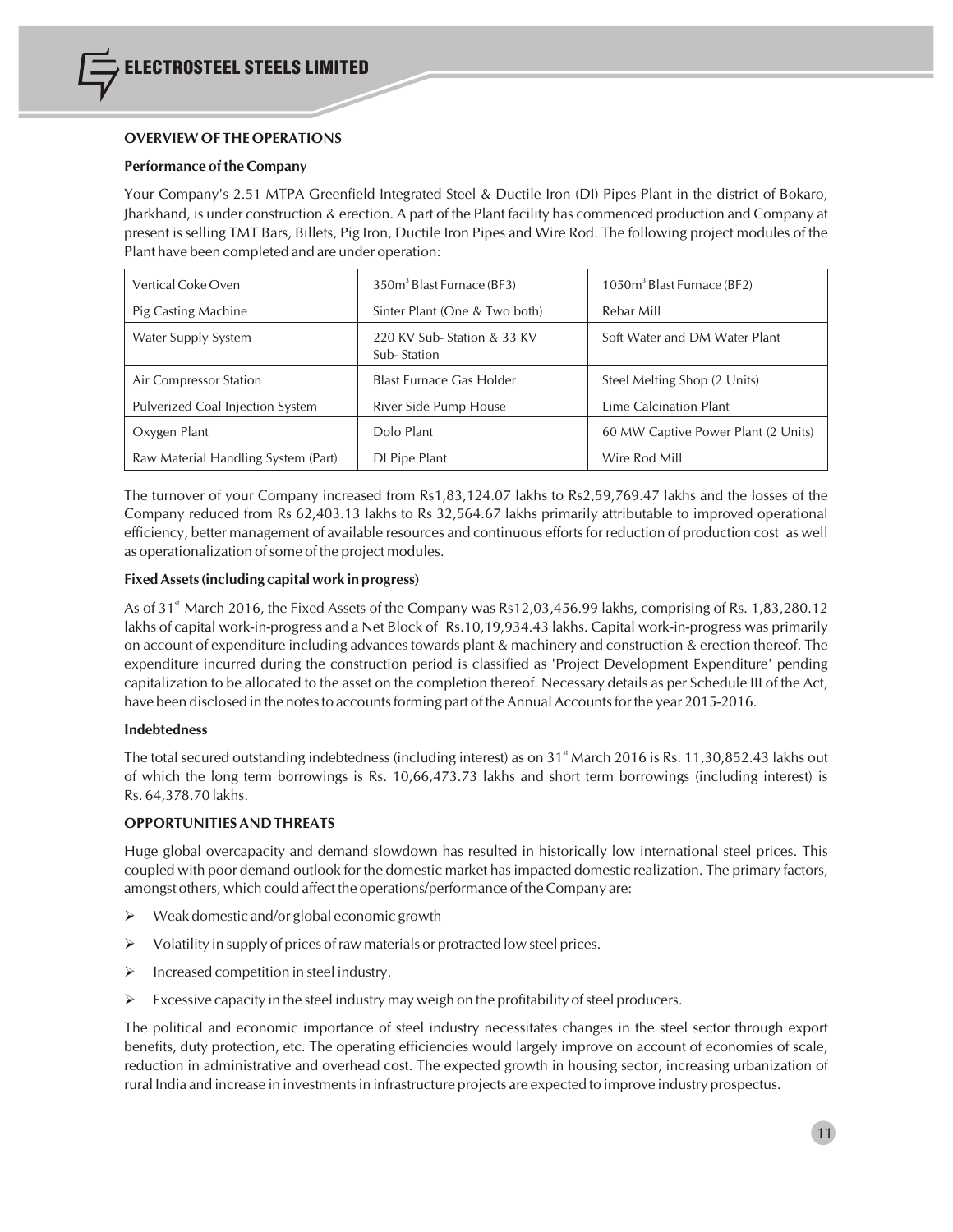## OVERVIEW OF THE OPERATIONS

### Performance of the Company

Your Company's 2.51 MTPA Greenfield Integrated Steel & Ductile Iron (DI) Pipes Plant in the district of Bokaro, Jharkhand, is under construction & erection. A part of the Plant facility has commenced production and Company at present is selling TMT Bars, Billets, Pig Iron, Ductile Iron Pipes and Wire Rod. The following project modules of the Plant have been completed and are under operation:

| | | |
|---|---|---|
| Vertical Coke Oven | 350m$^3$ Blast Furnace (BF3) | 1050m$^3$ Blast Furnace (BF2) |
| Pig Casting Machine | Sinter Plant (One & Two both) | Rebar Mill |
| Water Supply System | 220 KV Sub- Station & 33 KV Sub- Station | Soft Water and DM Water Plant |
| Air Compressor Station | Blast Furnace Gas Holder | Steel Melting Shop (2 Units) |
| Pulverized Coal Injection System | River Side Pump House | Lime Calcination Plant |
| Oxygen Plant | Dolo Plant | 60 MW Captive Power Plant (2 Units) |
| Raw Material Handling System (Part) | DI Pipe Plant | Wire Rod Mill |

The turnover of your Company increased from Rs1,83,124.07 lakhs to Rs2,59,769.47 lakhs and the losses of the Company reduced from Rs 62,403.13 lakhs to Rs 32,564.67 lakhs primarily attributable to improved operational efficiency, better management of available resources and continuous efforts for reduction of production cost as well as operationalization of some of the project modules.

### Fixed Assets (including capital work in progress)

As of 31st March 2016, the Fixed Assets of the Company was Rs12,03,456.99 lakhs, comprising of Rs. 1,83,280.12 lakhs of capital work-in-progress and a Net Block of Rs.10,19,934.43 lakhs. Capital work-in-progress was primarily on account of expenditure including advances towards plant & machinery and construction & erection thereof. The expenditure incurred during the construction period is classified as 'Project Development Expenditure' pending capitalization to be allocated to the asset on the completion thereof. Necessary details as per Schedule III of the Act, have been disclosed in the notes to accounts forming part of the Annual Accounts for the year 2015-2016.

### Indebtedness

The total secured outstanding indebtedness (including interest) as on 31st March 2016 is Rs. 11,30,852.43 lakhs out of which the long term borrowings is Rs. 10,66,473.73 lakhs and short term borrowings (including interest) is Rs. 64,378.70 lakhs.

## OPPORTUNITIES AND THREATS

Huge global overcapacity and demand slowdown has resulted in historically low international steel prices. This coupled with poor demand outlook for the domestic market has impacted domestic realization. The primary factors, amongst others, which could affect the operations/performance of the Company are:

- Weak domestic and/or global economic growth
- Volatility in supply of prices of raw materials or protracted low steel prices.
- Increased competition in steel industry.
- Excessive capacity in the steel industry may weigh on the profitability of steel producers.

The political and economic importance of steel industry necessitates changes in the steel sector through export benefits, duty protection, etc. The operating efficiencies would largely improve on account of economies of scale, reduction in administrative and overhead cost. The expected growth in housing sector, increasing urbanization of rural India and increase in investments in infrastructure projects are expected to improve industry prospectus.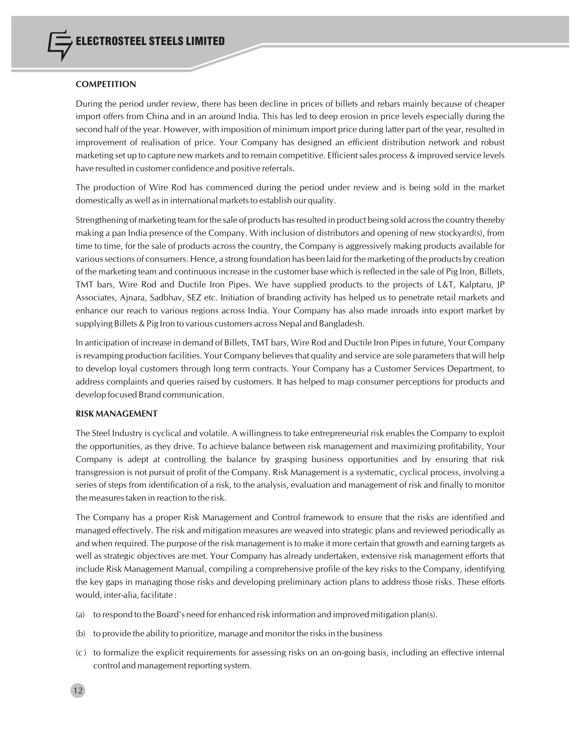## COMPETITION

During the period under review, there has been decline in prices of billets and rebars mainly because of cheaper import offers from China and in an around India. This has led to deep erosion in price levels especially during the second half of the year. However, with imposition of minimum import price during latter part of the year, resulted in improvement of realisation of price. Your Company has designed an efficient distribution network and robust marketing set up to capture new markets and to remain competitive. Efficient sales process & improved service levels have resulted in customer confidence and positive referrals.

The production of Wire Rod has commenced during the period under review and is being sold in the market domestically as well as in international markets to establish our quality.

Strengthening of marketing team for the sale of products has resulted in product being sold across the country thereby making a pan India presence of the Company. With inclusion of distributors and opening of new stockyard(s), from time to time, for the sale of products across the country, the Company is aggressively making products available for various sections of consumers. Hence, a strong foundation has been laid for the marketing of the products by creation of the marketing team and continuous increase in the customer base which is reflected in the sale of Pig Iron, Billets, TMT bars, Wire Rod and Ductile Iron Pipes. We have supplied products to the projects of L&T, Kalptaru, JP Associates, Ajnara, Sadbhav, SEZ etc. Initiation of branding activity has helped us to penetrate retail markets and enhance our reach to various regions across India. Your Company has also made inroads into export market by supplying Billets & Pig Iron to various customers across Nepal and Bangladesh.

In anticipation of increase in demand of Billets, TMT bars, Wire Rod and Ductile Iron Pipes in future, Your Company is revamping production facilities. Your Company believes that quality and service are sole parameters that will help to develop loyal customers through long term contracts. Your Company has a Customer Services Department, to address complaints and queries raised by customers. It has helped to map consumer perceptions for products and develop focused Brand communication.

## RISK MANAGEMENT

The Steel Industry is cyclical and volatile. A willingness to take entrepreneurial risk enables the Company to exploit the opportunities, as they drive. To achieve balance between risk management and maximizing profitability, Your Company is adept at controlling the balance by grasping business opportunities and by ensuring that risk transgression is not pursuit of profit of the Company. Risk Management is a systematic, cyclical process, involving a series of steps from identification of a risk, to the analysis, evaluation and management of risk and finally to monitor the measures taken in reaction to the risk.

The Company has a proper Risk Management and Control framework to ensure that the risks are identified and managed effectively. The risk and mitigation measures are weaved into strategic plans and reviewed periodically as and when required. The purpose of the risk management is to make it more certain that growth and earning targets as well as strategic objectives are met. Your Company has already undertaken, extensive risk management efforts that include Risk Management Manual, compiling a comprehensive profile of the key risks to the Company, identifying the key gaps in managing those risks and developing preliminary action plans to address those risks. These efforts would, inter-alia, facilitate :

(a) to respond to the Board's need for enhanced risk information and improved mitigation plan(s).

(b) to provide the ability to prioritize, manage and monitor the risks in the business

(c) to formalize the explicit requirements for assessing risks on an on-going basis, including an effective internal control and management reporting system.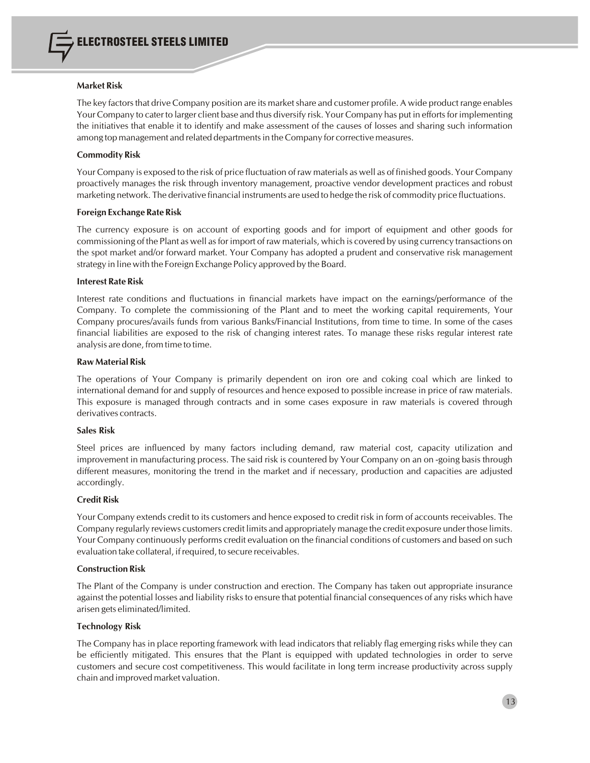### Market Risk

The key factors that drive Company position are its market share and customer profile. A wide product range enables Your Company to cater to larger client base and thus diversify risk. Your Company has put in efforts for implementing the initiatives that enable it to identify and make assessment of the causes of losses and sharing such information among top management and related departments in the Company for corrective measures.

### Commodity Risk

Your Company is exposed to the risk of price fluctuation of raw materials as well as of finished goods. Your Company proactively manages the risk through inventory management, proactive vendor development practices and robust marketing network. The derivative financial instruments are used to hedge the risk of commodity price fluctuations.

### Foreign Exchange Rate Risk

The currency exposure is on account of exporting goods and for import of equipment and other goods for commissioning of the Plant as well as for import of raw materials, which is covered by using currency transactions on the spot market and/or forward market. Your Company has adopted a prudent and conservative risk management strategy in line with the Foreign Exchange Policy approved by the Board.

### Interest Rate Risk

Interest rate conditions and fluctuations in financial markets have impact on the earnings/performance of the Company. To complete the commissioning of the Plant and to meet the working capital requirements, Your Company procures/avails funds from various Banks/Financial Institutions, from time to time. In some of the cases financial liabilities are exposed to the risk of changing interest rates. To manage these risks regular interest rate analysis are done, from time to time.

### Raw Material Risk

The operations of Your Company is primarily dependent on iron ore and coking coal which are linked to international demand for and supply of resources and hence exposed to possible increase in price of raw materials. This exposure is managed through contracts and in some cases exposure in raw materials is covered through derivatives contracts.

### Sales Risk

Steel prices are influenced by many factors including demand, raw material cost, capacity utilization and improvement in manufacturing process. The said risk is countered by Your Company on an on -going basis through different measures, monitoring the trend in the market and if necessary, production and capacities are adjusted accordingly.

### Credit Risk

Your Company extends credit to its customers and hence exposed to credit risk in form of accounts receivables. The Company regularly reviews customers credit limits and appropriately manage the credit exposure under those limits. Your Company continuously performs credit evaluation on the financial conditions of customers and based on such evaluation take collateral, if required, to secure receivables.

### Construction Risk

The Plant of the Company is under construction and erection. The Company has taken out appropriate insurance against the potential losses and liability risks to ensure that potential financial consequences of any risks which have arisen gets eliminated/limited.

### Technology Risk

The Company has in place reporting framework with lead indicators that reliably flag emerging risks while they can be efficiently mitigated. This ensures that the Plant is equipped with updated technologies in order to serve customers and secure cost competitiveness. This would facilitate in long term increase productivity across supply chain and improved market valuation.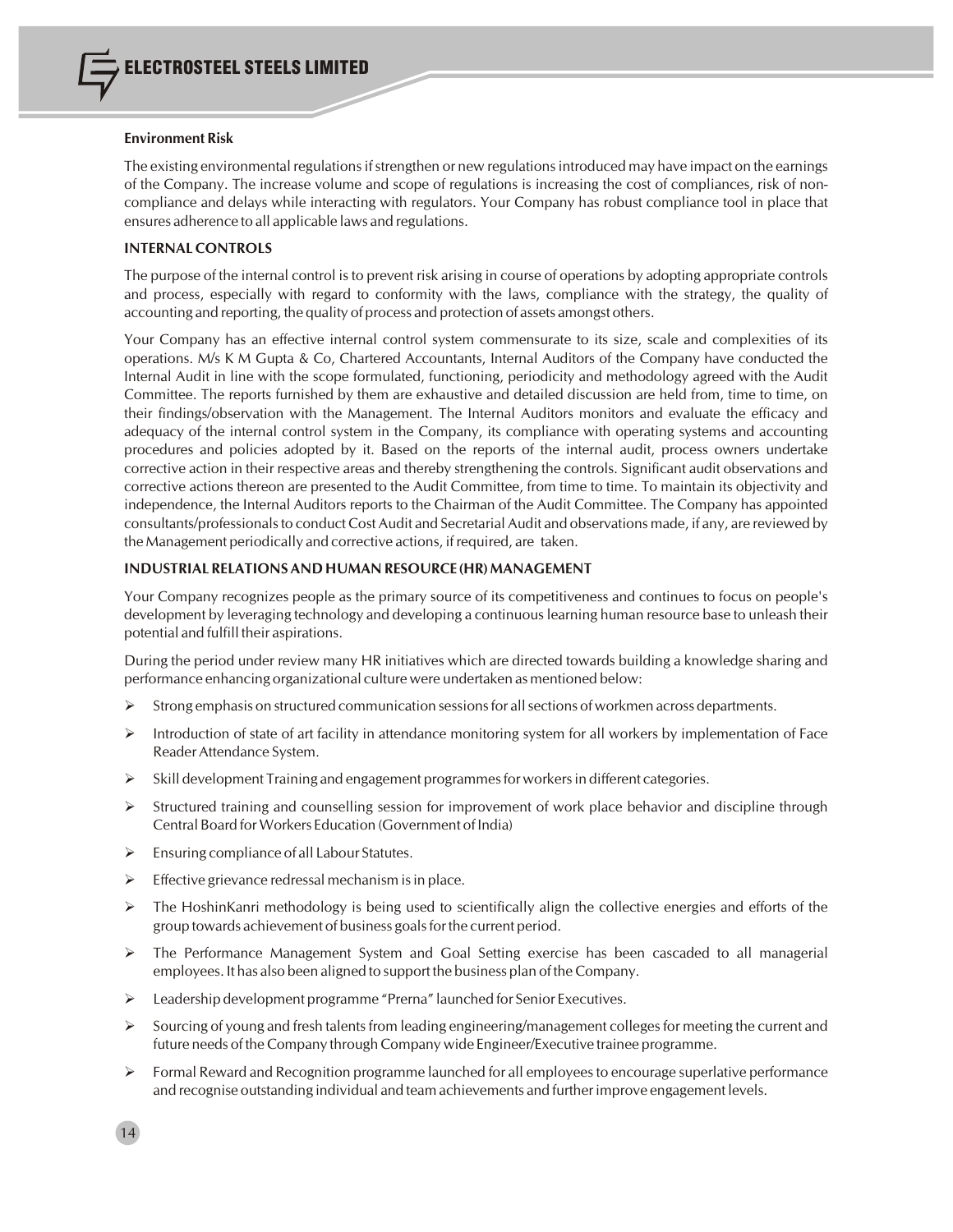**Environment Risk**

The existing environmental regulations if strengthen or new regulations introduced may have impact on the earnings of the Company. The increase volume and scope of regulations is increasing the cost of compliances, risk of non-compliance and delays while interacting with regulators. Your Company has robust compliance tool in place that ensures adherence to all applicable laws and regulations.

## INTERNAL CONTROLS

The purpose of the internal control is to prevent risk arising in course of operations by adopting appropriate controls and process, especially with regard to conformity with the laws, compliance with the strategy, the quality of accounting and reporting, the quality of process and protection of assets amongst others.

Your Company has an effective internal control system commensurate to its size, scale and complexities of its operations. M/s K M Gupta & Co, Chartered Accountants, Internal Auditors of the Company have conducted the Internal Audit in line with the scope formulated, functioning, periodicity and methodology agreed with the Audit Committee. The reports furnished by them are exhaustive and detailed discussion are held from, time to time, on their findings/observation with the Management. The Internal Auditors monitors and evaluate the efficacy and adequacy of the internal control system in the Company, its compliance with operating systems and accounting procedures and policies adopted by it. Based on the reports of the internal audit, process owners undertake corrective action in their respective areas and thereby strengthening the controls. Significant audit observations and corrective actions thereon are presented to the Audit Committee, from time to time. To maintain its objectivity and independence, the Internal Auditors reports to the Chairman of the Audit Committee. The Company has appointed consultants/professionals to conduct Cost Audit and Secretarial Audit and observations made, if any, are reviewed by the Management periodically and corrective actions, if required, are taken.

## INDUSTRIAL RELATIONS AND HUMAN RESOURCE (HR) MANAGEMENT

Your Company recognizes people as the primary source of its competitiveness and continues to focus on people's development by leveraging technology and developing a continuous learning human resource base to unleash their potential and fulfill their aspirations.

During the period under review many HR initiatives which are directed towards building a knowledge sharing and performance enhancing organizational culture were undertaken as mentioned below:

- Strong emphasis on structured communication sessions for all sections of workmen across departments.
- Introduction of state of art facility in attendance monitoring system for all workers by implementation of Face Reader Attendance System.
- Skill development Training and engagement programmes for workers in different categories.
- Structured training and counselling session for improvement of work place behavior and discipline through Central Board for Workers Education (Government of India)
- Ensuring compliance of all Labour Statutes.
- Effective grievance redressal mechanism is in place.
- The HoshinKanri methodology is being used to scientifically align the collective energies and efforts of the group towards achievement of business goals for the current period.
- The Performance Management System and Goal Setting exercise has been cascaded to all managerial employees. It has also been aligned to support the business plan of the Company.
- Leadership development programme "Prerna" launched for Senior Executives.
- Sourcing of young and fresh talents from leading engineering/management colleges for meeting the current and future needs of the Company through Company wide Engineer/Executive trainee programme.
- Formal Reward and Recognition programme launched for all employees to encourage superlative performance and recognise outstanding individual and team achievements and further improve engagement levels.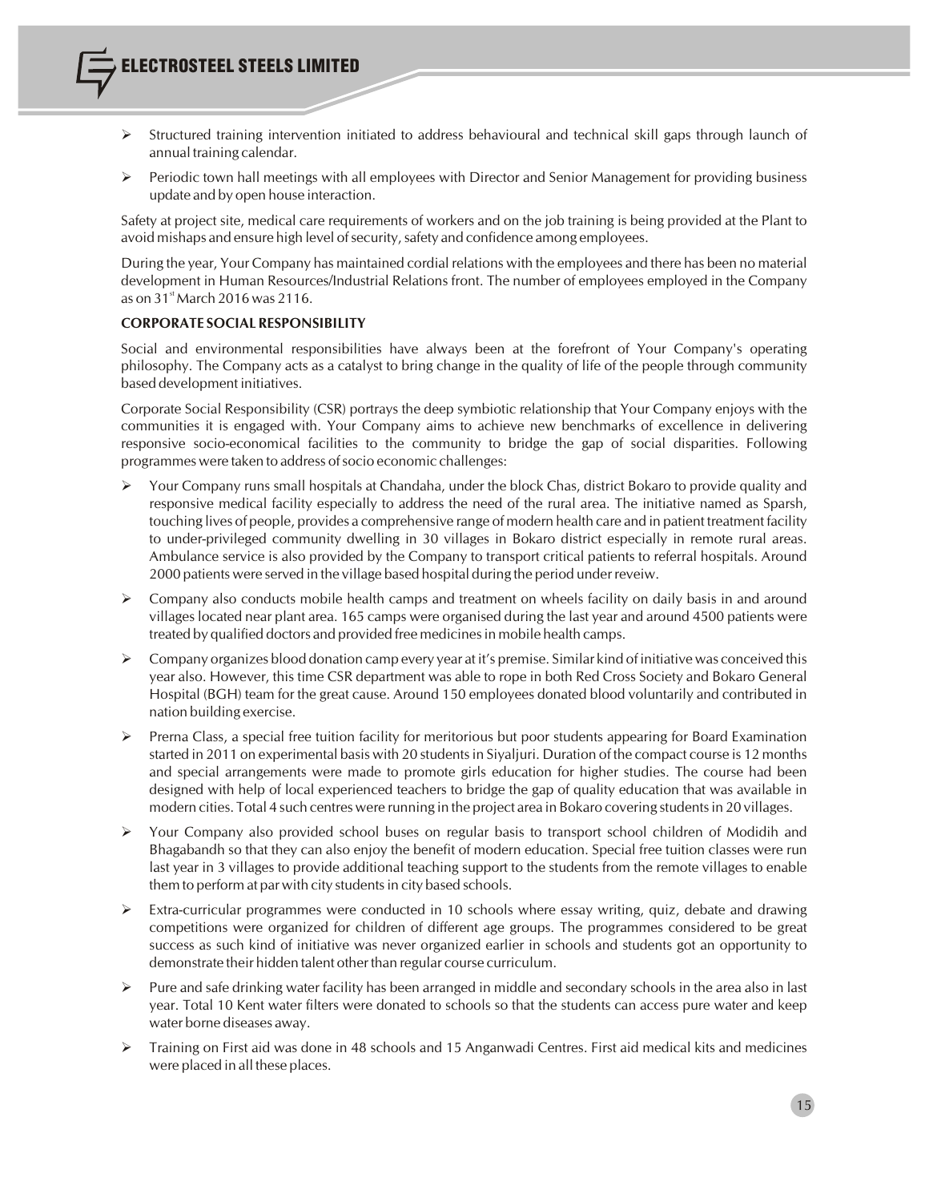- Structured training intervention initiated to address behavioural and technical skill gaps through launch of annual training calendar.
- Periodic town hall meetings with all employees with Director and Senior Management for providing business update and by open house interaction.

Safety at project site, medical care requirements of workers and on the job training is being provided at the Plant to avoid mishaps and ensure high level of security, safety and confidence among employees.

During the year, Your Company has maintained cordial relations with the employees and there has been no material development in Human Resources/Industrial Relations front. The number of employees employed in the Company as on 31st March 2016 was 2116.

**CORPORATE SOCIAL RESPONSIBILITY**

Social and environmental responsibilities have always been at the forefront of Your Company's operating philosophy. The Company acts as a catalyst to bring change in the quality of life of the people through community based development initiatives.

Corporate Social Responsibility (CSR) portrays the deep symbiotic relationship that Your Company enjoys with the communities it is engaged with. Your Company aims to achieve new benchmarks of excellence in delivering responsive socio-economical facilities to the community to bridge the gap of social disparities. Following programmes were taken to address of socio economic challenges:

- Your Company runs small hospitals at Chandaha, under the block Chas, district Bokaro to provide quality and responsive medical facility especially to address the need of the rural area. The initiative named as Sparsh, touching lives of people, provides a comprehensive range of modern health care and in patient treatment facility to under-privileged community dwelling in 30 villages in Bokaro district especially in remote rural areas. Ambulance service is also provided by the Company to transport critical patients to referral hospitals. Around 2000 patients were served in the village based hospital during the period under reveiw.
- Company also conducts mobile health camps and treatment on wheels facility on daily basis in and around villages located near plant area. 165 camps were organised during the last year and around 4500 patients were treated by qualified doctors and provided free medicines in mobile health camps.
- Company organizes blood donation camp every year at it's premise. Similar kind of initiative was conceived this year also. However, this time CSR department was able to rope in both Red Cross Society and Bokaro General Hospital (BGH) team for the great cause. Around 150 employees donated blood voluntarily and contributed in nation building exercise.
- Prerna Class, a special free tuition facility for meritorious but poor students appearing for Board Examination started in 2011 on experimental basis with 20 students in Siyaljuri. Duration of the compact course is 12 months and special arrangements were made to promote girls education for higher studies. The course had been designed with help of local experienced teachers to bridge the gap of quality education that was available in modern cities. Total 4 such centres were running in the project area in Bokaro covering students in 20 villages.
- Your Company also provided school buses on regular basis to transport school children of Modidih and Bhagabandh so that they can also enjoy the benefit of modern education. Special free tuition classes were run last year in 3 villages to provide additional teaching support to the students from the remote villages to enable them to perform at par with city students in city based schools.
- Extra-curricular programmes were conducted in 10 schools where essay writing, quiz, debate and drawing competitions were organized for children of different age groups. The programmes considered to be great success as such kind of initiative was never organized earlier in schools and students got an opportunity to demonstrate their hidden talent other than regular course curriculum.
- Pure and safe drinking water facility has been arranged in middle and secondary schools in the area also in last year. Total 10 Kent water filters were donated to schools so that the students can access pure water and keep water borne diseases away.
- Training on First aid was done in 48 schools and 15 Anganwadi Centres. First aid medical kits and medicines were placed in all these places.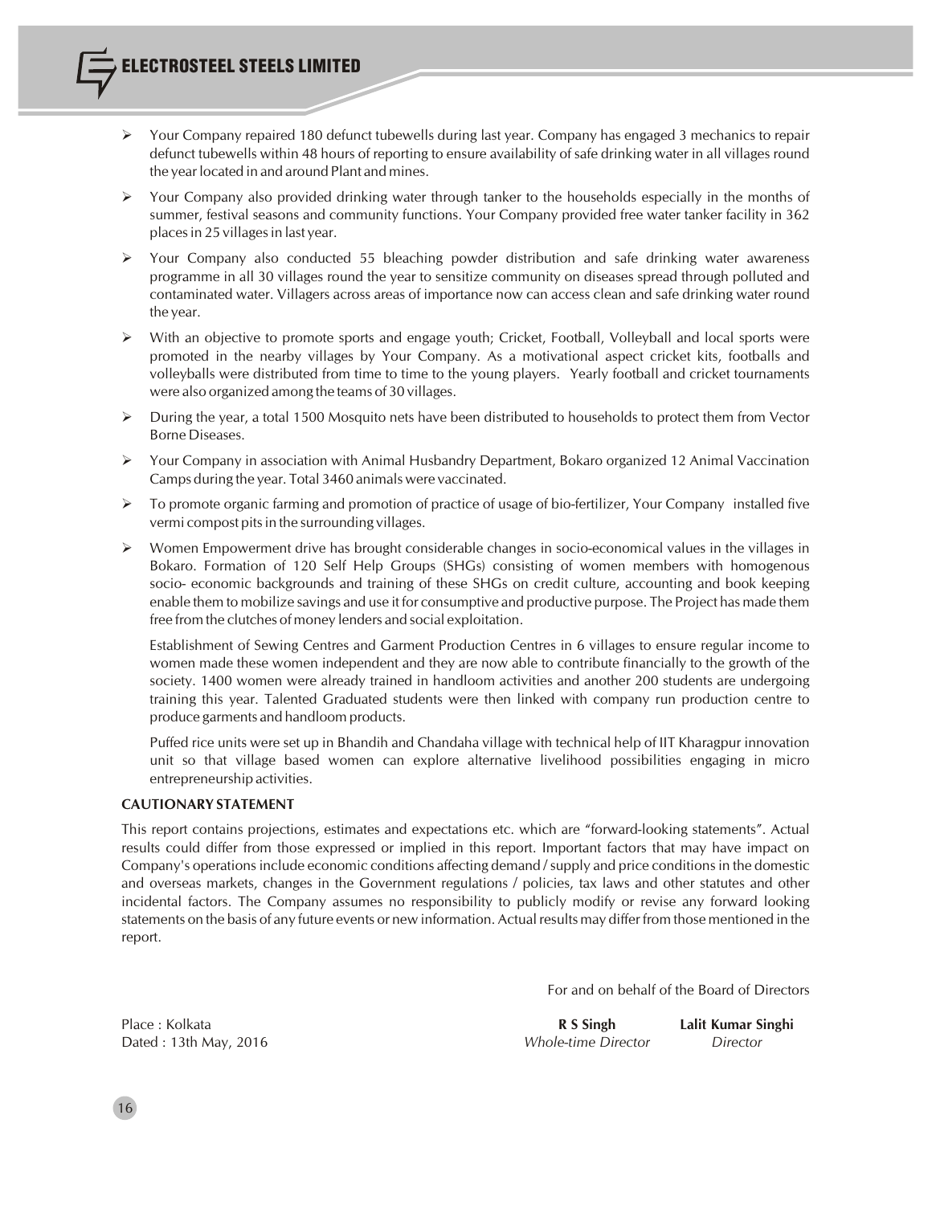- Your Company repaired 180 defunct tubewells during last year. Company has engaged 3 mechanics to repair defunct tubewells within 48 hours of reporting to ensure availability of safe drinking water in all villages round the year located in and around Plant and mines.
- Your Company also provided drinking water through tanker to the households especially in the months of summer, festival seasons and community functions. Your Company provided free water tanker facility in 362 places in 25 villages in last year.
- Your Company also conducted 55 bleaching powder distribution and safe drinking water awareness programme in all 30 villages round the year to sensitize community on diseases spread through polluted and contaminated water. Villagers across areas of importance now can access clean and safe drinking water round the year.
- With an objective to promote sports and engage youth; Cricket, Football, Volleyball and local sports were promoted in the nearby villages by Your Company. As a motivational aspect cricket kits, footballs and volleyballs were distributed from time to time to the young players. Yearly football and cricket tournaments were also organized among the teams of 30 villages.
- During the year, a total 1500 Mosquito nets have been distributed to households to protect them from Vector Borne Diseases.
- Your Company in association with Animal Husbandry Department, Bokaro organized 12 Animal Vaccination Camps during the year. Total 3460 animals were vaccinated.
- To promote organic farming and promotion of practice of usage of bio-fertilizer, Your Company installed five vermi compost pits in the surrounding villages.
- Women Empowerment drive has brought considerable changes in socio-economical values in the villages in Bokaro. Formation of 120 Self Help Groups (SHGs) consisting of women members with homogenous socio- economic backgrounds and training of these SHGs on credit culture, accounting and book keeping enable them to mobilize savings and use it for consumptive and productive purpose. The Project has made them free from the clutches of money lenders and social exploitation.

  Establishment of Sewing Centres and Garment Production Centres in 6 villages to ensure regular income to women made these women independent and they are now able to contribute financially to the growth of the society. 1400 women were already trained in handloom activities and another 200 students are undergoing training this year. Talented Graduated students were then linked with company run production centre to produce garments and handloom products.

  Puffed rice units were set up in Bhandih and Chandaha village with technical help of IIT Kharagpur innovation unit so that village based women can explore alternative livelihood possibilities engaging in micro entrepreneurship activities.

**CAUTIONARY STATEMENT**

This report contains projections, estimates and expectations etc. which are "forward-looking statements". Actual results could differ from those expressed or implied in this report. Important factors that may have impact on Company's operations include economic conditions affecting demand / supply and price conditions in the domestic and overseas markets, changes in the Government regulations / policies, tax laws and other statutes and other incidental factors. The Company assumes no responsibility to publicly modify or revise any forward looking statements on the basis of any future events or new information. Actual results may differ from those mentioned in the report.

For and on behalf of the Board of Directors

Place : Kolkata
Dated : 13th May, 2016

**R S Singh**
*Whole-time Director*

**Lalit Kumar Singhi**
*Director*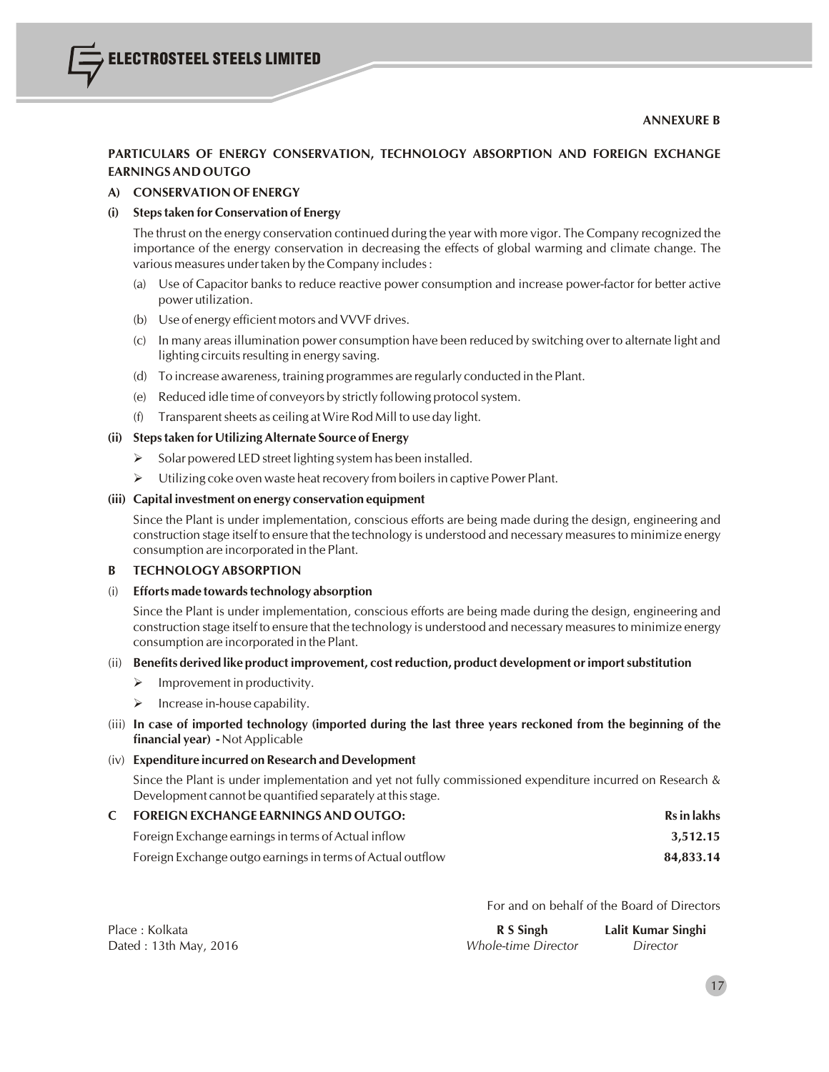**ANNEXURE B**

## PARTICULARS OF ENERGY CONSERVATION, TECHNOLOGY ABSORPTION AND FOREIGN EXCHANGE EARNINGS AND OUTGO

### A) CONSERVATION OF ENERGY

**(i) Steps taken for Conservation of Energy**

The thrust on the energy conservation continued during the year with more vigor. The Company recognized the importance of the energy conservation in decreasing the effects of global warming and climate change. The various measures under taken by the Company includes :

(a) Use of Capacitor banks to reduce reactive power consumption and increase power-factor for better active power utilization.

(b) Use of energy efficient motors and VVVF drives.

(c) In many areas illumination power consumption have been reduced by switching over to alternate light and lighting circuits resulting in energy saving.

(d) To increase awareness, training programmes are regularly conducted in the Plant.

(e) Reduced idle time of conveyors by strictly following protocol system.

(f) Transparent sheets as ceiling at Wire Rod Mill to use day light.

**(ii) Steps taken for Utilizing Alternate Source of Energy**

- Solar powered LED street lighting system has been installed.
- Utilizing coke oven waste heat recovery from boilers in captive Power Plant.

**(iii) Capital investment on energy conservation equipment**

Since the Plant is under implementation, conscious efforts are being made during the design, engineering and construction stage itself to ensure that the technology is understood and necessary measures to minimize energy consumption are incorporated in the Plant.

### B TECHNOLOGY ABSORPTION

(i) **Efforts made towards technology absorption**

Since the Plant is under implementation, conscious efforts are being made during the design, engineering and construction stage itself to ensure that the technology is understood and necessary measures to minimize energy consumption are incorporated in the Plant.

(ii) **Benefits derived like product improvement, cost reduction, product development or import substitution**

- Improvement in productivity.
- Increase in-house capability.

(iii) **In case of imported technology (imported during the last three years reckoned from the beginning of the financial year) -** Not Applicable

(iv) **Expenditure incurred on Research and Development**

Since the Plant is under implementation and yet not fully commissioned expenditure incurred on Research & Development cannot be quantified separately at this stage.

### C FOREIGN EXCHANGE EARNINGS AND OUTGO:

| | **Rs in lakhs** |
|---|---:|
| Foreign Exchange earnings in terms of Actual inflow | **3,512.15** |
| Foreign Exchange outgo earnings in terms of Actual outflow | **84,833.14** |

For and on behalf of the Board of Directors

Place : Kolkata
Dated : 13th May, 2016

**R S Singh**
*Whole-time Director*

**Lalit Kumar Singhi**
*Director*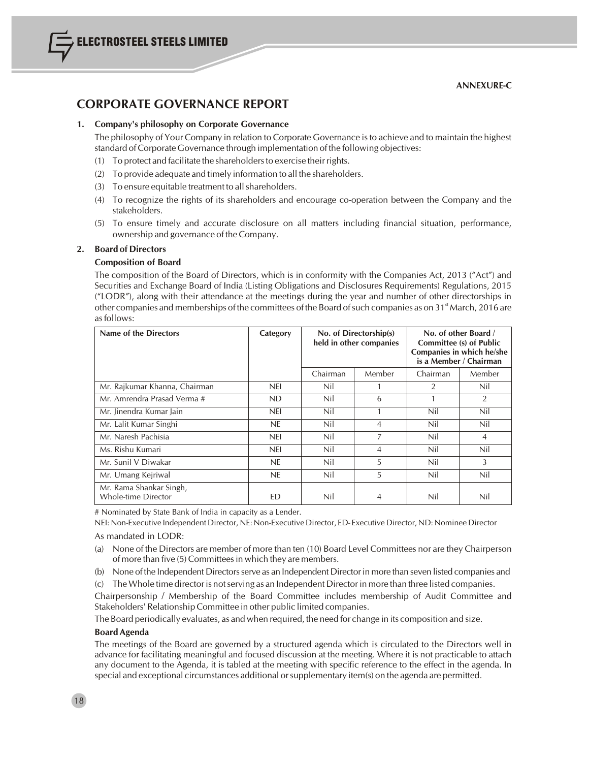ANNEXURE-C

# CORPORATE GOVERNANCE REPORT

## 1. Company's philosophy on Corporate Governance

The philosophy of Your Company in relation to Corporate Governance is to achieve and to maintain the highest standard of Corporate Governance through implementation of the following objectives:

(1) To protect and facilitate the shareholders to exercise their rights.

(2) To provide adequate and timely information to all the shareholders.

(3) To ensure equitable treatment to all shareholders.

(4) To recognize the rights of its shareholders and encourage co-operation between the Company and the stakeholders.

(5) To ensure timely and accurate disclosure on all matters including financial situation, performance, ownership and governance of the Company.

## 2. Board of Directors

### Composition of Board

The composition of the Board of Directors, which is in conformity with the Companies Act, 2013 ("Act") and Securities and Exchange Board of India (Listing Obligations and Disclosures Requirements) Regulations, 2015 ("LODR"), along with their attendance at the meetings during the year and number of other directorships in other companies and memberships of the committees of the Board of such companies as on 31st March, 2016 are as follows:

| Name of the Directors | Category | No. of Directorship(s) held in other companies | | No. of other Board / Committee (s) of Public Companies in which he/she is a Member / Chairman | |
|---|---|---|---|---|---|
| | | Chairman | Member | Chairman | Member |
| Mr. Rajkumar Khanna, Chairman | NEI | Nil | 1 | 2 | Nil |
| Mr. Amrendra Prasad Verma # | ND | Nil | 6 | 1 | 2 |
| Mr. Jinendra Kumar Jain | NEI | Nil | 1 | Nil | Nil |
| Mr. Lalit Kumar Singhi | NE | Nil | 4 | Nil | Nil |
| Mr. Naresh Pachisia | NEI | Nil | 7 | Nil | 4 |
| Ms. Rishu Kumari | NEI | Nil | 4 | Nil | Nil |
| Mr. Sunil V Diwakar | NE | Nil | 5 | Nil | 3 |
| Mr. Umang Kejriwal | NE | Nil | 5 | Nil | Nil |
| Mr. Rama Shankar Singh, Whole-time Director | ED | Nil | 4 | Nil | Nil |

# Nominated by State Bank of India in capacity as a Lender.

NEI: Non-Executive Independent Director, NE: Non-Executive Director, ED- Executive Director, ND: Nominee Director

As mandated in LODR:

(a) None of the Directors are member of more than ten (10) Board Level Committees nor are they Chairperson of more than five (5) Committees in which they are members.

(b) None of the Independent Directors serve as an Independent Director in more than seven listed companies and

(c) The Whole time director is not serving as an Independent Director in more than three listed companies.

Chairpersonship / Membership of the Board Committee includes membership of Audit Committee and Stakeholders' Relationship Committee in other public limited companies.

The Board periodically evaluates, as and when required, the need for change in its composition and size.

### Board Agenda

The meetings of the Board are governed by a structured agenda which is circulated to the Directors well in advance for facilitating meaningful and focused discussion at the meeting. Where it is not practicable to attach any document to the Agenda, it is tabled at the meeting with specific reference to the effect in the agenda. In special and exceptional circumstances additional or supplementary item(s) on the agenda are permitted.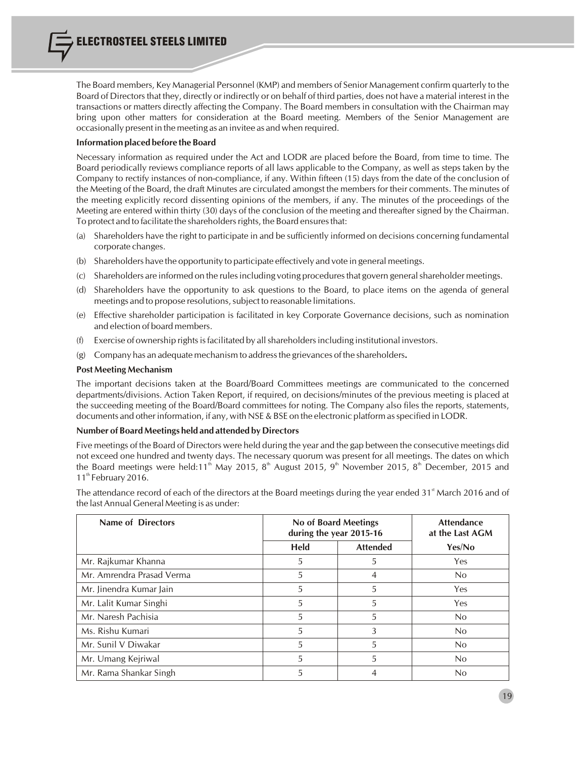The Board members, Key Managerial Personnel (KMP) and members of Senior Management confirm quarterly to the Board of Directors that they, directly or indirectly or on behalf of third parties, does not have a material interest in the transactions or matters directly affecting the Company. The Board members in consultation with the Chairman may bring upon other matters for consideration at the Board meeting. Members of the Senior Management are occasionally present in the meeting as an invitee as and when required.

**Information placed before the Board**

Necessary information as required under the Act and LODR are placed before the Board, from time to time. The Board periodically reviews compliance reports of all laws applicable to the Company, as well as steps taken by the Company to rectify instances of non-compliance, if any. Within fifteen (15) days from the date of the conclusion of the Meeting of the Board, the draft Minutes are circulated amongst the members for their comments. The minutes of the meeting explicitly record dissenting opinions of the members, if any. The minutes of the proceedings of the Meeting are entered within thirty (30) days of the conclusion of the meeting and thereafter signed by the Chairman. To protect and to facilitate the shareholders rights, the Board ensures that:

(a) Shareholders have the right to participate in and be sufficiently informed on decisions concerning fundamental corporate changes.

(b) Shareholders have the opportunity to participate effectively and vote in general meetings.

(c) Shareholders are informed on the rules including voting procedures that govern general shareholder meetings.

(d) Shareholders have the opportunity to ask questions to the Board, to place items on the agenda of general meetings and to propose resolutions, subject to reasonable limitations.

(e) Effective shareholder participation is facilitated in key Corporate Governance decisions, such as nomination and election of board members.

(f) Exercise of ownership rights is facilitated by all shareholders including institutional investors.

(g) Company has an adequate mechanism to address the grievances of the shareholders**.**

**Post Meeting Mechanism**

The important decisions taken at the Board/Board Committees meetings are communicated to the concerned departments/divisions. Action Taken Report, if required, on decisions/minutes of the previous meeting is placed at the succeeding meeting of the Board/Board committees for noting. The Company also files the reports, statements, documents and other information, if any, with NSE & BSE on the electronic platform as specified in LODR.

**Number of Board Meetings held and attended by Directors**

Five meetings of the Board of Directors were held during the year and the gap between the consecutive meetings did not exceed one hundred and twenty days. The necessary quorum was present for all meetings. The dates on which the Board meetings were held: 11th May 2015, 8th August 2015, 9th November 2015, 8th December, 2015 and 11th February 2016.

The attendance record of each of the directors at the Board meetings during the year ended 31st March 2016 and of the last Annual General Meeting is as under:

| Name of Directors | No of Board Meetings during the year 2015-16 | | Attendance at the Last AGM |
|---|---|---|---|
| | Held | Attended | Yes/No |
| Mr. Rajkumar Khanna | 5 | 5 | Yes |
| Mr. Amrendra Prasad Verma | 5 | 4 | No |
| Mr. Jinendra Kumar Jain | 5 | 5 | Yes |
| Mr. Lalit Kumar Singhi | 5 | 5 | Yes |
| Mr. Naresh Pachisia | 5 | 5 | No |
| Ms. Rishu Kumari | 5 | 3 | No |
| Mr. Sunil V Diwakar | 5 | 5 | No |
| Mr. Umang Kejriwal | 5 | 5 | No |
| Mr. Rama Shankar Singh | 5 | 4 | No |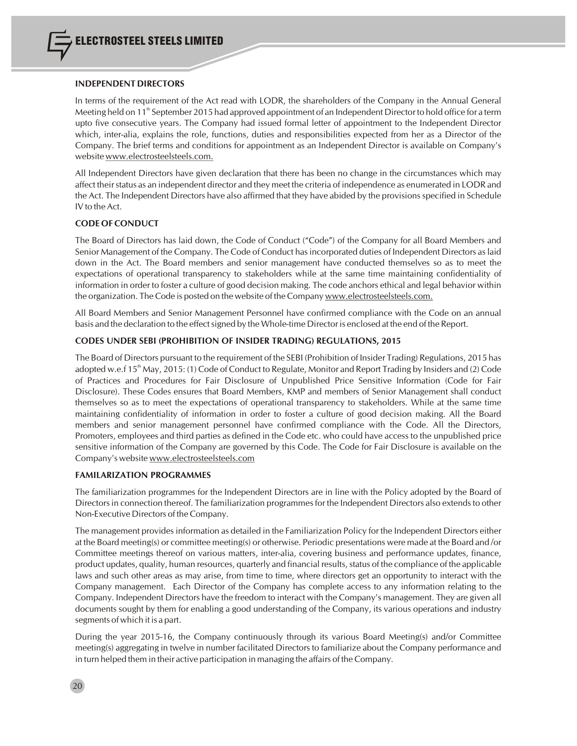## INDEPENDENT DIRECTORS

In terms of the requirement of the Act read with LODR, the shareholders of the Company in the Annual General Meeting held on 11th September 2015 had approved appointment of an Independent Director to hold office for a term upto five consecutive years. The Company had issued formal letter of appointment to the Independent Director which, inter-alia, explains the role, functions, duties and responsibilities expected from her as a Director of the Company. The brief terms and conditions for appointment as an Independent Director is available on Company's website www.electrosteelsteels.com.

All Independent Directors have given declaration that there has been no change in the circumstances which may affect their status as an independent director and they meet the criteria of independence as enumerated in LODR and the Act. The Independent Directors have also affirmed that they have abided by the provisions specified in Schedule IV to the Act.

## CODE OF CONDUCT

The Board of Directors has laid down, the Code of Conduct ("Code") of the Company for all Board Members and Senior Management of the Company. The Code of Conduct has incorporated duties of Independent Directors as laid down in the Act. The Board members and senior management have conducted themselves so as to meet the expectations of operational transparency to stakeholders while at the same time maintaining confidentiality of information in order to foster a culture of good decision making. The code anchors ethical and legal behavior within the organization. The Code is posted on the website of the Company www.electrosteelsteels.com.

All Board Members and Senior Management Personnel have confirmed compliance with the Code on an annual basis and the declaration to the effect signed by the Whole-time Director is enclosed at the end of the Report.

## CODES UNDER SEBI (PROHIBITION OF INSIDER TRADING) REGULATIONS, 2015

The Board of Directors pursuant to the requirement of the SEBI (Prohibition of Insider Trading) Regulations, 2015 has adopted w.e.f 15th May, 2015: (1) Code of Conduct to Regulate, Monitor and Report Trading by Insiders and (2) Code of Practices and Procedures for Fair Disclosure of Unpublished Price Sensitive Information (Code for Fair Disclosure). These Codes ensures that Board Members, KMP and members of Senior Management shall conduct themselves so as to meet the expectations of operational transparency to stakeholders. While at the same time maintaining confidentiality of information in order to foster a culture of good decision making. All the Board members and senior management personnel have confirmed compliance with the Code. All the Directors, Promoters, employees and third parties as defined in the Code etc. who could have access to the unpublished price sensitive information of the Company are governed by this Code. The Code for Fair Disclosure is available on the Company's website www.electrosteelsteels.com

## FAMILARIZATION PROGRAMMES

The familiarization programmes for the Independent Directors are in line with the Policy adopted by the Board of Directors in connection thereof. The familiarization programmes for the Independent Directors also extends to other Non-Executive Directors of the Company.

The management provides information as detailed in the Familiarization Policy for the Independent Directors either at the Board meeting(s) or committee meeting(s) or otherwise. Periodic presentations were made at the Board and /or Committee meetings thereof on various matters, inter-alia, covering business and performance updates, finance, product updates, quality, human resources, quarterly and financial results, status of the compliance of the applicable laws and such other areas as may arise, from time to time, where directors get an opportunity to interact with the Company management. Each Director of the Company has complete access to any information relating to the Company. Independent Directors have the freedom to interact with the Company's management. They are given all documents sought by them for enabling a good understanding of the Company, its various operations and industry segments of which it is a part.

During the year 2015-16, the Company continuously through its various Board Meeting(s) and/or Committee meeting(s) aggregating in twelve in number facilitated Directors to familiarize about the Company performance and in turn helped them in their active participation in managing the affairs of the Company.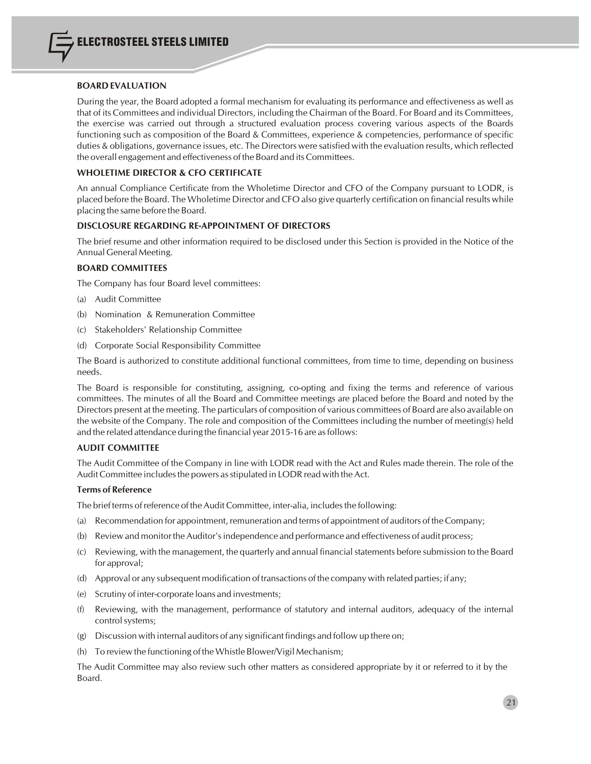## BOARD EVALUATION

During the year, the Board adopted a formal mechanism for evaluating its performance and effectiveness as well as that of its Committees and individual Directors, including the Chairman of the Board. For Board and its Committees, the exercise was carried out through a structured evaluation process covering various aspects of the Boards functioning such as composition of the Board & Committees, experience & competencies, performance of specific duties & obligations, governance issues, etc. The Directors were satisfied with the evaluation results, which reflected the overall engagement and effectiveness of the Board and its Committees.

## WHOLETIME DIRECTOR & CFO CERTIFICATE

An annual Compliance Certificate from the Wholetime Director and CFO of the Company pursuant to LODR, is placed before the Board. The Wholetime Director and CFO also give quarterly certification on financial results while placing the same before the Board.

## DISCLOSURE REGARDING RE-APPOINTMENT OF DIRECTORS

The brief resume and other information required to be disclosed under this Section is provided in the Notice of the Annual General Meeting.

## BOARD COMMITTEES

The Company has four Board level committees:

(a) Audit Committee

(b) Nomination & Remuneration Committee

(c) Stakeholders' Relationship Committee

(d) Corporate Social Responsibility Committee

The Board is authorized to constitute additional functional committees, from time to time, depending on business needs.

The Board is responsible for constituting, assigning, co-opting and fixing the terms and reference of various committees. The minutes of all the Board and Committee meetings are placed before the Board and noted by the Directors present at the meeting. The particulars of composition of various committees of Board are also available on the website of the Company. The role and composition of the Committees including the number of meeting(s) held and the related attendance during the financial year 2015-16 are as follows:

## AUDIT COMMITTEE

The Audit Committee of the Company in line with LODR read with the Act and Rules made therein. The role of the Audit Committee includes the powers as stipulated in LODR read with the Act.

### Terms of Reference

The brief terms of reference of the Audit Committee, inter-alia, includes the following:

(a) Recommendation for appointment, remuneration and terms of appointment of auditors of the Company;

(b) Review and monitor the Auditor's independence and performance and effectiveness of audit process;

(c) Reviewing, with the management, the quarterly and annual financial statements before submission to the Board for approval;

(d) Approval or any subsequent modification of transactions of the company with related parties; if any;

(e) Scrutiny of inter-corporate loans and investments;

(f) Reviewing, with the management, performance of statutory and internal auditors, adequacy of the internal control systems;

(g) Discussion with internal auditors of any significant findings and follow up there on;

(h) To review the functioning of the Whistle Blower/Vigil Mechanism;

The Audit Committee may also review such other matters as considered appropriate by it or referred to it by the Board.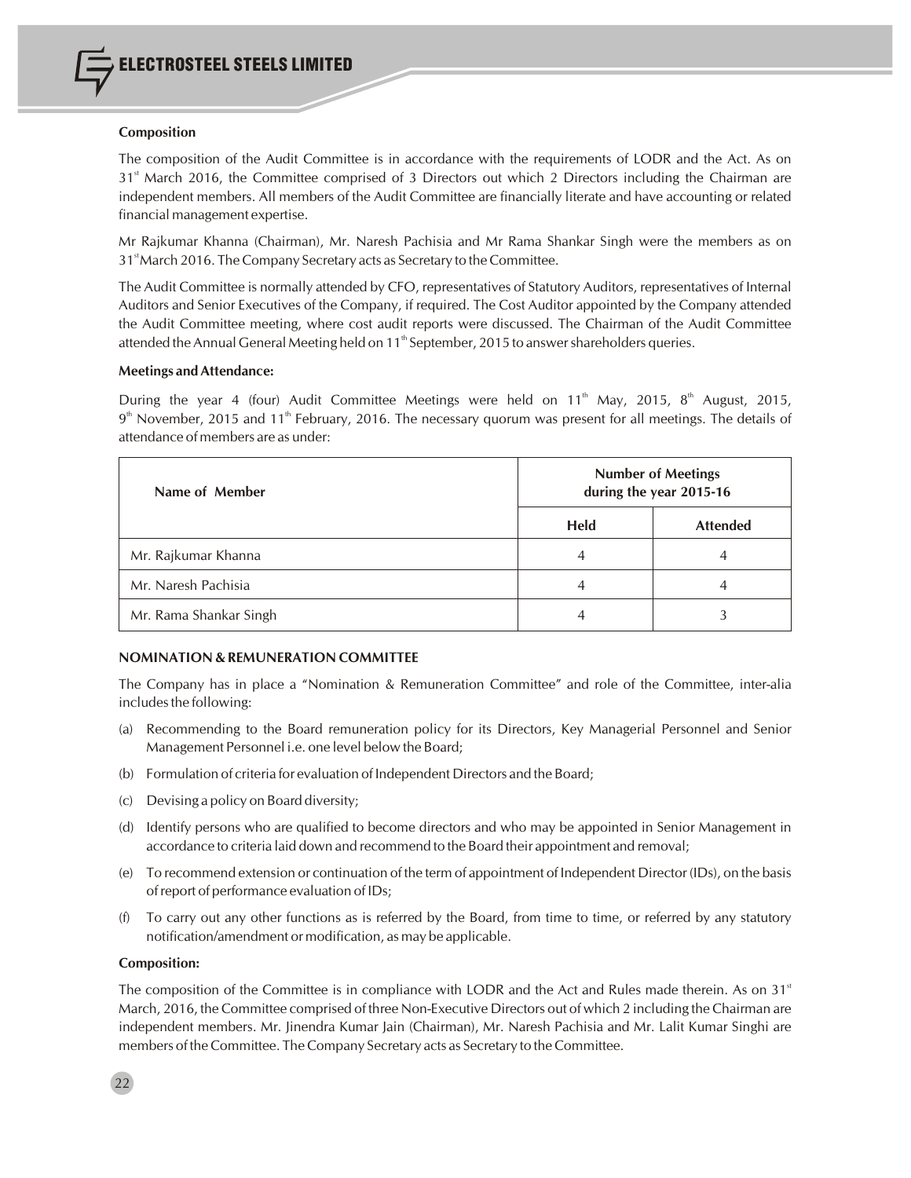**Composition**

The composition of the Audit Committee is in accordance with the requirements of LODR and the Act. As on 31st March 2016, the Committee comprised of 3 Directors out which 2 Directors including the Chairman are independent members. All members of the Audit Committee are financially literate and have accounting or related financial management expertise.

Mr Rajkumar Khanna (Chairman), Mr. Naresh Pachisia and Mr Rama Shankar Singh were the members as on 31st March 2016. The Company Secretary acts as Secretary to the Committee.

The Audit Committee is normally attended by CFO, representatives of Statutory Auditors, representatives of Internal Auditors and Senior Executives of the Company, if required. The Cost Auditor appointed by the Company attended the Audit Committee meeting, where cost audit reports were discussed. The Chairman of the Audit Committee attended the Annual General Meeting held on 11th September, 2015 to answer shareholders queries.

**Meetings and Attendance:**

During the year 4 (four) Audit Committee Meetings were held on 11th May, 2015, 8th August, 2015, 9th November, 2015 and 11th February, 2016. The necessary quorum was present for all meetings. The details of attendance of members are as under:

| Name of Member | Number of Meetings during the year 2015-16 | |
|---|---|---|
| | **Held** | **Attended** |
| Mr. Rajkumar Khanna | 4 | 4 |
| Mr. Naresh Pachisia | 4 | 4 |
| Mr. Rama Shankar Singh | 4 | 3 |

**NOMINATION & REMUNERATION COMMITTEE**

The Company has in place a "Nomination & Remuneration Committee" and role of the Committee, inter-alia includes the following:

(a) Recommending to the Board remuneration policy for its Directors, Key Managerial Personnel and Senior Management Personnel i.e. one level below the Board;

(b) Formulation of criteria for evaluation of Independent Directors and the Board;

(c) Devising a policy on Board diversity;

(d) Identify persons who are qualified to become directors and who may be appointed in Senior Management in accordance to criteria laid down and recommend to the Board their appointment and removal;

(e) To recommend extension or continuation of the term of appointment of Independent Director (IDs), on the basis of report of performance evaluation of IDs;

(f) To carry out any other functions as is referred by the Board, from time to time, or referred by any statutory notification/amendment or modification, as may be applicable.

**Composition:**

The composition of the Committee is in compliance with LODR and the Act and Rules made therein. As on 31st March, 2016, the Committee comprised of three Non-Executive Directors out of which 2 including the Chairman are independent members. Mr. Jinendra Kumar Jain (Chairman), Mr. Naresh Pachisia and Mr. Lalit Kumar Singhi are members of the Committee. The Company Secretary acts as Secretary to the Committee.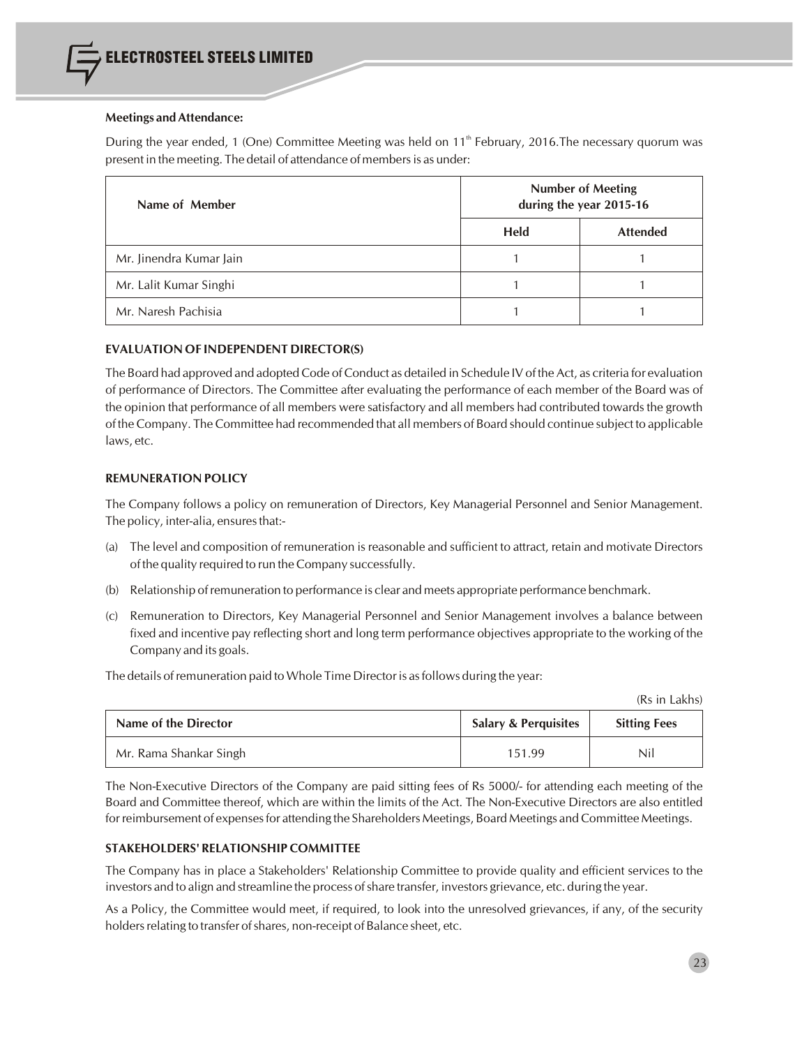**Meetings and Attendance:**

During the year ended, 1 (One) Committee Meeting was held on 11th February, 2016.The necessary quorum was present in the meeting. The detail of attendance of members is as under:

| Name of Member | Number of Meeting during the year 2015-16 | |
|---|---|---|
| | Held | Attended |
| Mr. Jinendra Kumar Jain | 1 | 1 |
| Mr. Lalit Kumar Singhi | 1 | 1 |
| Mr. Naresh Pachisia | 1 | 1 |

**EVALUATION OF INDEPENDENT DIRECTOR(S)**

The Board had approved and adopted Code of Conduct as detailed in Schedule IV of the Act, as criteria for evaluation of performance of Directors. The Committee after evaluating the performance of each member of the Board was of the opinion that performance of all members were satisfactory and all members had contributed towards the growth of the Company. The Committee had recommended that all members of Board should continue subject to applicable laws, etc.

**REMUNERATION POLICY**

The Company follows a policy on remuneration of Directors, Key Managerial Personnel and Senior Management. The policy, inter-alia, ensures that:-

(a) The level and composition of remuneration is reasonable and sufficient to attract, retain and motivate Directors of the quality required to run the Company successfully.

(b) Relationship of remuneration to performance is clear and meets appropriate performance benchmark.

(c) Remuneration to Directors, Key Managerial Personnel and Senior Management involves a balance between fixed and incentive pay reflecting short and long term performance objectives appropriate to the working of the Company and its goals.

The details of remuneration paid to Whole Time Director is as follows during the year:

(Rs in Lakhs)

| Name of the Director | Salary & Perquisites | Sitting Fees |
|---|---|---|
| Mr. Rama Shankar Singh | 151.99 | Nil |

The Non-Executive Directors of the Company are paid sitting fees of Rs 5000/- for attending each meeting of the Board and Committee thereof, which are within the limits of the Act. The Non-Executive Directors are also entitled for reimbursement of expenses for attending the Shareholders Meetings, Board Meetings and Committee Meetings.

**STAKEHOLDERS' RELATIONSHIP COMMITTEE**

The Company has in place a Stakeholders' Relationship Committee to provide quality and efficient services to the investors and to align and streamline the process of share transfer, investors grievance, etc. during the year.

As a Policy, the Committee would meet, if required, to look into the unresolved grievances, if any, of the security holders relating to transfer of shares, non-receipt of Balance sheet, etc.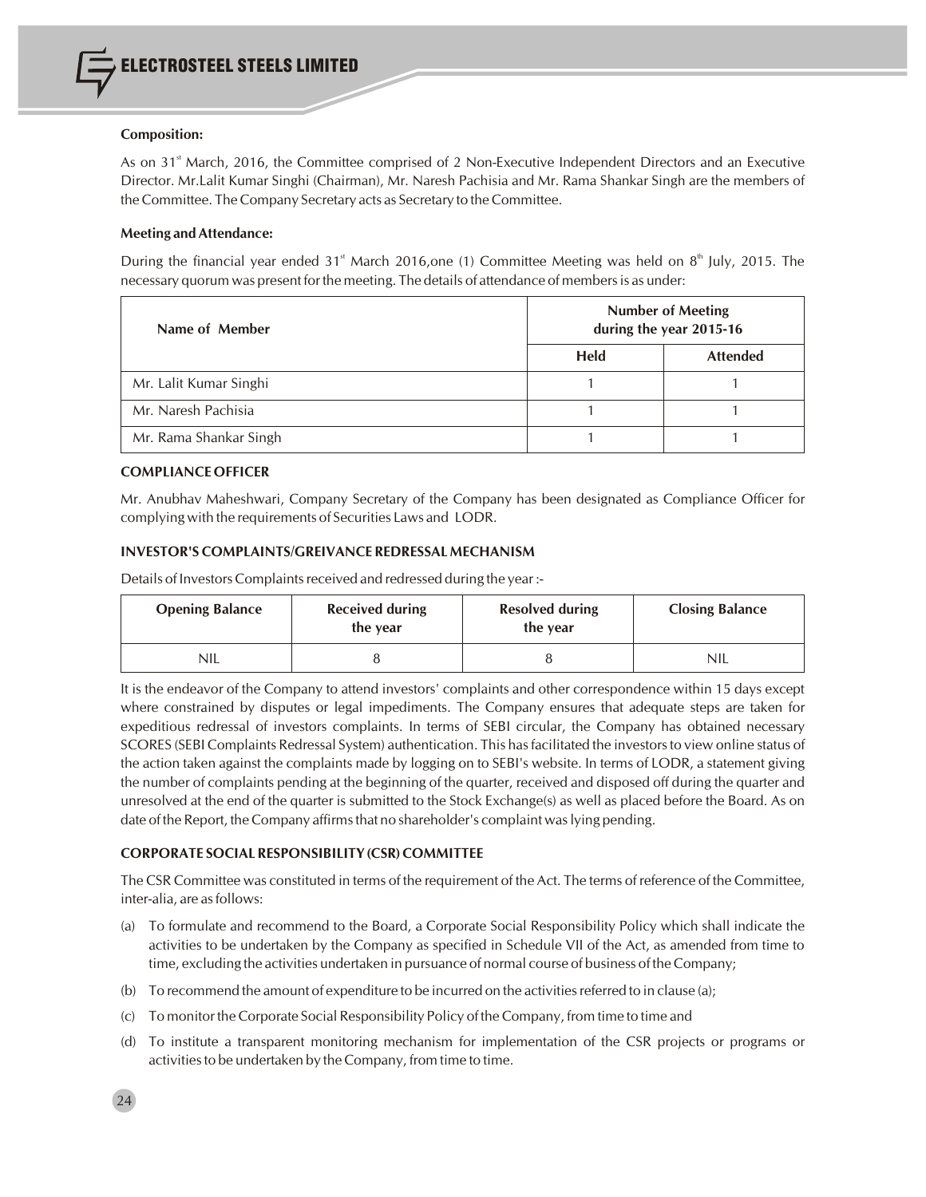**Composition:**

As on 31st March, 2016, the Committee comprised of 2 Non-Executive Independent Directors and an Executive Director. Mr.Lalit Kumar Singhi (Chairman), Mr. Naresh Pachisia and Mr. Rama Shankar Singh are the members of the Committee. The Company Secretary acts as Secretary to the Committee.

**Meeting and Attendance:**

During the financial year ended 31st March 2016,one (1) Committee Meeting was held on 8th July, 2015. The necessary quorum was present for the meeting. The details of attendance of members is as under:

| Name of Member | Number of Meeting during the year 2015-16 | |
|---|---|---|
| | Held | Attended |
| Mr. Lalit Kumar Singhi | 1 | 1 |
| Mr. Naresh Pachisia | 1 | 1 |
| Mr. Rama Shankar Singh | 1 | 1 |

**COMPLIANCE OFFICER**

Mr. Anubhav Maheshwari, Company Secretary of the Company has been designated as Compliance Officer for complying with the requirements of Securities Laws and LODR.

**INVESTOR'S COMPLAINTS/GREIVANCE REDRESSAL MECHANISM**

Details of Investors Complaints received and redressed during the year :-

| Opening Balance | Received during the year | Resolved during the year | Closing Balance |
|---|---|---|---|
| NIL | 8 | 8 | NIL |

It is the endeavor of the Company to attend investors' complaints and other correspondence within 15 days except where constrained by disputes or legal impediments. The Company ensures that adequate steps are taken for expeditious redressal of investors complaints. In terms of SEBI circular, the Company has obtained necessary SCORES (SEBI Complaints Redressal System) authentication. This has facilitated the investors to view online status of the action taken against the complaints made by logging on to SEBI's website. In terms of LODR, a statement giving the number of complaints pending at the beginning of the quarter, received and disposed off during the quarter and unresolved at the end of the quarter is submitted to the Stock Exchange(s) as well as placed before the Board. As on date of the Report, the Company affirms that no shareholder's complaint was lying pending.

**CORPORATE SOCIAL RESPONSIBILITY (CSR) COMMITTEE**

The CSR Committee was constituted in terms of the requirement of the Act. The terms of reference of the Committee, inter-alia, are as follows:

(a) To formulate and recommend to the Board, a Corporate Social Responsibility Policy which shall indicate the activities to be undertaken by the Company as specified in Schedule VII of the Act, as amended from time to time, excluding the activities undertaken in pursuance of normal course of business of the Company;

(b) To recommend the amount of expenditure to be incurred on the activities referred to in clause (a);

(c) To monitor the Corporate Social Responsibility Policy of the Company, from time to time and

(d) To institute a transparent monitoring mechanism for implementation of the CSR projects or programs or activities to be undertaken by the Company, from time to time.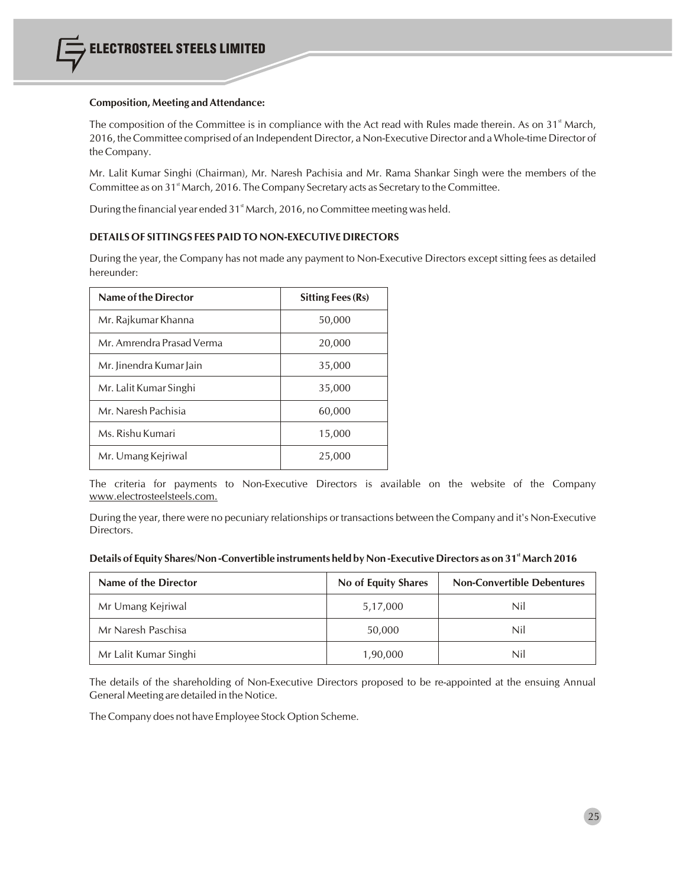**Composition, Meeting and Attendance:**

The composition of the Committee is in compliance with the Act read with Rules made therein. As on 31st March, 2016, the Committee comprised of an Independent Director, a Non-Executive Director and a Whole-time Director of the Company.

Mr. Lalit Kumar Singhi (Chairman), Mr. Naresh Pachisia and Mr. Rama Shankar Singh were the members of the Committee as on 31st March, 2016. The Company Secretary acts as Secretary to the Committee.

During the financial year ended 31st March, 2016, no Committee meeting was held.

**DETAILS OF SITTINGS FEES PAID TO NON-EXECUTIVE DIRECTORS**

During the year, the Company has not made any payment to Non-Executive Directors except sitting fees as detailed hereunder:

| Name of the Director | Sitting Fees (Rs) |
|---|---|
| Mr. Rajkumar Khanna | 50,000 |
| Mr. Amrendra Prasad Verma | 20,000 |
| Mr. Jinendra Kumar Jain | 35,000 |
| Mr. Lalit Kumar Singhi | 35,000 |
| Mr. Naresh Pachisia | 60,000 |
| Ms. Rishu Kumari | 15,000 |
| Mr. Umang Kejriwal | 25,000 |

The criteria for payments to Non-Executive Directors is available on the website of the Company www.electrosteelsteels.com.

During the year, there were no pecuniary relationships or transactions between the Company and it's Non-Executive Directors.

**Details of Equity Shares/Non -Convertible instruments held by Non -Executive Directors as on 31st March 2016**

| Name of the Director | No of Equity Shares | Non-Convertible Debentures |
|---|---|---|
| Mr Umang Kejriwal | 5,17,000 | Nil |
| Mr Naresh Paschisa | 50,000 | Nil |
| Mr Lalit Kumar Singhi | 1,90,000 | Nil |

The details of the shareholding of Non-Executive Directors proposed to be re-appointed at the ensuing Annual General Meeting are detailed in the Notice.

The Company does not have Employee Stock Option Scheme.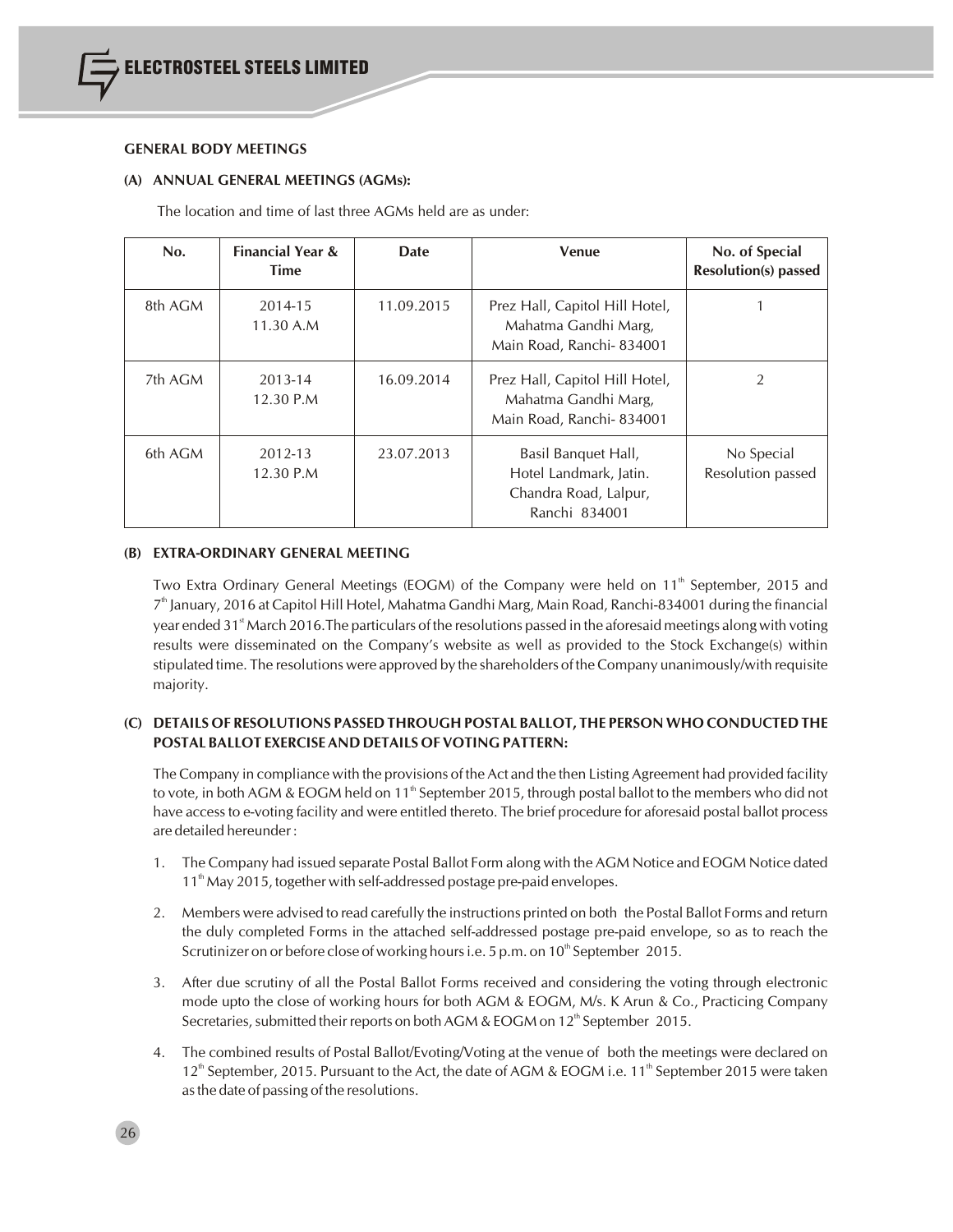## GENERAL BODY MEETINGS

### (A) ANNUAL GENERAL MEETINGS (AGMs):

The location and time of last three AGMs held are as under:

| No. | Financial Year & Time | Date | Venue | No. of Special Resolution(s) passed |
|---|---|---|---|---|
| 8th AGM | 2014-15 11.30 A.M | 11.09.2015 | Prez Hall, Capitol Hill Hotel, Mahatma Gandhi Marg, Main Road, Ranchi- 834001 | 1 |
| 7th AGM | 2013-14 12.30 P.M | 16.09.2014 | Prez Hall, Capitol Hill Hotel, Mahatma Gandhi Marg, Main Road, Ranchi- 834001 | 2 |
| 6th AGM | 2012-13 12.30 P.M | 23.07.2013 | Basil Banquet Hall, Hotel Landmark, Jatin. Chandra Road, Lalpur, Ranchi 834001 | No Special Resolution passed |

### (B) EXTRA-ORDINARY GENERAL MEETING

Two Extra Ordinary General Meetings (EOGM) of the Company were held on 11th September, 2015 and 7th January, 2016 at Capitol Hill Hotel, Mahatma Gandhi Marg, Main Road, Ranchi-834001 during the financial year ended 31st March 2016.The particulars of the resolutions passed in the aforesaid meetings along with voting results were disseminated on the Company's website as well as provided to the Stock Exchange(s) within stipulated time. The resolutions were approved by the shareholders of the Company unanimously/with requisite majority.

### (C) DETAILS OF RESOLUTIONS PASSED THROUGH POSTAL BALLOT, THE PERSON WHO CONDUCTED THE POSTAL BALLOT EXERCISE AND DETAILS OF VOTING PATTERN:

The Company in compliance with the provisions of the Act and the then Listing Agreement had provided facility to vote, in both AGM & EOGM held on 11th September 2015, through postal ballot to the members who did not have access to e-voting facility and were entitled thereto. The brief procedure for aforesaid postal ballot process are detailed hereunder :

1. The Company had issued separate Postal Ballot Form along with the AGM Notice and EOGM Notice dated 11th May 2015, together with self-addressed postage pre-paid envelopes.
2. Members were advised to read carefully the instructions printed on both the Postal Ballot Forms and return the duly completed Forms in the attached self-addressed postage pre-paid envelope, so as to reach the Scrutinizer on or before close of working hours i.e. 5 p.m. on 10th September 2015.
3. After due scrutiny of all the Postal Ballot Forms received and considering the voting through electronic mode upto the close of working hours for both AGM & EOGM, M/s. K Arun & Co., Practicing Company Secretaries, submitted their reports on both AGM & EOGM on 12th September 2015.
4. The combined results of Postal Ballot/Evoting/Voting at the venue of both the meetings were declared on 12th September, 2015. Pursuant to the Act, the date of AGM & EOGM i.e. 11th September 2015 were taken as the date of passing of the resolutions.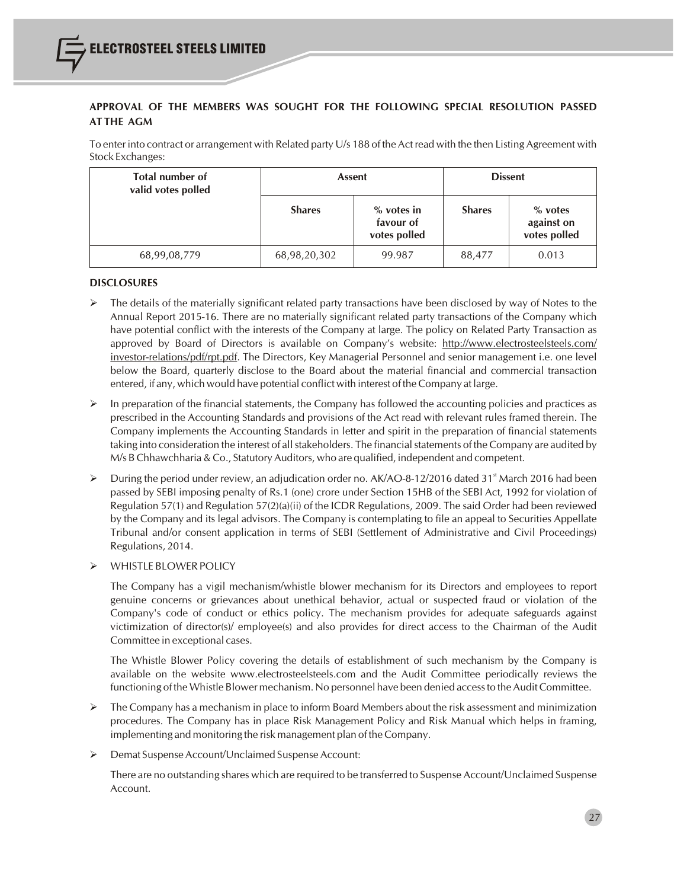### APPROVAL OF THE MEMBERS WAS SOUGHT FOR THE FOLLOWING SPECIAL RESOLUTION PASSED AT THE AGM

To enter into contract or arrangement with Related party U/s 188 of the Act read with the then Listing Agreement with Stock Exchanges:

| Total number of valid votes polled | Assent | | Dissent | |
|---|---|---|---|---|
| | Shares | % votes in favour of votes polled | Shares | % votes against on votes polled |
| 68,99,08,779 | 68,98,20,302 | 99.987 | 88,477 | 0.013 |

### DISCLOSURES

- The details of the materially significant related party transactions have been disclosed by way of Notes to the Annual Report 2015-16. There are no materially significant related party transactions of the Company which have potential conflict with the interests of the Company at large. The policy on Related Party Transaction as approved by Board of Directors is available on Company's website: http://www.electrosteelsteels.com/investor-relations/pdf/rpt.pdf. The Directors, Key Managerial Personnel and senior management i.e. one level below the Board, quarterly disclose to the Board about the material financial and commercial transaction entered, if any, which would have potential conflict with interest of the Company at large.

- In preparation of the financial statements, the Company has followed the accounting policies and practices as prescribed in the Accounting Standards and provisions of the Act read with relevant rules framed therein. The Company implements the Accounting Standards in letter and spirit in the preparation of financial statements taking into consideration the interest of all stakeholders. The financial statements of the Company are audited by M/s B Chhawchharia & Co., Statutory Auditors, who are qualified, independent and competent.

- During the period under review, an adjudication order no. AK/AO-8-12/2016 dated 31st March 2016 had been passed by SEBI imposing penalty of Rs.1 (one) crore under Section 15HB of the SEBI Act, 1992 for violation of Regulation 57(1) and Regulation 57(2)(a)(ii) of the ICDR Regulations, 2009. The said Order had been reviewed by the Company and its legal advisors. The Company is contemplating to file an appeal to Securities Appellate Tribunal and/or consent application in terms of SEBI (Settlement of Administrative and Civil Proceedings) Regulations, 2014.

- WHISTLE BLOWER POLICY

  The Company has a vigil mechanism/whistle blower mechanism for its Directors and employees to report genuine concerns or grievances about unethical behavior, actual or suspected fraud or violation of the Company's code of conduct or ethics policy. The mechanism provides for adequate safeguards against victimization of director(s)/ employee(s) and also provides for direct access to the Chairman of the Audit Committee in exceptional cases.

  The Whistle Blower Policy covering the details of establishment of such mechanism by the Company is available on the website www.electrosteelsteels.com and the Audit Committee periodically reviews the functioning of the Whistle Blower mechanism. No personnel have been denied access to the Audit Committee.

- The Company has a mechanism in place to inform Board Members about the risk assessment and minimization procedures. The Company has in place Risk Management Policy and Risk Manual which helps in framing, implementing and monitoring the risk management plan of the Company.

- Demat Suspense Account/Unclaimed Suspense Account:

  There are no outstanding shares which are required to be transferred to Suspense Account/Unclaimed Suspense Account.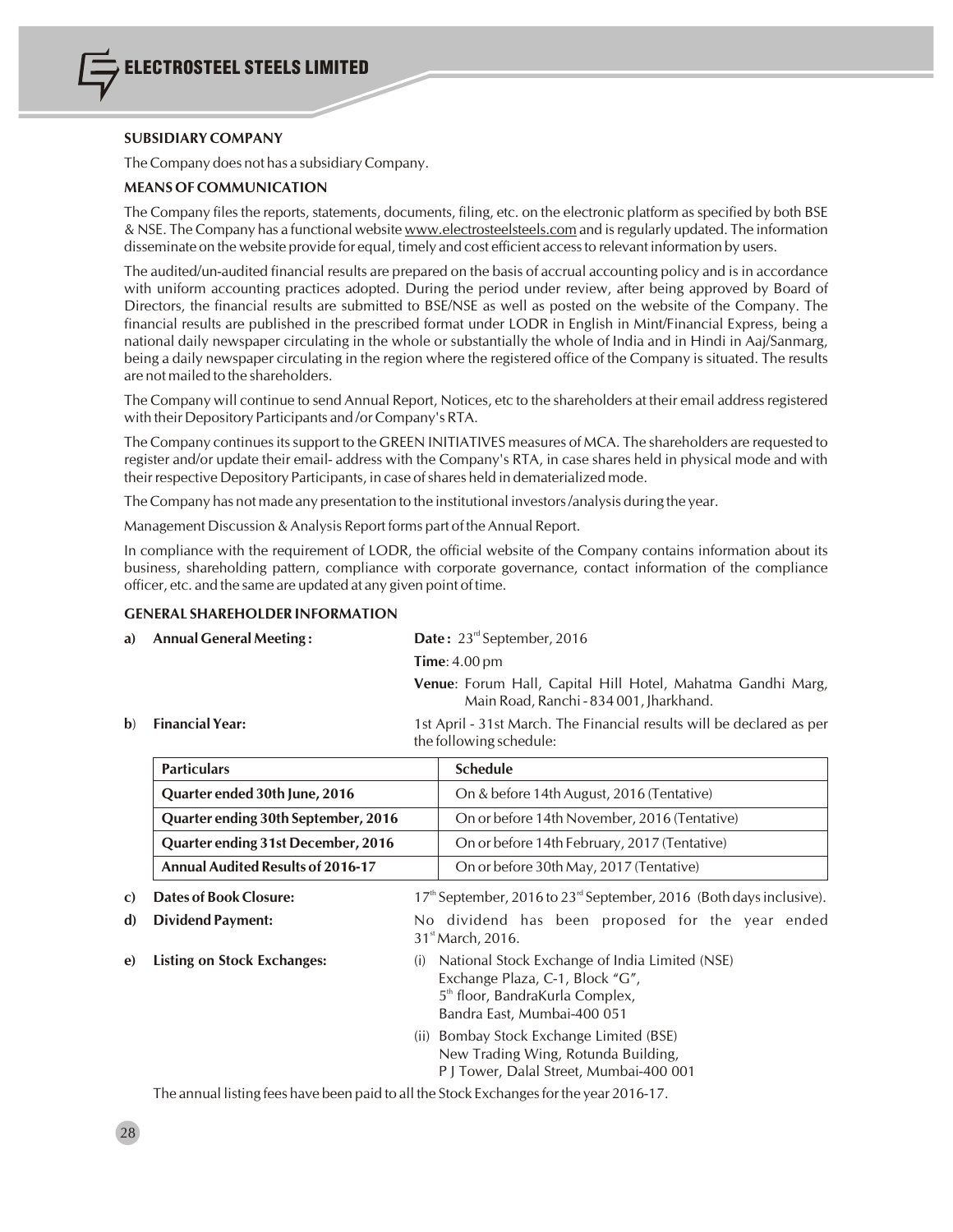## SUBSIDIARY COMPANY

The Company does not has a subsidiary Company.

## MEANS OF COMMUNICATION

The Company files the reports, statements, documents, filing, etc. on the electronic platform as specified by both BSE & NSE. The Company has a functional website www.electrosteelsteels.com and is regularly updated. The information disseminate on the website provide for equal, timely and cost efficient access to relevant information by users.

The audited/un-audited financial results are prepared on the basis of accrual accounting policy and is in accordance with uniform accounting practices adopted. During the period under review, after being approved by Board of Directors, the financial results are submitted to BSE/NSE as well as posted on the website of the Company. The financial results are published in the prescribed format under LODR in English in Mint/Financial Express, being a national daily newspaper circulating in the whole or substantially the whole of India and in Hindi in Aaj/Sanmarg, being a daily newspaper circulating in the region where the registered office of the Company is situated. The results are not mailed to the shareholders.

The Company will continue to send Annual Report, Notices, etc to the shareholders at their email address registered with their Depository Participants and /or Company's RTA.

The Company continues its support to the GREEN INITIATIVES measures of MCA. The shareholders are requested to register and/or update their email- address with the Company's RTA, in case shares held in physical mode and with their respective Depository Participants, in case of shares held in dematerialized mode.

The Company has not made any presentation to the institutional investors /analysis during the year.

Management Discussion & Analysis Report forms part of the Annual Report.

In compliance with the requirement of LODR, the official website of the Company contains information about its business, shareholding pattern, compliance with corporate governance, contact information of the compliance officer, etc. and the same are updated at any given point of time.

## GENERAL SHAREHOLDER INFORMATION

**a) Annual General Meeting :**

**Date :** 23rd September, 2016

**Time**: 4.00 pm

**Venue**: Forum Hall, Capital Hill Hotel, Mahatma Gandhi Marg, Main Road, Ranchi - 834 001, Jharkhand.

**b) Financial Year:** 1st April - 31st March. The Financial results will be declared as per the following schedule:

| Particulars | Schedule |
|---|---|
| Quarter ended 30th June, 2016 | On & before 14th August, 2016 (Tentative) |
| Quarter ending 30th September, 2016 | On or before 14th November, 2016 (Tentative) |
| Quarter ending 31st December, 2016 | On or before 14th February, 2017 (Tentative) |
| Annual Audited Results of 2016-17 | On or before 30th May, 2017 (Tentative) |

**c) Dates of Book Closure:** 17th September, 2016 to 23rd September, 2016 (Both days inclusive).

**d) Dividend Payment:** No dividend has been proposed for the year ended 31st March, 2016.

**e) Listing on Stock Exchanges:**

(i) National Stock Exchange of India Limited (NSE)
Exchange Plaza, C-1, Block "G",
5th floor, BandraKurla Complex,
Bandra East, Mumbai-400 051

(ii) Bombay Stock Exchange Limited (BSE)
New Trading Wing, Rotunda Building,
P J Tower, Dalal Street, Mumbai-400 001

The annual listing fees have been paid to all the Stock Exchanges for the year 2016-17.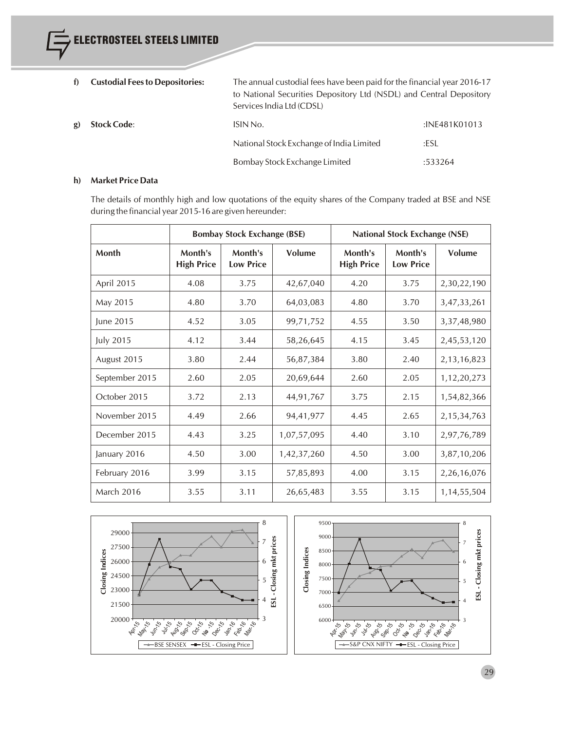**f) Custodial Fees to Depositories:** The annual custodial fees have been paid for the financial year 2016-17 to National Securities Depository Ltd (NSDL) and Central Depository Services India Ltd (CDSL)

**g) Stock Code:**

| | |
|---|---|
| ISIN No. | :INE481K01013 |
| National Stock Exchange of India Limited | :ESL |
| Bombay Stock Exchange Limited | :533264 |

**h) Market Price Data**

The details of monthly high and low quotations of the equity shares of the Company traded at BSE and NSE during the financial year 2015-16 are given hereunder:

| | Bombay Stock Exchange (BSE) | | | National Stock Exchange (NSE) | | |
|---|---|---|---|---|---|---|
| Month | Month's High Price | Month's Low Price | Volume | Month's High Price | Month's Low Price | Volume |
| April 2015 | 4.08 | 3.75 | 42,67,040 | 4.20 | 3.75 | 2,30,22,190 |
| May 2015 | 4.80 | 3.70 | 64,03,083 | 4.80 | 3.70 | 3,47,33,261 |
| June 2015 | 4.52 | 3.05 | 99,71,752 | 4.55 | 3.50 | 3,37,48,980 |
| July 2015 | 4.12 | 3.44 | 58,26,645 | 4.15 | 3.45 | 2,45,53,120 |
| August 2015 | 3.80 | 2.44 | 56,87,384 | 3.80 | 2.40 | 2,13,16,823 |
| September 2015 | 2.60 | 2.05 | 20,69,644 | 2.60 | 2.05 | 1,12,20,273 |
| October 2015 | 3.72 | 2.13 | 44,91,767 | 3.75 | 2.15 | 1,54,82,366 |
| November 2015 | 4.49 | 2.66 | 94,41,977 | 4.45 | 2.65 | 2,15,34,763 |
| December 2015 | 4.43 | 3.25 | 1,07,57,095 | 4.40 | 3.10 | 2,97,76,789 |
| January 2016 | 4.50 | 3.00 | 1,42,37,260 | 4.50 | 3.00 | 3,87,10,206 |
| February 2016 | 3.99 | 3.15 | 57,85,893 | 4.00 | 3.15 | 2,26,16,076 |
| March 2016 | 3.55 | 3.11 | 26,65,483 | 3.55 | 3.15 | 1,14,55,504 |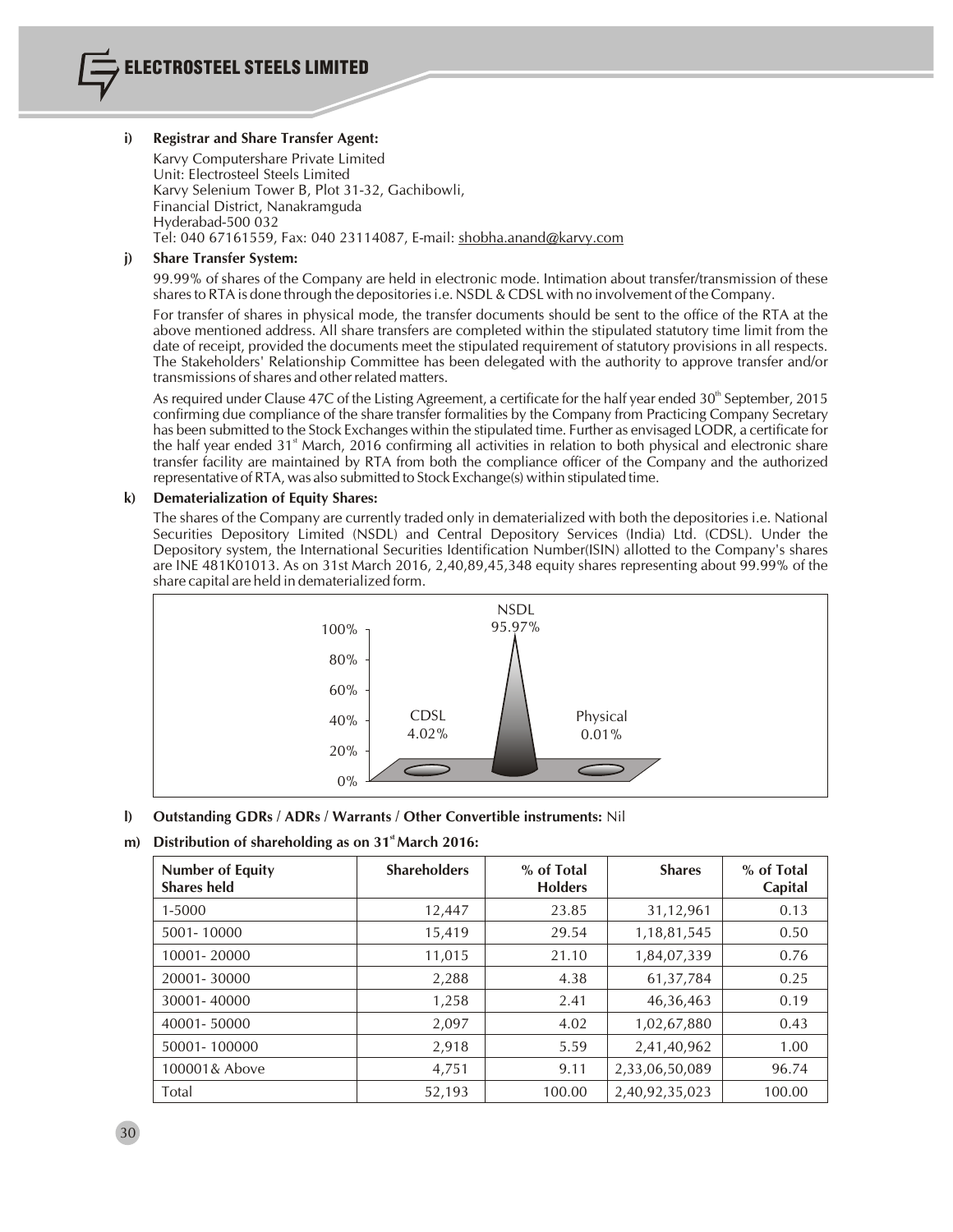**i) Registrar and Share Transfer Agent:**

Karvy Computershare Private Limited
Unit: Electrosteel Steels Limited
Karvy Selenium Tower B, Plot 31-32, Gachibowli,
Financial District, Nanakramguda
Hyderabad-500 032
Tel: 040 67161559, Fax: 040 23114087, E-mail: shobha.anand@karvy.com

**j) Share Transfer System:**

99.99% of shares of the Company are held in electronic mode. Intimation about transfer/transmission of these shares to RTA is done through the depositories i.e. NSDL & CDSL with no involvement of the Company.

For transfer of shares in physical mode, the transfer documents should be sent to the office of the RTA at the above mentioned address. All share transfers are completed within the stipulated statutory time limit from the date of receipt, provided the documents meet the stipulated requirement of statutory provisions in all respects. The Stakeholders' Relationship Committee has been delegated with the authority to approve transfer and/or transmissions of shares and other related matters.

As required under Clause 47C of the Listing Agreement, a certificate for the half year ended 30th September, 2015 confirming due compliance of the share transfer formalities by the Company from Practicing Company Secretary has been submitted to the Stock Exchanges within the stipulated time. Further as envisaged LODR, a certificate for the half year ended 31st March, 2016 confirming all activities in relation to both physical and electronic share transfer facility are maintained by RTA from both the compliance officer of the Company and the authorized representative of RTA, was also submitted to Stock Exchange(s) within stipulated time.

**k) Dematerialization of Equity Shares:**

The shares of the Company are currently traded only in dematerialized with both the depositories i.e. National Securities Depository Limited (NSDL) and Central Depository Services (India) Ltd. (CDSL). Under the Depository system, the International Securities Identification Number(ISIN) allotted to the Company's shares are INE 481K01013. As on 31st March 2016, 2,40,89,45,348 equity shares representing about 99.99% of the share capital are held in dematerialized form.

NSDL 95.97%
CDSL 4.02%
Physical 0.01%

**l) Outstanding GDRs / ADRs / Warrants / Other Convertible instruments:** Nil

**m) Distribution of shareholding as on 31st March 2016:**

| Number of Equity Shares held | Shareholders | % of Total Holders | Shares | % of Total Capital |
|---|---|---|---|---|
| 1-5000 | 12,447 | 23.85 | 31,12,961 | 0.13 |
| 5001- 10000 | 15,419 | 29.54 | 1,18,81,545 | 0.50 |
| 10001- 20000 | 11,015 | 21.10 | 1,84,07,339 | 0.76 |
| 20001- 30000 | 2,288 | 4.38 | 61,37,784 | 0.25 |
| 30001- 40000 | 1,258 | 2.41 | 46,36,463 | 0.19 |
| 40001- 50000 | 2,097 | 4.02 | 1,02,67,880 | 0.43 |
| 50001- 100000 | 2,918 | 5.59 | 2,41,40,962 | 1.00 |
| 100001& Above | 4,751 | 9.11 | 2,33,06,50,089 | 96.74 |
| Total | 52,193 | 100.00 | 2,40,92,35,023 | 100.00 |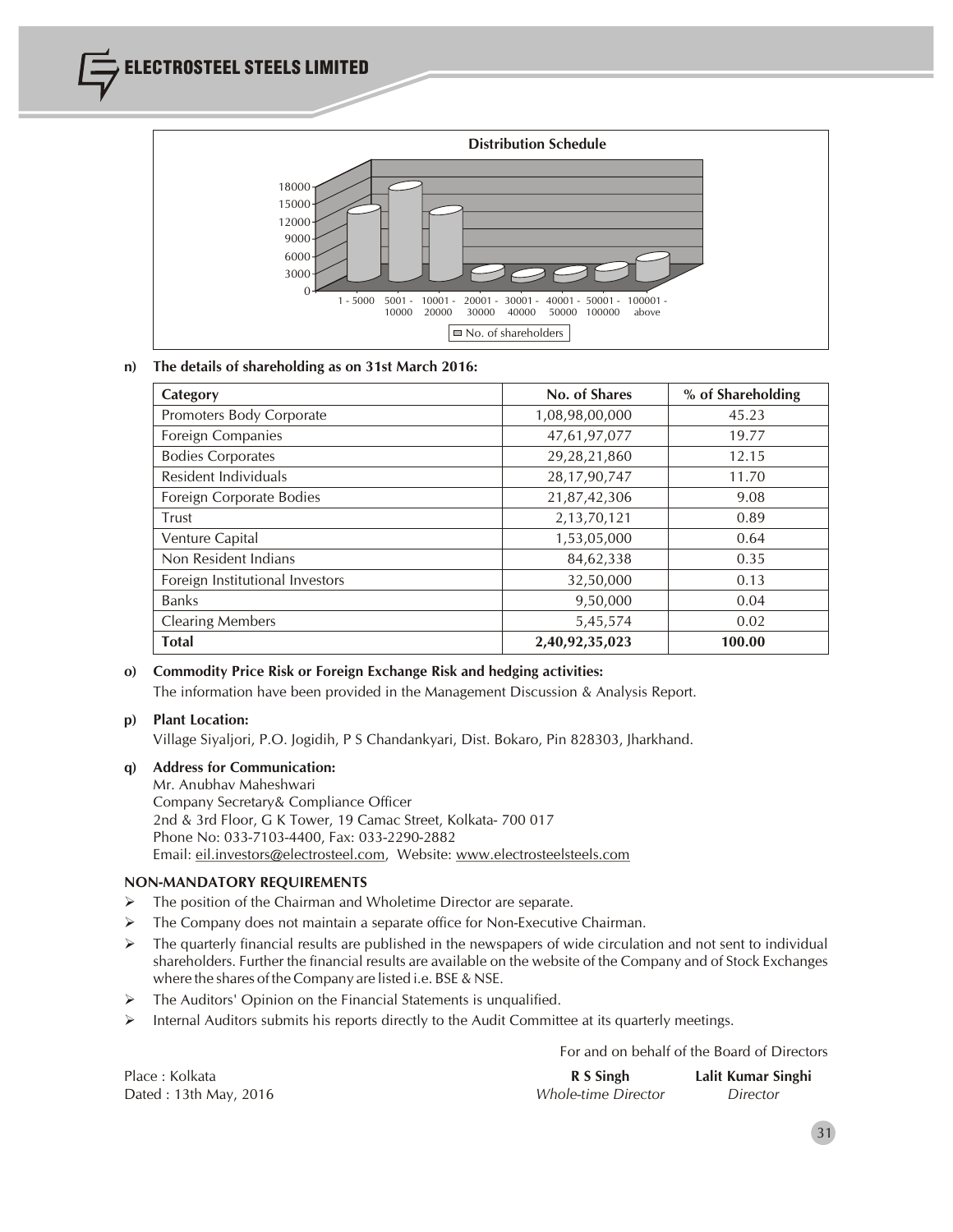**Distribution Schedule**

**n) The details of shareholding as on 31st March 2016:**

| Category | No. of Shares | % of Shareholding |
|---|---|---|
| Promoters Body Corporate | 1,08,98,00,000 | 45.23 |
| Foreign Companies | 47,61,97,077 | 19.77 |
| Bodies Corporates | 29,28,21,860 | 12.15 |
| Resident Individuals | 28,17,90,747 | 11.70 |
| Foreign Corporate Bodies | 21,87,42,306 | 9.08 |
| Trust | 2,13,70,121 | 0.89 |
| Venture Capital | 1,53,05,000 | 0.64 |
| Non Resident Indians | 84,62,338 | 0.35 |
| Foreign Institutional Investors | 32,50,000 | 0.13 |
| Banks | 9,50,000 | 0.04 |
| Clearing Members | 5,45,574 | 0.02 |
| **Total** | **2,40,92,35,023** | **100.00** |

**o) Commodity Price Risk or Foreign Exchange Risk and hedging activities:**

The information have been provided in the Management Discussion & Analysis Report.

**p) Plant Location:**

Village Siyaljori, P.O. Jogidih, P S Chandankyari, Dist. Bokaro, Pin 828303, Jharkhand.

**q) Address for Communication:**

Mr. Anubhav Maheshwari
Company Secretary& Compliance Officer
2nd & 3rd Floor, G K Tower, 19 Camac Street, Kolkata- 700 017
Phone No: 033-7103-4400, Fax: 033-2290-2882
Email: eil.investors@electrosteel.com, Website: www.electrosteelsteels.com

**NON-MANDATORY REQUIREMENTS**

- The position of the Chairman and Wholetime Director are separate.
- The Company does not maintain a separate office for Non-Executive Chairman.
- The quarterly financial results are published in the newspapers of wide circulation and not sent to individual shareholders. Further the financial results are available on the website of the Company and of Stock Exchanges where the shares of the Company are listed i.e. BSE & NSE.
- The Auditors' Opinion on the Financial Statements is unqualified.
- Internal Auditors submits his reports directly to the Audit Committee at its quarterly meetings.

For and on behalf of the Board of Directors

Place : Kolkata
Dated : 13th May, 2016

**R S Singh**
*Whole-time Director*

**Lalit Kumar Singhi**
*Director*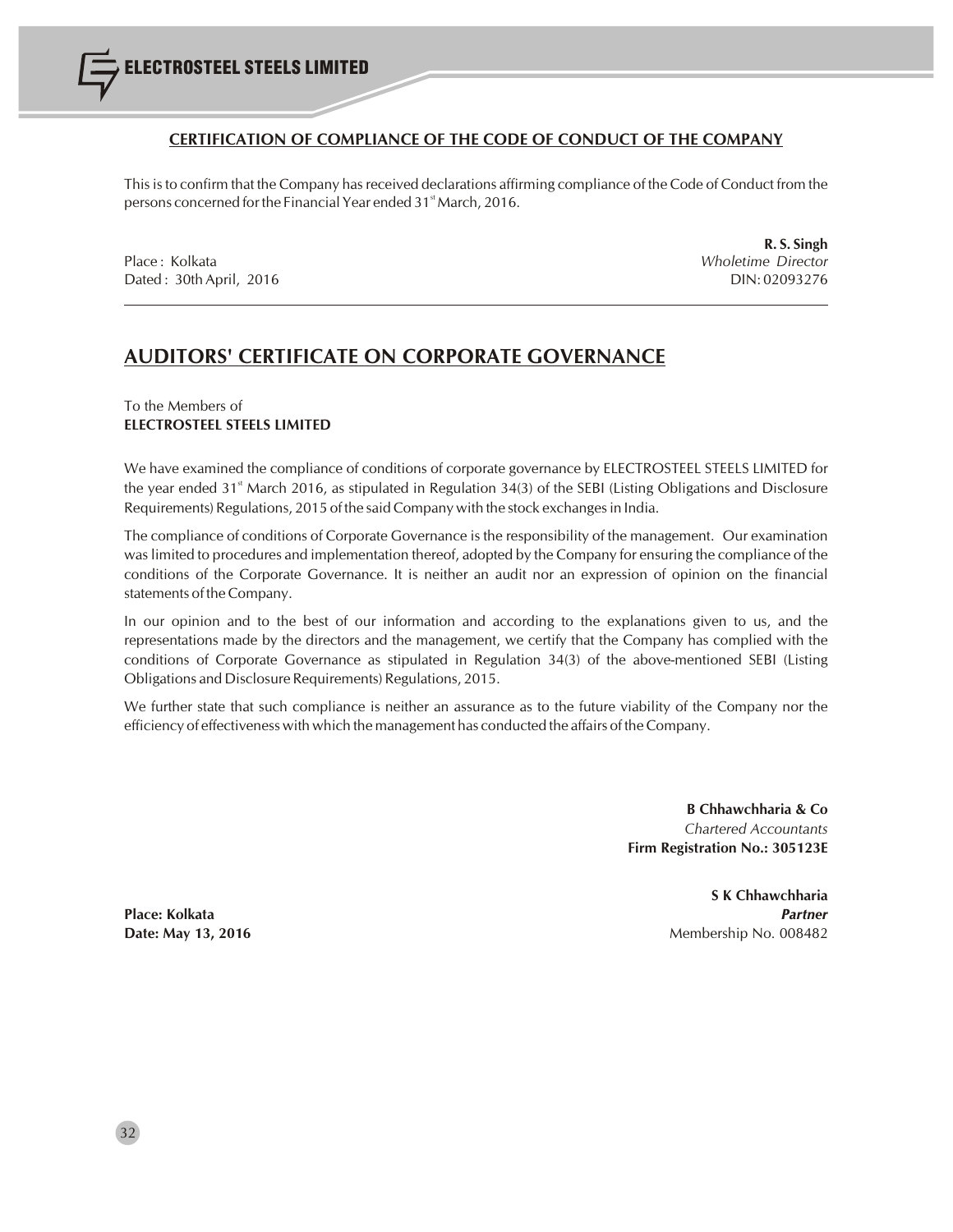## CERTIFICATION OF COMPLIANCE OF THE CODE OF CONDUCT OF THE COMPANY

This is to confirm that the Company has received declarations affirming compliance of the Code of Conduct from the persons concerned for the Financial Year ended 31st March, 2016.

**R. S. Singh**
*Wholetime Director*
DIN: 02093276

Place : Kolkata
Dated : 30th April, 2016

---

## AUDITORS' CERTIFICATE ON CORPORATE GOVERNANCE

To the Members of
**ELECTROSTEEL STEELS LIMITED**

We have examined the compliance of conditions of corporate governance by ELECTROSTEEL STEELS LIMITED for the year ended 31st March 2016, as stipulated in Regulation 34(3) of the SEBI (Listing Obligations and Disclosure Requirements) Regulations, 2015 of the said Company with the stock exchanges in India.

The compliance of conditions of Corporate Governance is the responsibility of the management. Our examination was limited to procedures and implementation thereof, adopted by the Company for ensuring the compliance of the conditions of the Corporate Governance. It is neither an audit nor an expression of opinion on the financial statements of the Company.

In our opinion and to the best of our information and according to the explanations given to us, and the representations made by the directors and the management, we certify that the Company has complied with the conditions of Corporate Governance as stipulated in Regulation 34(3) of the above-mentioned SEBI (Listing Obligations and Disclosure Requirements) Regulations, 2015.

We further state that such compliance is neither an assurance as to the future viability of the Company nor the efficiency of effectiveness with which the management has conducted the affairs of the Company.

**B Chhawchharia & Co**
*Chartered Accountants*
**Firm Registration No.: 305123E**

**S K Chhawchharia**
***Partner***
Membership No. 008482

**Place: Kolkata**
**Date: May 13, 2016**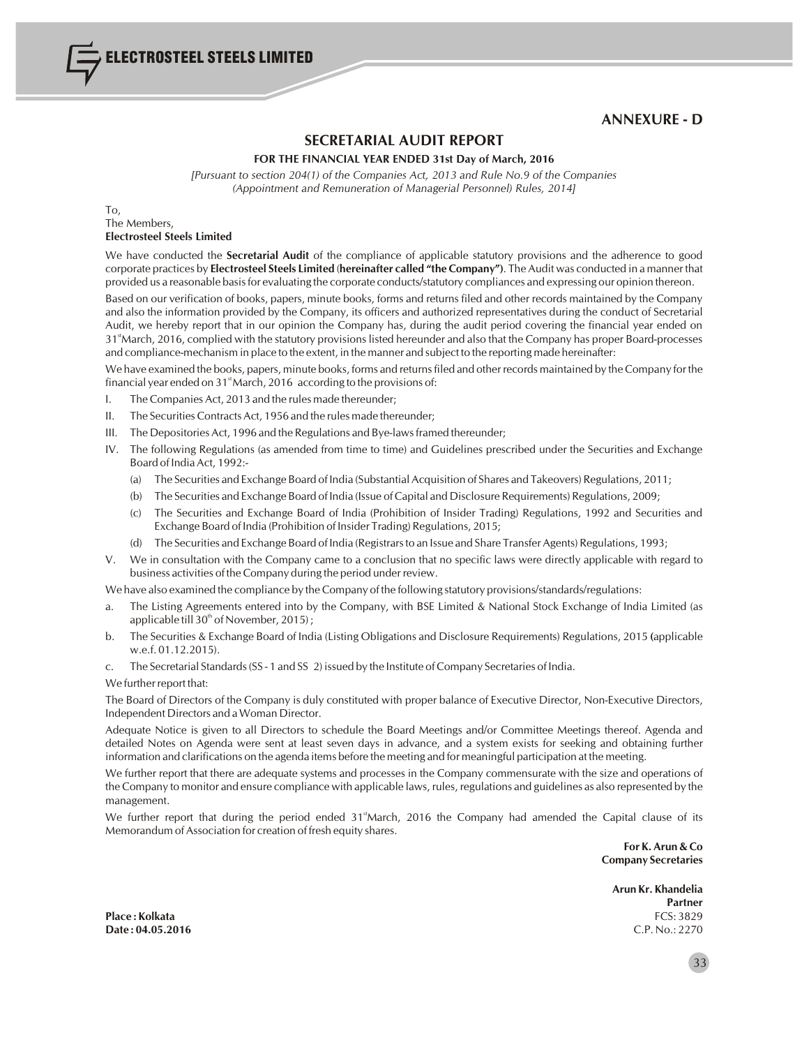# ANNEXURE - D

## SECRETARIAL AUDIT REPORT

**FOR THE FINANCIAL YEAR ENDED 31st Day of March, 2016**

*[Pursuant to section 204(1) of the Companies Act, 2013 and Rule No.9 of the Companies (Appointment and Remuneration of Managerial Personnel) Rules, 2014]*

To,
The Members,
**Electrosteel Steels Limited**

We have conducted the **Secretarial Audit** of the compliance of applicable statutory provisions and the adherence to good corporate practices by **Electrosteel Steels Limited** (**hereinafter called "the Company"**). The Audit was conducted in a manner that provided us a reasonable basis for evaluating the corporate conducts/statutory compliances and expressing our opinion thereon.

Based on our verification of books, papers, minute books, forms and returns filed and other records maintained by the Company and also the information provided by the Company, its officers and authorized representatives during the conduct of Secretarial Audit, we hereby report that in our opinion the Company has, during the audit period covering the financial year ended on 31st March, 2016, complied with the statutory provisions listed hereunder and also that the Company has proper Board-processes and compliance-mechanism in place to the extent, in the manner and subject to the reporting made hereinafter:

We have examined the books, papers, minute books, forms and returns filed and other records maintained by the Company for the financial year ended on 31st March, 2016 according to the provisions of:

I. The Companies Act, 2013 and the rules made thereunder;

II. The Securities Contracts Act, 1956 and the rules made thereunder;

III. The Depositories Act, 1996 and the Regulations and Bye-laws framed thereunder;

IV. The following Regulations (as amended from time to time) and Guidelines prescribed under the Securities and Exchange Board of India Act, 1992:-

   (a) The Securities and Exchange Board of India (Substantial Acquisition of Shares and Takeovers) Regulations, 2011;

   (b) The Securities and Exchange Board of India (Issue of Capital and Disclosure Requirements) Regulations, 2009;

   (c) The Securities and Exchange Board of India (Prohibition of Insider Trading) Regulations, 1992 and Securities and Exchange Board of India (Prohibition of Insider Trading) Regulations, 2015;

   (d) The Securities and Exchange Board of India (Registrars to an Issue and Share Transfer Agents) Regulations, 1993;

V. We in consultation with the Company came to a conclusion that no specific laws were directly applicable with regard to business activities of the Company during the period under review.

We have also examined the compliance by the Company of the following statutory provisions/standards/regulations:

a. The Listing Agreements entered into by the Company, with BSE Limited & National Stock Exchange of India Limited (as applicable till 30th of November, 2015) ;

b. The Securities & Exchange Board of India (Listing Obligations and Disclosure Requirements) Regulations, 2015 (applicable w.e.f. 01.12.2015).

c. The Secretarial Standards (SS - 1 and SS 2) issued by the Institute of Company Secretaries of India.

We further report that:

The Board of Directors of the Company is duly constituted with proper balance of Executive Director, Non-Executive Directors, Independent Directors and a Woman Director.

Adequate Notice is given to all Directors to schedule the Board Meetings and/or Committee Meetings thereof. Agenda and detailed Notes on Agenda were sent at least seven days in advance, and a system exists for seeking and obtaining further information and clarifications on the agenda items before the meeting and for meaningful participation at the meeting.

We further report that there are adequate systems and processes in the Company commensurate with the size and operations of the Company to monitor and ensure compliance with applicable laws, rules, regulations and guidelines as also represented by the management.

We further report that during the period ended 31st March, 2016 the Company had amended the Capital clause of its Memorandum of Association for creation of fresh equity shares.

**For K. Arun & Co**
**Company Secretaries**

**Arun Kr. Khandelia**
**Partner**
FCS: 3829
C.P. No.: 2270

**Place : Kolkata**
**Date : 04.05.2016**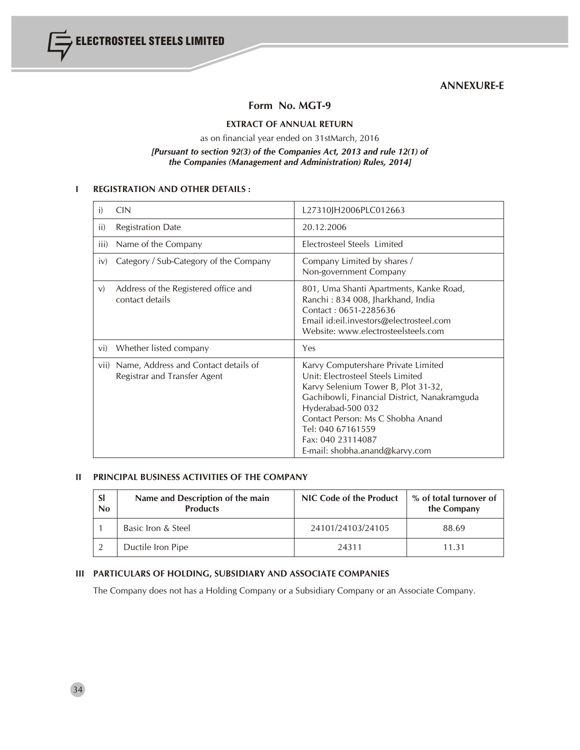# ANNEXURE-E

## Form No. MGT-9

### EXTRACT OF ANNUAL RETURN

as on financial year ended on 31stMarch, 2016

***[Pursuant to section 92(3) of the Companies Act, 2013 and rule 12(1) of the Companies (Management and Administration) Rules, 2014]***

### I REGISTRATION AND OTHER DETAILS :

| | |
|---|---|
| i) CIN | L27310JH2006PLC012663 |
| ii) Registration Date | 20.12.2006 |
| iii) Name of the Company | Electrosteel Steels Limited |
| iv) Category / Sub-Category of the Company | Company Limited by shares / Non-government Company |
| v) Address of the Registered office and contact details | 801, Uma Shanti Apartments, Kanke Road, Ranchi : 834 008, Jharkhand, India<br>Contact : 0651-2285636<br>Email id:eil.investors@electrosteel.com<br>Website: www.electrosteelsteels.com |
| vi) Whether listed company | Yes |
| vii) Name, Address and Contact details of Registrar and Transfer Agent | Karvy Computershare Private Limited<br>Unit: Electrosteel Steels Limited<br>Karvy Selenium Tower B, Plot 31-32,<br>Gachibowli, Financial District, Nanakramguda<br>Hyderabad-500 032<br>Contact Person: Ms C Shobha Anand<br>Tel: 040 67161559<br>Fax: 040 23114087<br>E-mail: shobha.anand@karvy.com |

### II PRINCIPAL BUSINESS ACTIVITIES OF THE COMPANY

| Sl No | Name and Description of the main Products | NIC Code of the Product | % of total turnover of the Company |
|---|---|---|---|
| 1 | Basic Iron & Steel | 24101/24103/24105 | 88.69 |
| 2 | Ductile Iron Pipe | 24311 | 11.31 |

### III PARTICULARS OF HOLDING, SUBSIDIARY AND ASSOCIATE COMPANIES

The Company does not has a Holding Company or a Subsidiary Company or an Associate Company.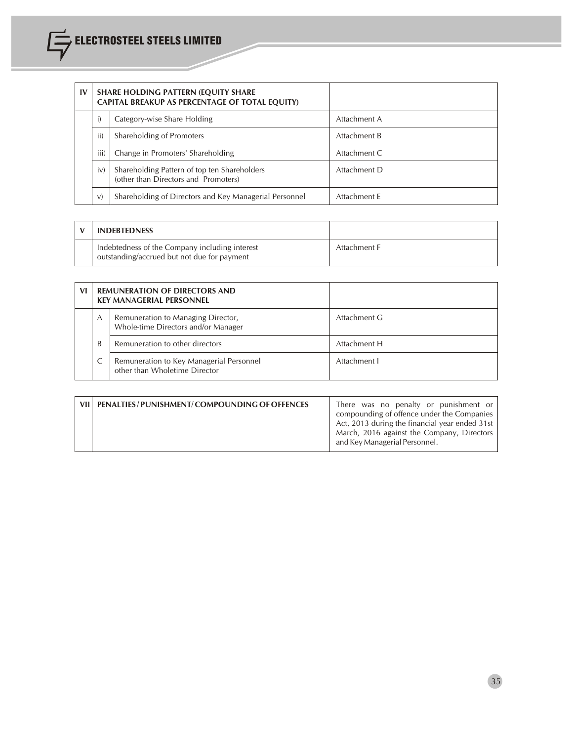| IV | SHARE HOLDING PATTERN (EQUITY SHARE CAPITAL BREAKUP AS PERCENTAGE OF TOTAL EQUITY) | |
|---|---|---|
| | i) Category-wise Share Holding | Attachment A |
| | ii) Shareholding of Promoters | Attachment B |
| | iii) Change in Promoters' Shareholding | Attachment C |
| | iv) Shareholding Pattern of top ten Shareholders (other than Directors and Promoters) | Attachment D |
| | v) Shareholding of Directors and Key Managerial Personnel | Attachment E |

| V | INDEBTEDNESS | |
|---|---|---|
| | Indebtedness of the Company including interest outstanding/accrued but not due for payment | Attachment F |

| VI | REMUNERATION OF DIRECTORS AND KEY MANAGERIAL PERSONNEL | |
|---|---|---|
| | A Remuneration to Managing Director, Whole-time Directors and/or Manager | Attachment G |
| | B Remuneration to other directors | Attachment H |
| | C Remuneration to Key Managerial Personnel other than Wholetime Director | Attachment I |

| VII | PENALTIES / PUNISHMENT/ COMPOUNDING OF OFFENCES | There was no penalty or punishment or compounding of offence under the Companies Act, 2013 during the financial year ended 31st March, 2016 against the Company, Directors and Key Managerial Personnel. |
|---|---|---|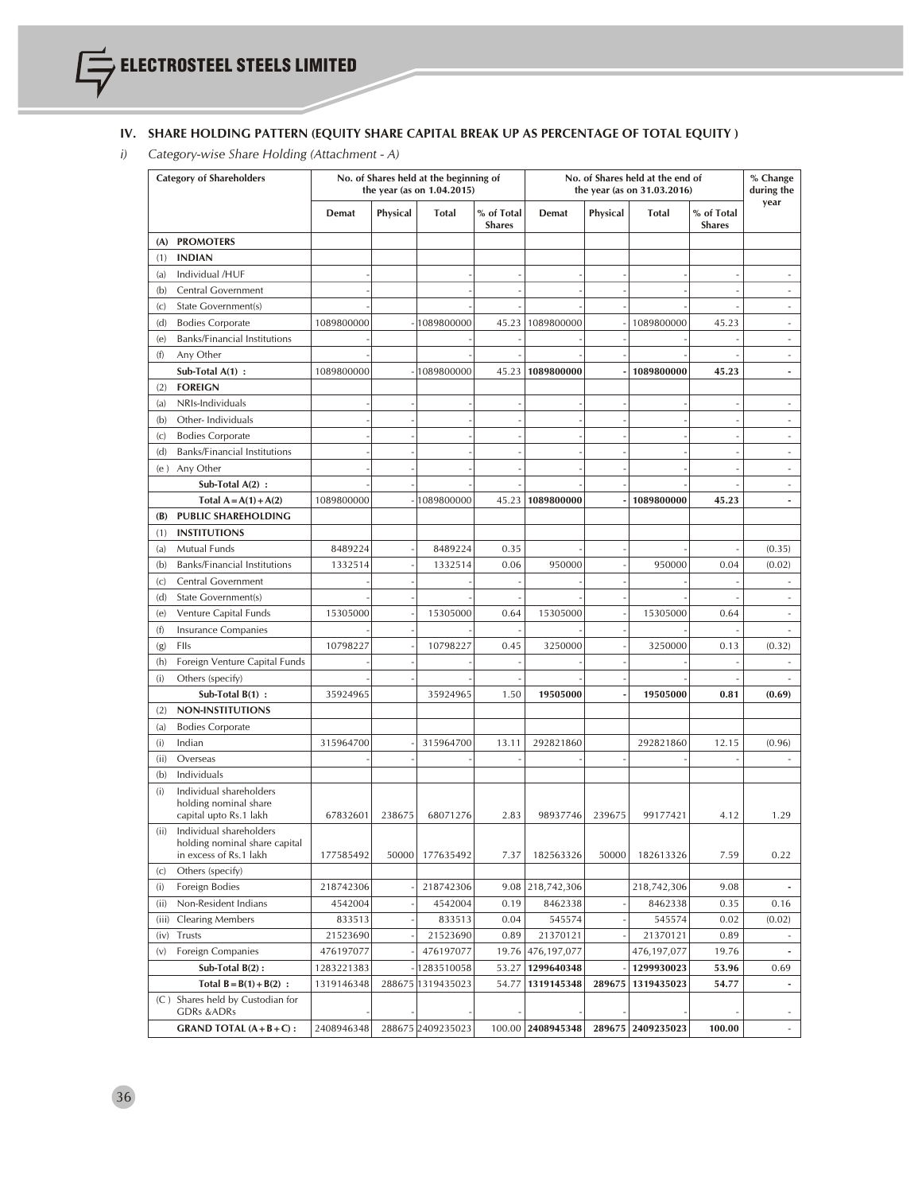## IV. SHARE HOLDING PATTERN (EQUITY SHARE CAPITAL BREAK UP AS PERCENTAGE OF TOTAL EQUITY )

*i) Category-wise Share Holding (Attachment - A)*

| | Category of Shareholders | No. of Shares held at the beginning of the year (as on 1.04.2015) | | | | No. of Shares held at the end of the year (as on 31.03.2016) | | | | % Change during the year |
|---|---|---|---|---|---|---|---|---|---|---|
| | | Demat | Physical | Total | % of Total Shares | Demat | Physical | Total | % of Total Shares | |
| **(A)** | **PROMOTERS** | | | | | | | | | |
| (1) | **INDIAN** | | | | | | | | | |
| (a) | Individual /HUF | - | | - | - | - | - | - | - | - |
| (b) | Central Government | - | | - | - | - | - | - | - | - |
| (c) | State Government(s) | - | | - | - | - | - | - | - | - |
| (d) | Bodies Corporate | 1089800000 | - | 1089800000 | 45.23 | 1089800000 | - | 1089800000 | 45.23 | - |
| (e) | Banks/Financial Institutions | - | | - | - | - | - | - | - | - |
| (f) | Any Other | - | | - | - | - | - | - | - | - |
| | **Sub-Total A(1) :** | 1089800000 | - | 1089800000 | 45.23 | **1089800000** | **-** | **1089800000** | **45.23** | **-** |
| (2) | **FOREIGN** | | | | | | | | | |
| (a) | NRIs-Individuals | - | - | - | - | - | - | - | - | - |
| (b) | Other- Individuals | - | - | - | - | - | - | - | - | - |
| (c) | Bodies Corporate | - | - | - | - | - | - | - | - | - |
| (d) | Banks/Financial Institutions | - | - | - | - | - | - | - | - | - |
| (e ) | Any Other | - | - | - | - | - | - | - | - | - |
| | **Sub-Total A(2) :** | - | - | - | - | - | - | - | - | - |
| | **Total A = A(1) + A(2)** | 1089800000 | - | 1089800000 | 45.23 | **1089800000** | **-** | **1089800000** | **45.23** | **-** |
| **(B)** | **PUBLIC SHAREHOLDING** | | | | | | | | | |
| (1) | **INSTITUTIONS** | | | | | | | | | |
| (a) | Mutual Funds | 8489224 | - | 8489224 | 0.35 | - | - | - | - | (0.35) |
| (b) | Banks/Financial Institutions | 1332514 | - | 1332514 | 0.06 | 950000 | - | 950000 | 0.04 | (0.02) |
| (c) | Central Government | - | - | - | - | - | - | - | - | - |
| (d) | State Government(s) | - | - | - | - | - | - | - | - | - |
| (e) | Venture Capital Funds | 15305000 | - | 15305000 | 0.64 | 15305000 | - | 15305000 | 0.64 | - |
| (f) | Insurance Companies | - | - | - | - | - | - | - | - | - |
| (g) | FIIs | 10798227 | - | 10798227 | 0.45 | 3250000 | - | 3250000 | 0.13 | (0.32) |
| (h) | Foreign Venture Capital Funds | - | - | - | - | - | - | - | - | - |
| (i) | Others (specify) | - | - | - | - | - | - | - | - | - |
| | **Sub-Total B(1) :** | 35924965 | | 35924965 | 1.50 | **19505000** | **-** | **19505000** | **0.81** | **(0.69)** |
| (2) | **NON-INSTITUTIONS** | | | | | | | | | |
| (a) | Bodies Corporate | | | | | | | | | |
| (i) | Indian | 315964700 | - | 315964700 | 13.11 | 292821860 | | 292821860 | 12.15 | (0.96) |
| (ii) | Overseas | - | - | - | - | - | - | - | - | - |
| (b) | Individuals | | | | | | | | | |
| (i) | Individual shareholders holding nominal share capital upto Rs.1 lakh | 67832601 | 238675 | 68071276 | 2.83 | 98937746 | 239675 | 99177421 | 4.12 | 1.29 |
| (ii) | Individual shareholders holding nominal share capital in excess of Rs.1 lakh | 177585492 | 50000 | 177635492 | 7.37 | 182563326 | 50000 | 182613326 | 7.59 | 0.22 |
| (c) | Others (specify) | | | | | | | | | |
| (i) | Foreign Bodies | 218742306 | - | 218742306 | 9.08 | 218,742,306 | | 218,742,306 | 9.08 | - |
| (ii) | Non-Resident Indians | 4542004 | - | 4542004 | 0.19 | 8462338 | - | 8462338 | 0.35 | 0.16 |
| (iii) | Clearing Members | 833513 | - | 833513 | 0.04 | 545574 | - | 545574 | 0.02 | (0.02) |
| (iv) | Trusts | 21523690 | - | 21523690 | 0.89 | 21370121 | - | 21370121 | 0.89 | - |
| (v) | Foreign Companies | 476197077 | - | 476197077 | 19.76 | 476,197,077 | | 476,197,077 | 19.76 | - |
| | **Sub-Total B(2) :** | 1283221383 | - | 1283510058 | 53.27 | **1299640348** | **-** | **1299930023** | **53.96** | 0.69 |
| | **Total B = B(1) + B(2) :** | 1319146348 | 288675 | 1319435023 | 54.77 | **1319145348** | **289675** | **1319435023** | **54.77** | **-** |
| (C ) | Shares held by Custodian for GDRs &ADRs | - | - | - | - | - | - | - | - | - |
| | **GRAND TOTAL (A + B + C) :** | 2408946348 | 288675 | 2409235023 | 100.00 | **2408945348** | **289675** | **2409235023** | **100.00** | - |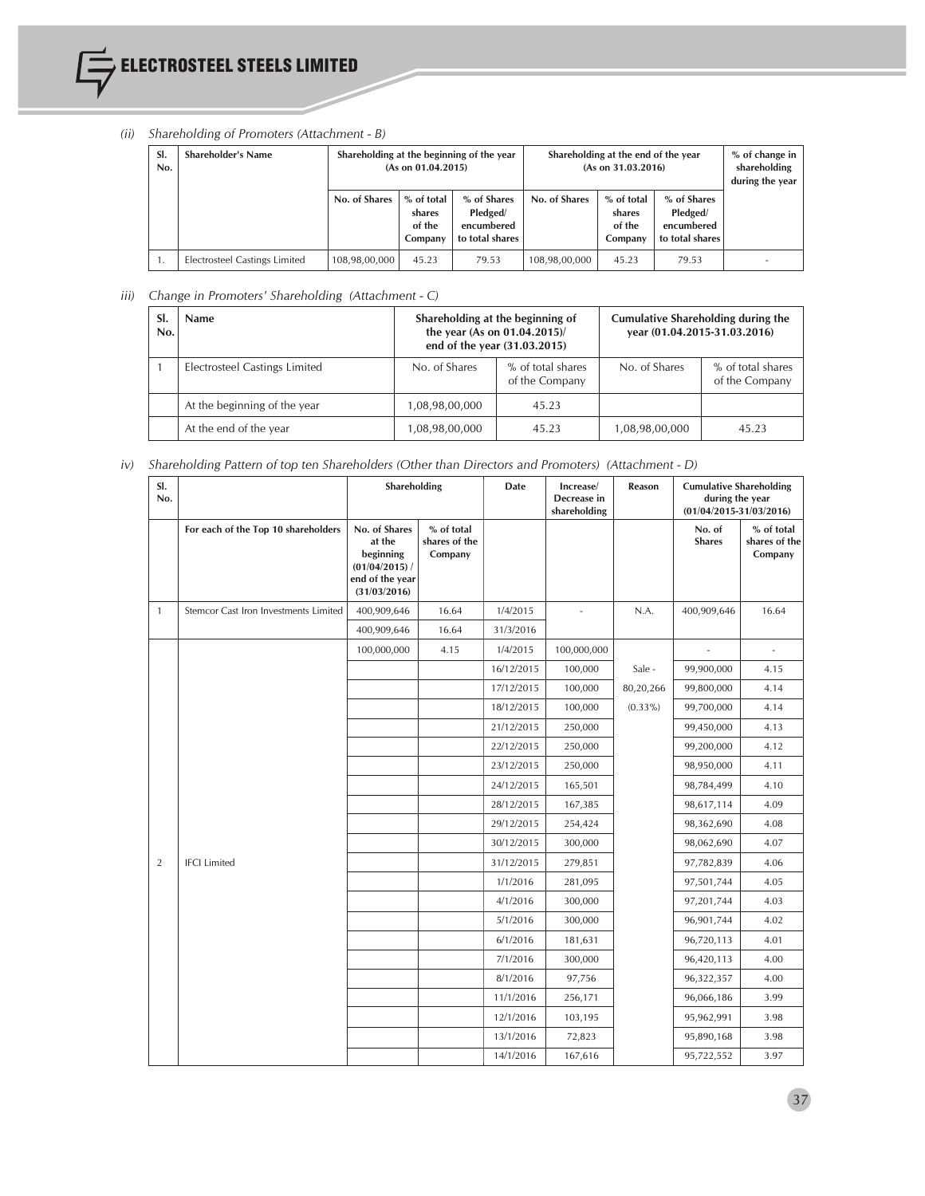*(ii) Shareholding of Promoters (Attachment - B)*

| Sl. No. | Shareholder's Name | Shareholding at the beginning of the year (As on 01.04.2015) | | | Shareholding at the end of the year (As on 31.03.2016) | | | % of change in shareholding during the year |
|---|---|---|---|---|---|---|---|---|
| | | No. of Shares | % of total shares of the Company | % of Shares Pledged/ encumbered to total shares | No. of Shares | % of total shares of the Company | % of Shares Pledged/ encumbered to total shares | |
| 1. | Electrosteel Castings Limited | 108,98,00,000 | 45.23 | 79.53 | 108,98,00,000 | 45.23 | 79.53 | - |

*iii) Change in Promoters' Shareholding (Attachment - C)*

| Sl. No. | Name | Shareholding at the beginning of the year (As on 01.04.2015)/ end of the year (31.03.2015) | | Cumulative Shareholding during the year (01.04.2015-31.03.2016) | |
|---|---|---|---|---|---|
| 1 | Electrosteel Castings Limited | No. of Shares | % of total shares of the Company | No. of Shares | % of total shares of the Company |
| | At the beginning of the year | 1,08,98,00,000 | 45.23 | | |
| | At the end of the year | 1,08,98,00,000 | 45.23 | 1,08,98,00,000 | 45.23 |

*iv) Shareholding Pattern of top ten Shareholders (Other than Directors and Promoters) (Attachment - D)*

| Sl. No. | | Shareholding | | Date | Increase/ Decrease in shareholding | Reason | Cumulative Shareholding during the year (01/04/2015-31/03/2016) | |
|---|---|---|---|---|---|---|---|---|
| | For each of the Top 10 shareholders | No. of Shares at the beginning (01/04/2015) / end of the year (31/03/2016) | % of total shares of the Company | | | | No. of Shares | % of total shares of the Company |
| 1 | Stemcor Cast Iron Investments Limited | 400,909,646 | 16.64 | 1/4/2015 | - | N.A. | 400,909,646 | 16.64 |
| | | 400,909,646 | 16.64 | 31/3/2016 | | | | |
| 2 | IFCI Limited | 100,000,000 | 4.15 | 1/4/2015 | 100,000,000 | | - | - |
| | | | | 16/12/2015 | 100,000 | Sale - 80,20,266 (0.33%) | 99,900,000 | 4.15 |
| | | | | 17/12/2015 | 100,000 | | 99,800,000 | 4.14 |
| | | | | 18/12/2015 | 100,000 | | 99,700,000 | 4.14 |
| | | | | 21/12/2015 | 250,000 | | 99,450,000 | 4.13 |
| | | | | 22/12/2015 | 250,000 | | 99,200,000 | 4.12 |
| | | | | 23/12/2015 | 250,000 | | 98,950,000 | 4.11 |
| | | | | 24/12/2015 | 165,501 | | 98,784,499 | 4.10 |
| | | | | 28/12/2015 | 167,385 | | 98,617,114 | 4.09 |
| | | | | 29/12/2015 | 254,424 | | 98,362,690 | 4.08 |
| | | | | 30/12/2015 | 300,000 | | 98,062,690 | 4.07 |
| | | | | 31/12/2015 | 279,851 | | 97,782,839 | 4.06 |
| | | | | 1/1/2016 | 281,095 | | 97,501,744 | 4.05 |
| | | | | 4/1/2016 | 300,000 | | 97,201,744 | 4.03 |
| | | | | 5/1/2016 | 300,000 | | 96,901,744 | 4.02 |
| | | | | 6/1/2016 | 181,631 | | 96,720,113 | 4.01 |
| | | | | 7/1/2016 | 300,000 | | 96,420,113 | 4.00 |
| | | | | 8/1/2016 | 97,756 | | 96,322,357 | 4.00 |
| | | | | 11/1/2016 | 256,171 | | 96,066,186 | 3.99 |
| | | | | 12/1/2016 | 103,195 | | 95,962,991 | 3.98 |
| | | | | 13/1/2016 | 72,823 | | 95,890,168 | 3.98 |
| | | | | 14/1/2016 | 167,616 | | 95,722,552 | 3.97 |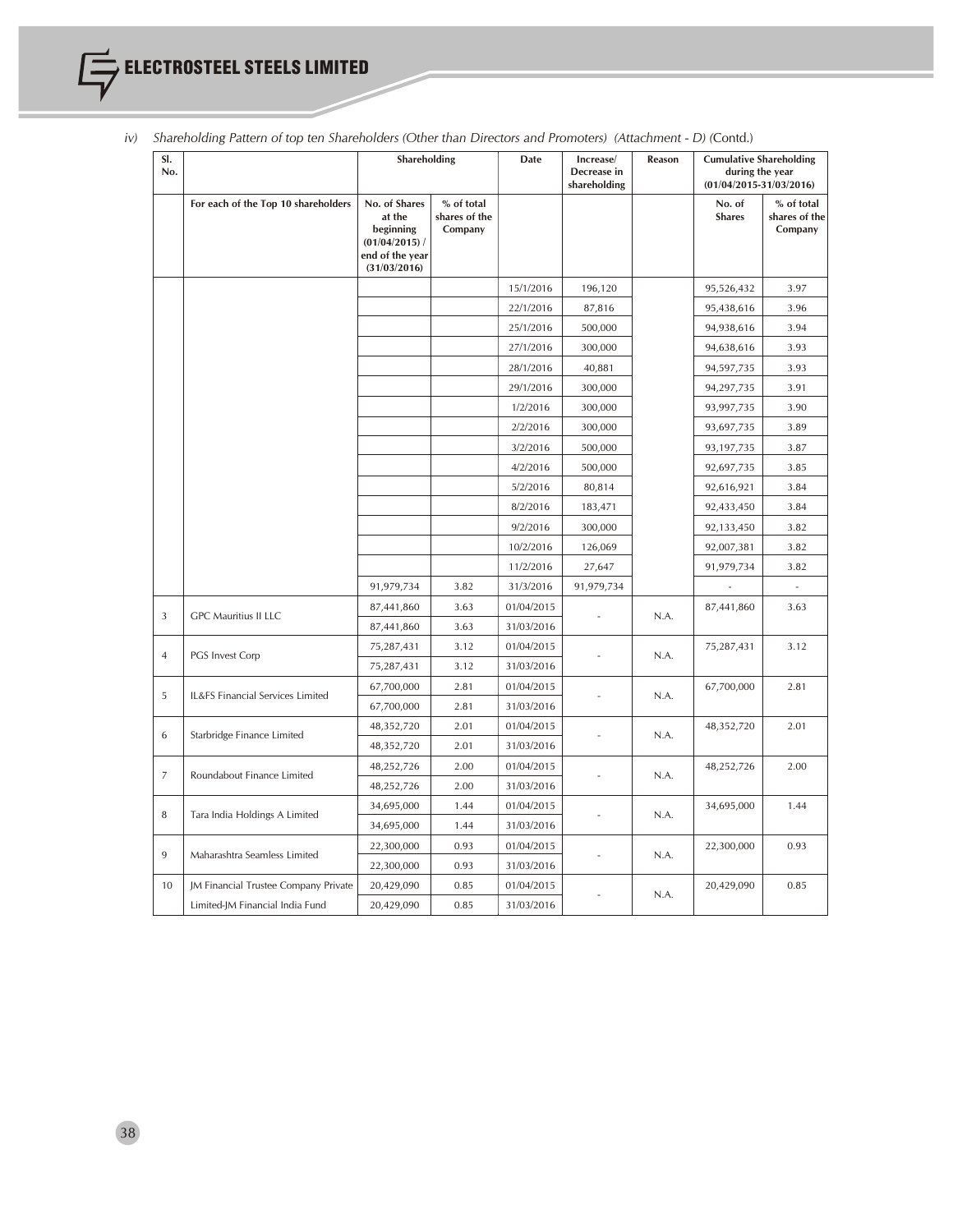iv) *Shareholding Pattern of top ten Shareholders (Other than Directors and Promoters) (Attachment - D) (Contd.)*

| Sl. No. | | Shareholding | | Date | Increase/ Decrease in shareholding | Reason | Cumulative Shareholding during the year (01/04/2015-31/03/2016) | |
|---|---|---|---|---|---|---|---|---|
| | For each of the Top 10 shareholders | No. of Shares at the beginning (01/04/2015) / end of the year (31/03/2016) | % of total shares of the Company | | | | No. of Shares | % of total shares of the Company |
| | | | | 15/1/2016 | 196,120 | | 95,526,432 | 3.97 |
| | | | | 22/1/2016 | 87,816 | | 95,438,616 | 3.96 |
| | | | | 25/1/2016 | 500,000 | | 94,938,616 | 3.94 |
| | | | | 27/1/2016 | 300,000 | | 94,638,616 | 3.93 |
| | | | | 28/1/2016 | 40,881 | | 94,597,735 | 3.93 |
| | | | | 29/1/2016 | 300,000 | | 94,297,735 | 3.91 |
| | | | | 1/2/2016 | 300,000 | | 93,997,735 | 3.90 |
| | | | | 2/2/2016 | 300,000 | | 93,697,735 | 3.89 |
| | | | | 3/2/2016 | 500,000 | | 93,197,735 | 3.87 |
| | | | | 4/2/2016 | 500,000 | | 92,697,735 | 3.85 |
| | | | | 5/2/2016 | 80,814 | | 92,616,921 | 3.84 |
| | | | | 8/2/2016 | 183,471 | | 92,433,450 | 3.84 |
| | | | | 9/2/2016 | 300,000 | | 92,133,450 | 3.82 |
| | | | | 10/2/2016 | 126,069 | | 92,007,381 | 3.82 |
| | | | | 11/2/2016 | 27,647 | | 91,979,734 | 3.82 |
| | | 91,979,734 | 3.82 | 31/3/2016 | 91,979,734 | | - | - |
| 3 | GPC Mauritius II LLC | 87,441,860 | 3.63 | 01/04/2015 | - | N.A. | 87,441,860 | 3.63 |
| | | 87,441,860 | 3.63 | 31/03/2016 | | | | |
| 4 | PGS Invest Corp | 75,287,431 | 3.12 | 01/04/2015 | - | N.A. | 75,287,431 | 3.12 |
| | | 75,287,431 | 3.12 | 31/03/2016 | | | | |
| 5 | IL&FS Financial Services Limited | 67,700,000 | 2.81 | 01/04/2015 | - | N.A. | 67,700,000 | 2.81 |
| | | 67,700,000 | 2.81 | 31/03/2016 | | | | |
| 6 | Starbridge Finance Limited | 48,352,720 | 2.01 | 01/04/2015 | - | N.A. | 48,352,720 | 2.01 |
| | | 48,352,720 | 2.01 | 31/03/2016 | | | | |
| 7 | Roundabout Finance Limited | 48,252,726 | 2.00 | 01/04/2015 | - | N.A. | 48,252,726 | 2.00 |
| | | 48,252,726 | 2.00 | 31/03/2016 | | | | |
| 8 | Tara India Holdings A Limited | 34,695,000 | 1.44 | 01/04/2015 | - | N.A. | 34,695,000 | 1.44 |
| | | 34,695,000 | 1.44 | 31/03/2016 | | | | |
| 9 | Maharashtra Seamless Limited | 22,300,000 | 0.93 | 01/04/2015 | - | N.A. | 22,300,000 | 0.93 |
| | | 22,300,000 | 0.93 | 31/03/2016 | | | | |
| 10 | JM Financial Trustee Company Private Limited-JM Financial India Fund | 20,429,090 | 0.85 | 01/04/2015 | - | N.A. | 20,429,090 | 0.85 |
| | | 20,429,090 | 0.85 | 31/03/2016 | | | | |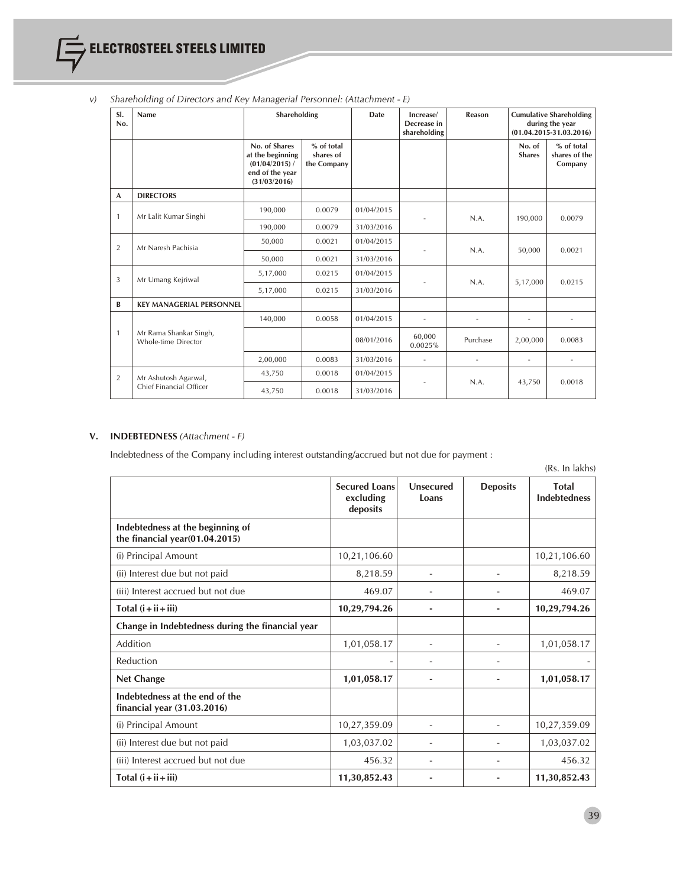v) *Shareholding of Directors and Key Managerial Personnel: (Attachment - E)*

| Sl. No. | Name | Shareholding | | Date | Increase/ Decrease in shareholding | Reason | Cumulative Shareholding during the year (01.04.2015-31.03.2016) | |
|---|---|---|---|---|---|---|---|---|
| | | No. of Shares at the beginning (01/04/2015) / end of the year (31/03/2016) | % of total shares of the Company | | | | No. of Shares | % of total shares of the Company |
| **A** | **DIRECTORS** | | | | | | | |
| 1 | Mr Lalit Kumar Singhi | 190,000 | 0.0079 | 01/04/2015 | - | N.A. | 190,000 | 0.0079 |
| | | 190,000 | 0.0079 | 31/03/2016 | | | | |
| 2 | Mr Naresh Pachisia | 50,000 | 0.0021 | 01/04/2015 | - | N.A. | 50,000 | 0.0021 |
| | | 50,000 | 0.0021 | 31/03/2016 | | | | |
| 3 | Mr Umang Kejriwal | 5,17,000 | 0.0215 | 01/04/2015 | - | N.A. | 5,17,000 | 0.0215 |
| | | 5,17,000 | 0.0215 | 31/03/2016 | | | | |
| **B** | **KEY MANAGERIAL PERSONNEL** | | | | | | | |
| 1 | Mr Rama Shankar Singh, Whole-time Director | 140,000 | 0.0058 | 01/04/2015 | - | - | - | - |
| | | | | 08/01/2016 | 60,000 0.0025% | Purchase | 2,00,000 | 0.0083 |
| | | 2,00,000 | 0.0083 | 31/03/2016 | - | - | - | - |
| 2 | Mr Ashutosh Agarwal, Chief Financial Officer | 43,750 | 0.0018 | 01/04/2015 | - | N.A. | 43,750 | 0.0018 |
| | | 43,750 | 0.0018 | 31/03/2016 | | | | |

## V. INDEBTEDNESS *(Attachment - F)*

Indebtedness of the Company including interest outstanding/accrued but not due for payment :

(Rs. In lakhs)

| | Secured Loans excluding deposits | Unsecured Loans | Deposits | Total Indebtedness |
|---|---|---|---|---|
| **Indebtedness at the beginning of the financial year(01.04.2015)** | | | | |
| (i) Principal Amount | 10,21,106.60 | | | 10,21,106.60 |
| (ii) Interest due but not paid | 8,218.59 | - | - | 8,218.59 |
| (iii) Interest accrued but not due | 469.07 | - | - | 469.07 |
| **Total (i+ii+iii)** | **10,29,794.26** | **-** | **-** | **10,29,794.26** |
| **Change in Indebtedness during the financial year** | | | | |
| Addition | 1,01,058.17 | - | - | 1,01,058.17 |
| Reduction | - | - | - | - |
| **Net Change** | **1,01,058.17** | **-** | **-** | **1,01,058.17** |
| **Indebtedness at the end of the financial year (31.03.2016)** | | | | |
| (i) Principal Amount | 10,27,359.09 | - | - | 10,27,359.09 |
| (ii) Interest due but not paid | 1,03,037.02 | - | - | 1,03,037.02 |
| (iii) Interest accrued but not due | 456.32 | - | - | 456.32 |
| **Total (i+ii+iii)** | **11,30,852.43** | **-** | **-** | **11,30,852.43** |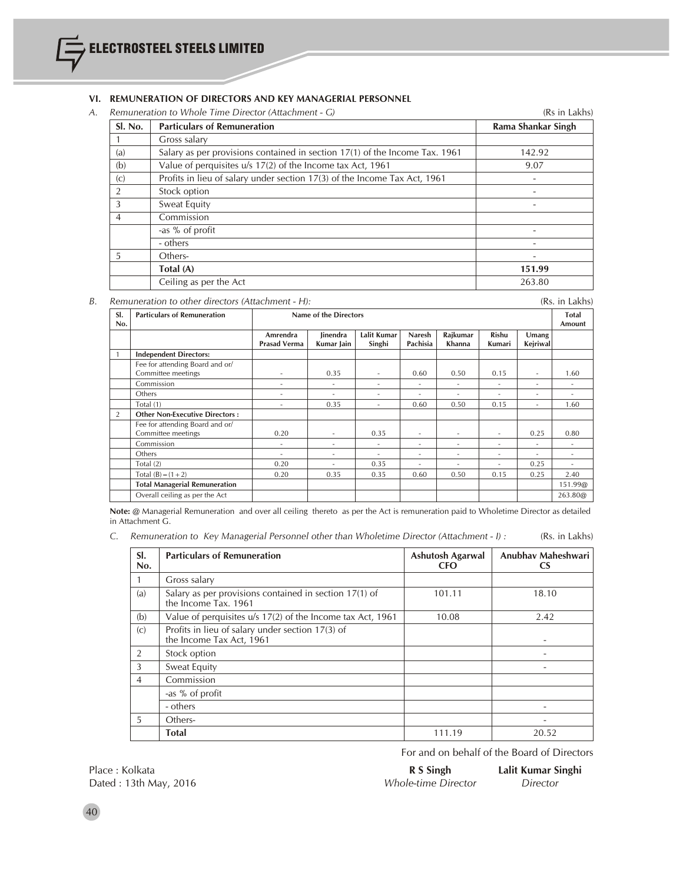### VI. REMUNERATION OF DIRECTORS AND KEY MANAGERIAL PERSONNEL

*A. Remuneration to Whole Time Director (Attachment - G)* (Rs in Lakhs)

| Sl. No. | Particulars of Remuneration | Rama Shankar Singh |
|---|---|---|
| 1 | Gross salary | |
| (a) | Salary as per provisions contained in section 17(1) of the Income Tax. 1961 | 142.92 |
| (b) | Value of perquisites u/s 17(2) of the Income tax Act, 1961 | 9.07 |
| (c) | Profits in lieu of salary under section 17(3) of the Income Tax Act, 1961 | - |
| 2 | Stock option | - |
| 3 | Sweat Equity | - |
| 4 | Commission | |
| | -as % of profit | - |
| | - others | - |
| 5 | Others- | - |
| | **Total (A)** | **151.99** |
| | Ceiling as per the Act | 263.80 |

*B. Remuneration to other directors (Attachment - H):* (Rs. in Lakhs)

| Sl. No. | Particulars of Remuneration | Name of the Directors | | | | | | | Total Amount |
|---|---|---|---|---|---|---|---|---|---|
| | | Amrendra Prasad Verma | Jinendra Kumar Jain | Lalit Kumar Singhi | Naresh Pachisia | Rajkumar Khanna | Rishu Kumari | Umang Kejriwal | |
| 1 | **Independent Directors:** | | | | | | | | |
| | Fee for attending Board and or/ Committee meetings | - | 0.35 | - | 0.60 | 0.50 | 0.15 | - | 1.60 |
| | Commission | - | - | - | - | - | - | - | - |
| | Others | - | - | - | - | - | - | - | - |
| | Total (1) | - | 0.35 | - | 0.60 | 0.50 | 0.15 | - | 1.60 |
| 2 | **Other Non-Executive Directors :** | | | | | | | | |
| | Fee for attending Board and or/ Committee meetings | 0.20 | - | 0.35 | - | - | - | 0.25 | 0.80 |
| | Commission | - | - | - | - | - | - | - | - |
| | Others | - | - | - | - | - | - | - | - |
| | Total (2) | 0.20 | - | 0.35 | - | - | - | 0.25 | - |
| | Total (B) = (1 + 2) | 0.20 | 0.35 | 0.35 | 0.60 | 0.50 | 0.15 | 0.25 | 2.40 |
| | **Total Managerial Remuneration** | | | | | | | | 151.99@ |
| | Overall ceiling as per the Act | | | | | | | | 263.80@ |

**Note:** @ Managerial Remuneration and over all ceiling thereto as per the Act is remuneration paid to Wholetime Director as detailed in Attachment G.

*C. Remuneration to Key Managerial Personnel other than Wholetime Director (Attachment - I) :* (Rs. in Lakhs)

| Sl. No. | Particulars of Remuneration | Ashutosh Agarwal CFO | Anubhav Maheshwari CS |
|---|---|---|---|
| 1 | Gross salary | | |
| (a) | Salary as per provisions contained in section 17(1) of the Income Tax. 1961 | 101.11 | 18.10 |
| (b) | Value of perquisites u/s 17(2) of the Income tax Act, 1961 | 10.08 | 2.42 |
| (c) | Profits in lieu of salary under section 17(3) of the Income Tax Act, 1961 | | - |
| 2 | Stock option | | - |
| 3 | Sweat Equity | | - |
| 4 | Commission | | |
| | -as % of profit | | |
| | - others | | - |
| 5 | Others- | | - |
| | **Total** | 111.19 | 20.52 |

For and on behalf of the Board of Directors

Place : Kolkata
Dated : 13th May, 2016

**R S Singh**
*Whole-time Director*

**Lalit Kumar Singhi**
*Director*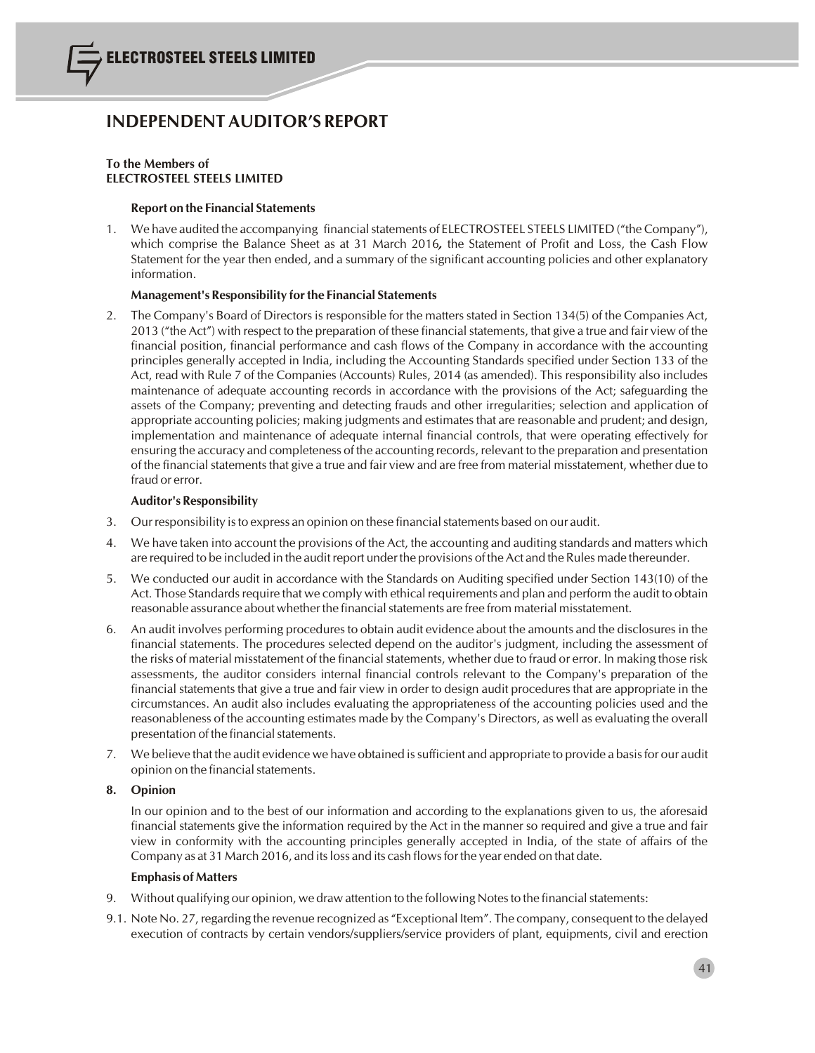# INDEPENDENT AUDITOR'S REPORT

**To the Members of**
**ELECTROSTEEL STEELS LIMITED**

**Report on the Financial Statements**

1. We have audited the accompanying financial statements of ELECTROSTEEL STEELS LIMITED ("the Company"), which comprise the Balance Sheet as at 31 March 2016**,** the Statement of Profit and Loss, the Cash Flow Statement for the year then ended, and a summary of the significant accounting policies and other explanatory information.

**Management's Responsibility for the Financial Statements**

2. The Company's Board of Directors is responsible for the matters stated in Section 134(5) of the Companies Act, 2013 ("the Act") with respect to the preparation of these financial statements, that give a true and fair view of the financial position, financial performance and cash flows of the Company in accordance with the accounting principles generally accepted in India, including the Accounting Standards specified under Section 133 of the Act, read with Rule 7 of the Companies (Accounts) Rules, 2014 (as amended). This responsibility also includes maintenance of adequate accounting records in accordance with the provisions of the Act; safeguarding the assets of the Company; preventing and detecting frauds and other irregularities; selection and application of appropriate accounting policies; making judgments and estimates that are reasonable and prudent; and design, implementation and maintenance of adequate internal financial controls, that were operating effectively for ensuring the accuracy and completeness of the accounting records, relevant to the preparation and presentation of the financial statements that give a true and fair view and are free from material misstatement, whether due to fraud or error.

**Auditor's Responsibility**

3. Our responsibility is to express an opinion on these financial statements based on our audit.

4. We have taken into account the provisions of the Act, the accounting and auditing standards and matters which are required to be included in the audit report under the provisions of the Act and the Rules made thereunder.

5. We conducted our audit in accordance with the Standards on Auditing specified under Section 143(10) of the Act. Those Standards require that we comply with ethical requirements and plan and perform the audit to obtain reasonable assurance about whether the financial statements are free from material misstatement.

6. An audit involves performing procedures to obtain audit evidence about the amounts and the disclosures in the financial statements. The procedures selected depend on the auditor's judgment, including the assessment of the risks of material misstatement of the financial statements, whether due to fraud or error. In making those risk assessments, the auditor considers internal financial controls relevant to the Company's preparation of the financial statements that give a true and fair view in order to design audit procedures that are appropriate in the circumstances. An audit also includes evaluating the appropriateness of the accounting policies used and the reasonableness of the accounting estimates made by the Company's Directors, as well as evaluating the overall presentation of the financial statements.

7. We believe that the audit evidence we have obtained is sufficient and appropriate to provide a basis for our audit opinion on the financial statements.

**8. Opinion**

In our opinion and to the best of our information and according to the explanations given to us, the aforesaid financial statements give the information required by the Act in the manner so required and give a true and fair view in conformity with the accounting principles generally accepted in India, of the state of affairs of the Company as at 31 March 2016, and its loss and its cash flows for the year ended on that date.

**Emphasis of Matters**

9. Without qualifying our opinion, we draw attention to the following Notes to the financial statements:

9.1. Note No. 27, regarding the revenue recognized as "Exceptional Item". The company, consequent to the delayed execution of contracts by certain vendors/suppliers/service providers of plant, equipments, civil and erection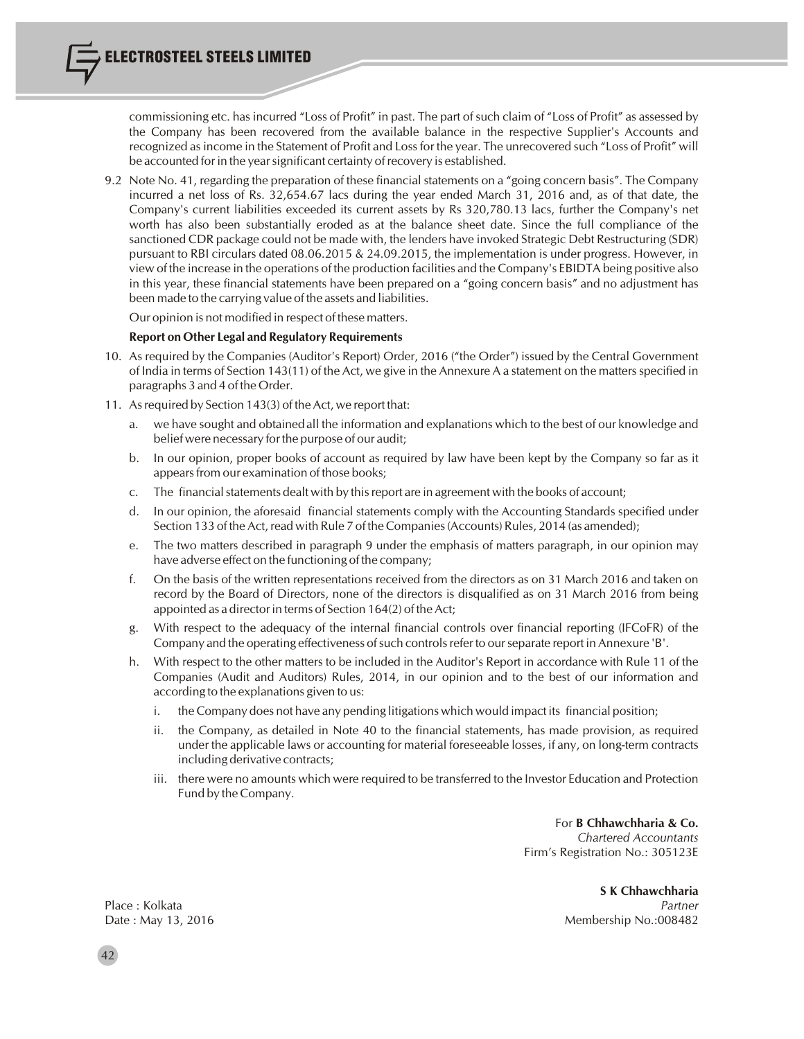commissioning etc. has incurred "Loss of Profit" in past. The part of such claim of "Loss of Profit" as assessed by the Company has been recovered from the available balance in the respective Supplier's Accounts and recognized as income in the Statement of Profit and Loss for the year. The unrecovered such "Loss of Profit" will be accounted for in the year significant certainty of recovery is established.

9.2 Note No. 41, regarding the preparation of these financial statements on a "going concern basis". The Company incurred a net loss of Rs. 32,654.67 lacs during the year ended March 31, 2016 and, as of that date, the Company's current liabilities exceeded its current assets by Rs 320,780.13 lacs, further the Company's net worth has also been substantially eroded as at the balance sheet date. Since the full compliance of the sanctioned CDR package could not be made with, the lenders have invoked Strategic Debt Restructuring (SDR) pursuant to RBI circulars dated 08.06.2015 & 24.09.2015, the implementation is under progress. However, in view of the increase in the operations of the production facilities and the Company's EBIDTA being positive also in this year, these financial statements have been prepared on a "going concern basis" and no adjustment has been made to the carrying value of the assets and liabilities.

Our opinion is not modified in respect of these matters.

**Report on Other Legal and Regulatory Requirements**

10. As required by the Companies (Auditor's Report) Order, 2016 ("the Order") issued by the Central Government of India in terms of Section 143(11) of the Act, we give in the Annexure A a statement on the matters specified in paragraphs 3 and 4 of the Order.

11. As required by Section 143(3) of the Act, we report that:

    a. we have sought and obtained all the information and explanations which to the best of our knowledge and belief were necessary for the purpose of our audit;

    b. In our opinion, proper books of account as required by law have been kept by the Company so far as it appears from our examination of those books;

    c. The financial statements dealt with by this report are in agreement with the books of account;

    d. In our opinion, the aforesaid financial statements comply with the Accounting Standards specified under Section 133 of the Act, read with Rule 7 of the Companies (Accounts) Rules, 2014 (as amended);

    e. The two matters described in paragraph 9 under the emphasis of matters paragraph, in our opinion may have adverse effect on the functioning of the company;

    f. On the basis of the written representations received from the directors as on 31 March 2016 and taken on record by the Board of Directors, none of the directors is disqualified as on 31 March 2016 from being appointed as a director in terms of Section 164(2) of the Act;

    g. With respect to the adequacy of the internal financial controls over financial reporting (IFCoFR) of the Company and the operating effectiveness of such controls refer to our separate report in Annexure 'B'.

    h. With respect to the other matters to be included in the Auditor's Report in accordance with Rule 11 of the Companies (Audit and Auditors) Rules, 2014, in our opinion and to the best of our information and according to the explanations given to us:

        i. the Company does not have any pending litigations which would impact its financial position;

        ii. the Company, as detailed in Note 40 to the financial statements, has made provision, as required under the applicable laws or accounting for material foreseeable losses, if any, on long-term contracts including derivative contracts;

        iii. there were no amounts which were required to be transferred to the Investor Education and Protection Fund by the Company.

For **B Chhawchharia & Co.**
*Chartered Accountants*
Firm's Registration No.: 305123E

**S K Chhawchharia**
*Partner*
Membership No.:008482

Place : Kolkata
Date : May 13, 2016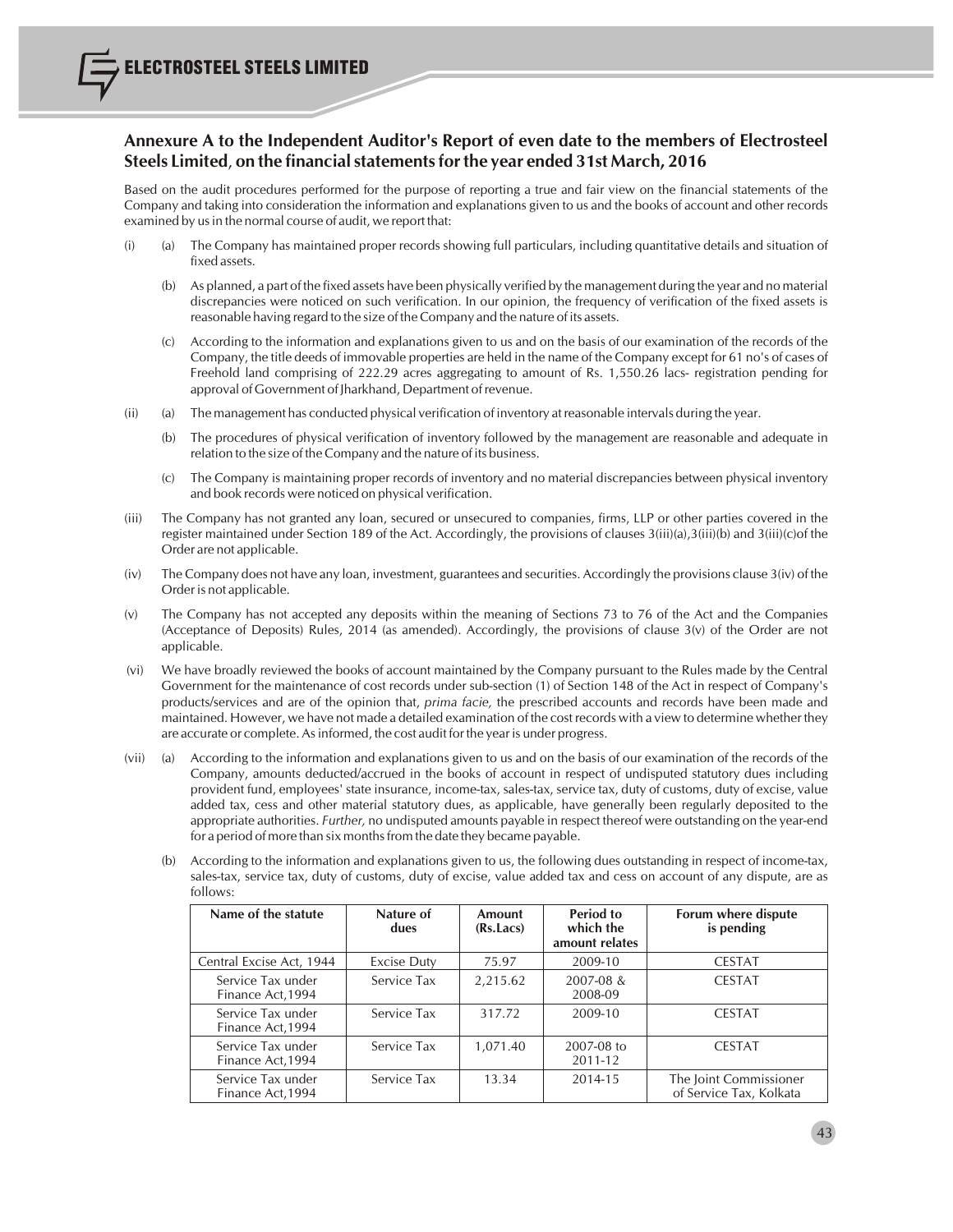## Annexure A to the Independent Auditor's Report of even date to the members of Electrosteel Steels Limited, on the financial statements for the year ended 31st March, 2016

Based on the audit procedures performed for the purpose of reporting a true and fair view on the financial statements of the Company and taking into consideration the information and explanations given to us and the books of account and other records examined by us in the normal course of audit, we report that:

(i) (a) The Company has maintained proper records showing full particulars, including quantitative details and situation of fixed assets.

(b) As planned, a part of the fixed assets have been physically verified by the management during the year and no material discrepancies were noticed on such verification. In our opinion, the frequency of verification of the fixed assets is reasonable having regard to the size of the Company and the nature of its assets.

(c) According to the information and explanations given to us and on the basis of our examination of the records of the Company, the title deeds of immovable properties are held in the name of the Company except for 61 no's of cases of Freehold land comprising of 222.29 acres aggregating to amount of Rs. 1,550.26 lacs- registration pending for approval of Government of Jharkhand, Department of revenue.

(ii) (a) The management has conducted physical verification of inventory at reasonable intervals during the year.

(b) The procedures of physical verification of inventory followed by the management are reasonable and adequate in relation to the size of the Company and the nature of its business.

(c) The Company is maintaining proper records of inventory and no material discrepancies between physical inventory and book records were noticed on physical verification.

(iii) The Company has not granted any loan, secured or unsecured to companies, firms, LLP or other parties covered in the register maintained under Section 189 of the Act. Accordingly, the provisions of clauses 3(iii)(a),3(iii)(b) and 3(iii)(c)of the Order are not applicable.

(iv) The Company does not have any loan, investment, guarantees and securities. Accordingly the provisions clause 3(iv) of the Order is not applicable.

(v) The Company has not accepted any deposits within the meaning of Sections 73 to 76 of the Act and the Companies (Acceptance of Deposits) Rules, 2014 (as amended). Accordingly, the provisions of clause 3(v) of the Order are not applicable.

(vi) We have broadly reviewed the books of account maintained by the Company pursuant to the Rules made by the Central Government for the maintenance of cost records under sub-section (1) of Section 148 of the Act in respect of Company's products/services and are of the opinion that, *prima facie,* the prescribed accounts and records have been made and maintained. However, we have not made a detailed examination of the cost records with a view to determine whether they are accurate or complete. As informed, the cost audit for the year is under progress.

(vii) (a) According to the information and explanations given to us and on the basis of our examination of the records of the Company, amounts deducted/accrued in the books of account in respect of undisputed statutory dues including provident fund, employees' state insurance, income-tax, sales-tax, service tax, duty of customs, duty of excise, value added tax, cess and other material statutory dues, as applicable, have generally been regularly deposited to the appropriate authorities. *Further,* no undisputed amounts payable in respect thereof were outstanding on the year-end for a period of more than six months from the date they became payable.

(b) According to the information and explanations given to us, the following dues outstanding in respect of income-tax, sales-tax, service tax, duty of customs, duty of excise, value added tax and cess on account of any dispute, are as follows:

| Name of the statute | Nature of dues | Amount (Rs.Lacs) | Period to which the amount relates | Forum where dispute is pending |
|---|---|---|---|---|
| Central Excise Act, 1944 | Excise Duty | 75.97 | 2009-10 | CESTAT |
| Service Tax under Finance Act,1994 | Service Tax | 2,215.62 | 2007-08 & 2008-09 | CESTAT |
| Service Tax under Finance Act,1994 | Service Tax | 317.72 | 2009-10 | CESTAT |
| Service Tax under Finance Act,1994 | Service Tax | 1,071.40 | 2007-08 to 2011-12 | CESTAT |
| Service Tax under Finance Act,1994 | Service Tax | 13.34 | 2014-15 | The Joint Commissioner of Service Tax, Kolkata |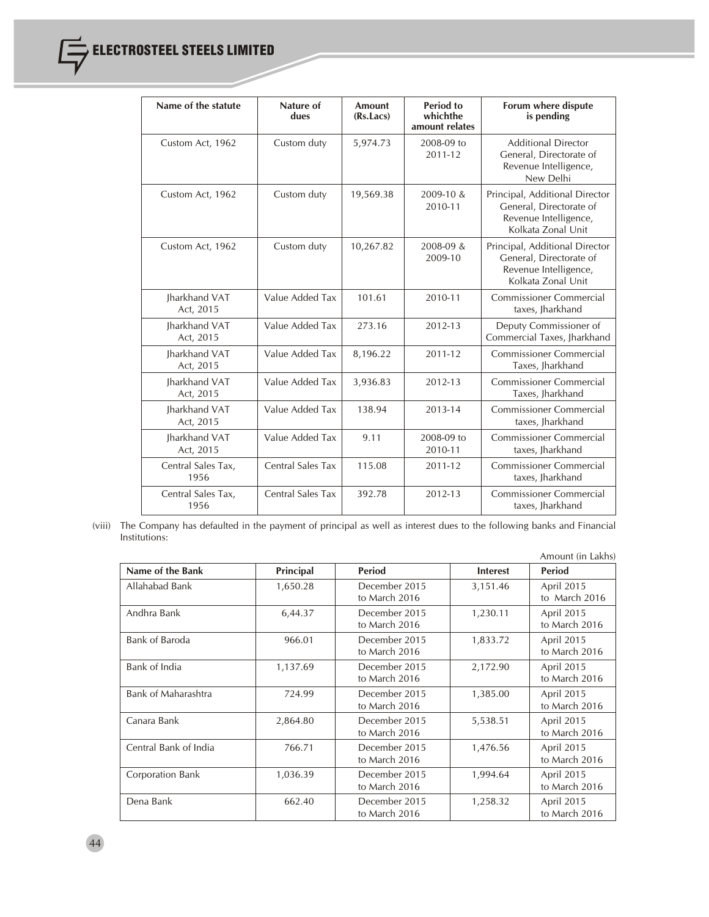| Name of the statute | Nature of dues | Amount (Rs.Lacs) | Period to whichthe amount relates | Forum where dispute is pending |
|---|---|---|---|---|
| Custom Act, 1962 | Custom duty | 5,974.73 | 2008-09 to 2011-12 | Additional Director General, Directorate of Revenue Intelligence, New Delhi |
| Custom Act, 1962 | Custom duty | 19,569.38 | 2009-10 & 2010-11 | Principal, Additional Director General, Directorate of Revenue Intelligence, Kolkata Zonal Unit |
| Custom Act, 1962 | Custom duty | 10,267.82 | 2008-09 & 2009-10 | Principal, Additional Director General, Directorate of Revenue Intelligence, Kolkata Zonal Unit |
| Jharkhand VAT Act, 2015 | Value Added Tax | 101.61 | 2010-11 | Commissioner Commercial taxes, Jharkhand |
| Jharkhand VAT Act, 2015 | Value Added Tax | 273.16 | 2012-13 | Deputy Commissioner of Commercial Taxes, Jharkhand |
| Jharkhand VAT Act, 2015 | Value Added Tax | 8,196.22 | 2011-12 | Commissioner Commercial Taxes, Jharkhand |
| Jharkhand VAT Act, 2015 | Value Added Tax | 3,936.83 | 2012-13 | Commissioner Commercial Taxes, Jharkhand |
| Jharkhand VAT Act, 2015 | Value Added Tax | 138.94 | 2013-14 | Commissioner Commercial taxes, Jharkhand |
| Jharkhand VAT Act, 2015 | Value Added Tax | 9.11 | 2008-09 to 2010-11 | Commissioner Commercial taxes, Jharkhand |
| Central Sales Tax, 1956 | Central Sales Tax | 115.08 | 2011-12 | Commissioner Commercial taxes, Jharkhand |
| Central Sales Tax, 1956 | Central Sales Tax | 392.78 | 2012-13 | Commissioner Commercial taxes, Jharkhand |

(viii) The Company has defaulted in the payment of principal as well as interest dues to the following banks and Financial Institutions:

Amount (in Lakhs)

| Name of the Bank | Principal | Period | Interest | Period |
|---|---|---|---|---|
| Allahabad Bank | 1,650.28 | December 2015 to March 2016 | 3,151.46 | April 2015 to March 2016 |
| Andhra Bank | 6,44.37 | December 2015 to March 2016 | 1,230.11 | April 2015 to March 2016 |
| Bank of Baroda | 966.01 | December 2015 to March 2016 | 1,833.72 | April 2015 to March 2016 |
| Bank of India | 1,137.69 | December 2015 to March 2016 | 2,172.90 | April 2015 to March 2016 |
| Bank of Maharashtra | 724.99 | December 2015 to March 2016 | 1,385.00 | April 2015 to March 2016 |
| Canara Bank | 2,864.80 | December 2015 to March 2016 | 5,538.51 | April 2015 to March 2016 |
| Central Bank of India | 766.71 | December 2015 to March 2016 | 1,476.56 | April 2015 to March 2016 |
| Corporation Bank | 1,036.39 | December 2015 to March 2016 | 1,994.64 | April 2015 to March 2016 |
| Dena Bank | 662.40 | December 2015 to March 2016 | 1,258.32 | April 2015 to March 2016 |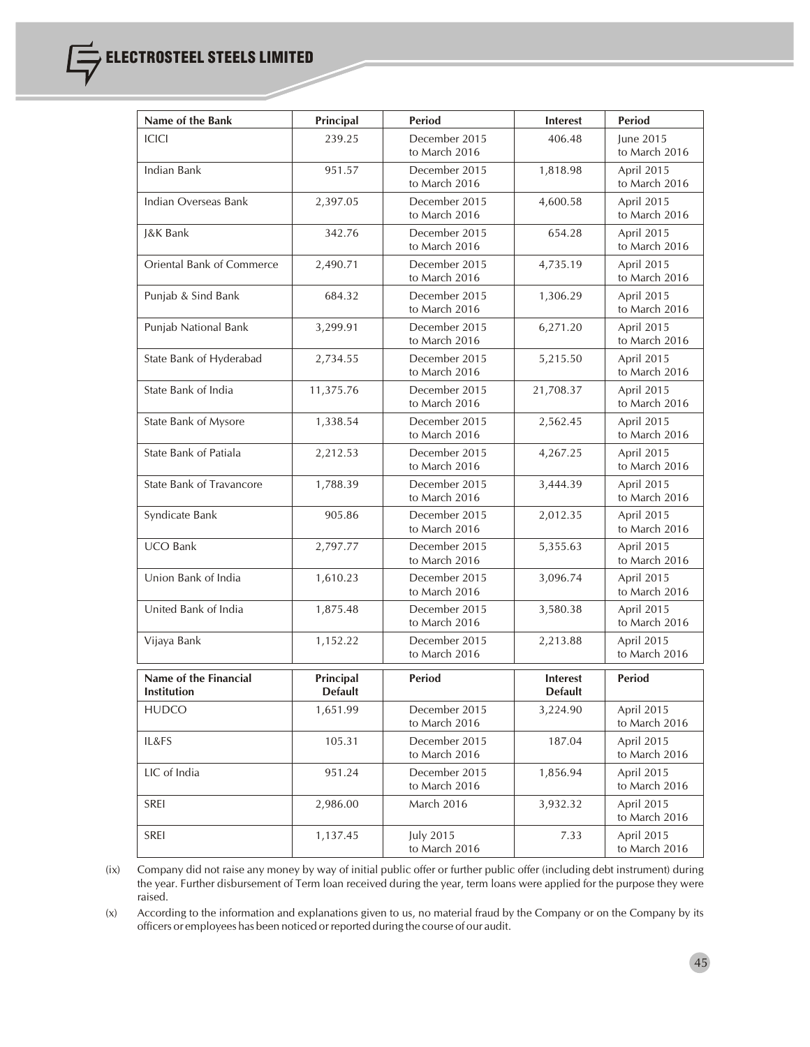| Name of the Bank | Principal | Period | Interest | Period |
|---|---|---|---|---|
| ICICI | 239.25 | December 2015 to March 2016 | 406.48 | June 2015 to March 2016 |
| Indian Bank | 951.57 | December 2015 to March 2016 | 1,818.98 | April 2015 to March 2016 |
| Indian Overseas Bank | 2,397.05 | December 2015 to March 2016 | 4,600.58 | April 2015 to March 2016 |
| J&K Bank | 342.76 | December 2015 to March 2016 | 654.28 | April 2015 to March 2016 |
| Oriental Bank of Commerce | 2,490.71 | December 2015 to March 2016 | 4,735.19 | April 2015 to March 2016 |
| Punjab & Sind Bank | 684.32 | December 2015 to March 2016 | 1,306.29 | April 2015 to March 2016 |
| Punjab National Bank | 3,299.91 | December 2015 to March 2016 | 6,271.20 | April 2015 to March 2016 |
| State Bank of Hyderabad | 2,734.55 | December 2015 to March 2016 | 5,215.50 | April 2015 to March 2016 |
| State Bank of India | 11,375.76 | December 2015 to March 2016 | 21,708.37 | April 2015 to March 2016 |
| State Bank of Mysore | 1,338.54 | December 2015 to March 2016 | 2,562.45 | April 2015 to March 2016 |
| State Bank of Patiala | 2,212.53 | December 2015 to March 2016 | 4,267.25 | April 2015 to March 2016 |
| State Bank of Travancore | 1,788.39 | December 2015 to March 2016 | 3,444.39 | April 2015 to March 2016 |
| Syndicate Bank | 905.86 | December 2015 to March 2016 | 2,012.35 | April 2015 to March 2016 |
| UCO Bank | 2,797.77 | December 2015 to March 2016 | 5,355.63 | April 2015 to March 2016 |
| Union Bank of India | 1,610.23 | December 2015 to March 2016 | 3,096.74 | April 2015 to March 2016 |
| United Bank of India | 1,875.48 | December 2015 to March 2016 | 3,580.38 | April 2015 to March 2016 |
| Vijaya Bank | 1,152.22 | December 2015 to March 2016 | 2,213.88 | April 2015 to March 2016 |

| Name of the Financial Institution | Principal Default | Period | Interest Default | Period |
|---|---|---|---|---|
| HUDCO | 1,651.99 | December 2015 to March 2016 | 3,224.90 | April 2015 to March 2016 |
| IL&FS | 105.31 | December 2015 to March 2016 | 187.04 | April 2015 to March 2016 |
| LIC of India | 951.24 | December 2015 to March 2016 | 1,856.94 | April 2015 to March 2016 |
| SREI | 2,986.00 | March 2016 | 3,932.32 | April 2015 to March 2016 |
| SREI | 1,137.45 | July 2015 to March 2016 | 7.33 | April 2015 to March 2016 |

(ix) Company did not raise any money by way of initial public offer or further public offer (including debt instrument) during the year. Further disbursement of Term loan received during the year, term loans were applied for the purpose they were raised.

(x) According to the information and explanations given to us, no material fraud by the Company or on the Company by its officers or employees has been noticed or reported during the course of our audit.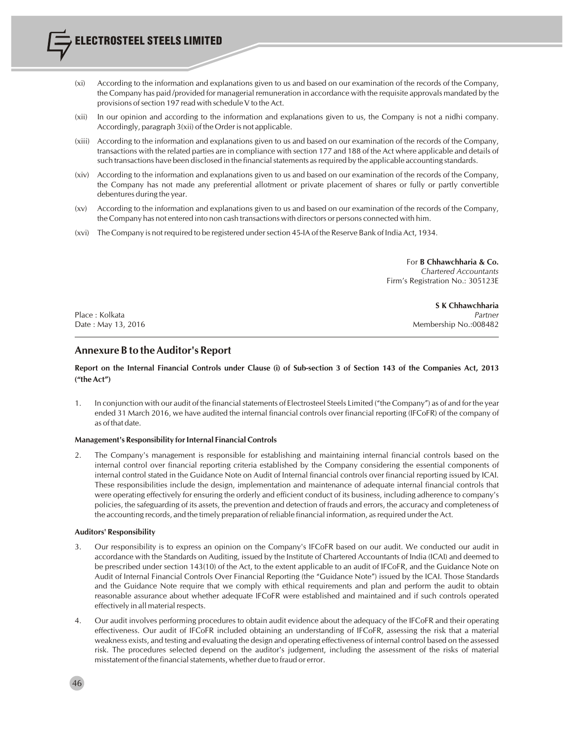(xi) According to the information and explanations given to us and based on our examination of the records of the Company, the Company has paid /provided for managerial remuneration in accordance with the requisite approvals mandated by the provisions of section 197 read with schedule V to the Act.

(xii) In our opinion and according to the information and explanations given to us, the Company is not a nidhi company. Accordingly, paragraph 3(xii) of the Order is not applicable.

(xiii) According to the information and explanations given to us and based on our examination of the records of the Company, transactions with the related parties are in compliance with section 177 and 188 of the Act where applicable and details of such transactions have been disclosed in the financial statements as required by the applicable accounting standards.

(xiv) According to the information and explanations given to us and based on our examination of the records of the Company, the Company has not made any preferential allotment or private placement of shares or fully or partly convertible debentures during the year.

(xv) According to the information and explanations given to us and based on our examination of the records of the Company, the Company has not entered into non cash transactions with directors or persons connected with him.

(xvi) The Company is not required to be registered under section 45-IA of the Reserve Bank of India Act, 1934.

For **B Chhawchharia & Co.**
*Chartered Accountants*
Firm's Registration No.: 305123E

**S K Chhawchharia**
*Partner*
Membership No.:008482

Place : Kolkata
Date : May 13, 2016

## Annexure B to the Auditor's Report

**Report on the Internal Financial Controls under Clause (i) of Sub-section 3 of Section 143 of the Companies Act, 2013 ("the Act")**

1. In conjunction with our audit of the financial statements of Electrosteel Steels Limited ("the Company") as of and for the year ended 31 March 2016, we have audited the internal financial controls over financial reporting (IFCoFR) of the company of as of that date.

**Management's Responsibility for Internal Financial Controls**

2. The Company's management is responsible for establishing and maintaining internal financial controls based on the internal control over financial reporting criteria established by the Company considering the essential components of internal control stated in the Guidance Note on Audit of Internal financial controls over financial reporting issued by ICAI. These responsibilities include the design, implementation and maintenance of adequate internal financial controls that were operating effectively for ensuring the orderly and efficient conduct of its business, including adherence to company's policies, the safeguarding of its assets, the prevention and detection of frauds and errors, the accuracy and completeness of the accounting records, and the timely preparation of reliable financial information, as required under the Act.

**Auditors' Responsibility**

3. Our responsibility is to express an opinion on the Company's IFCoFR based on our audit. We conducted our audit in accordance with the Standards on Auditing, issued by the Institute of Chartered Accountants of India (ICAI) and deemed to be prescribed under section 143(10) of the Act, to the extent applicable to an audit of IFCoFR, and the Guidance Note on Audit of Internal Financial Controls Over Financial Reporting (the "Guidance Note") issued by the ICAI. Those Standards and the Guidance Note require that we comply with ethical requirements and plan and perform the audit to obtain reasonable assurance about whether adequate IFCoFR were established and maintained and if such controls operated effectively in all material respects.

4. Our audit involves performing procedures to obtain audit evidence about the adequacy of the IFCoFR and their operating effectiveness. Our audit of IFCoFR included obtaining an understanding of IFCoFR, assessing the risk that a material weakness exists, and testing and evaluating the design and operating effectiveness of internal control based on the assessed risk. The procedures selected depend on the auditor's judgement, including the assessment of the risks of material misstatement of the financial statements, whether due to fraud or error.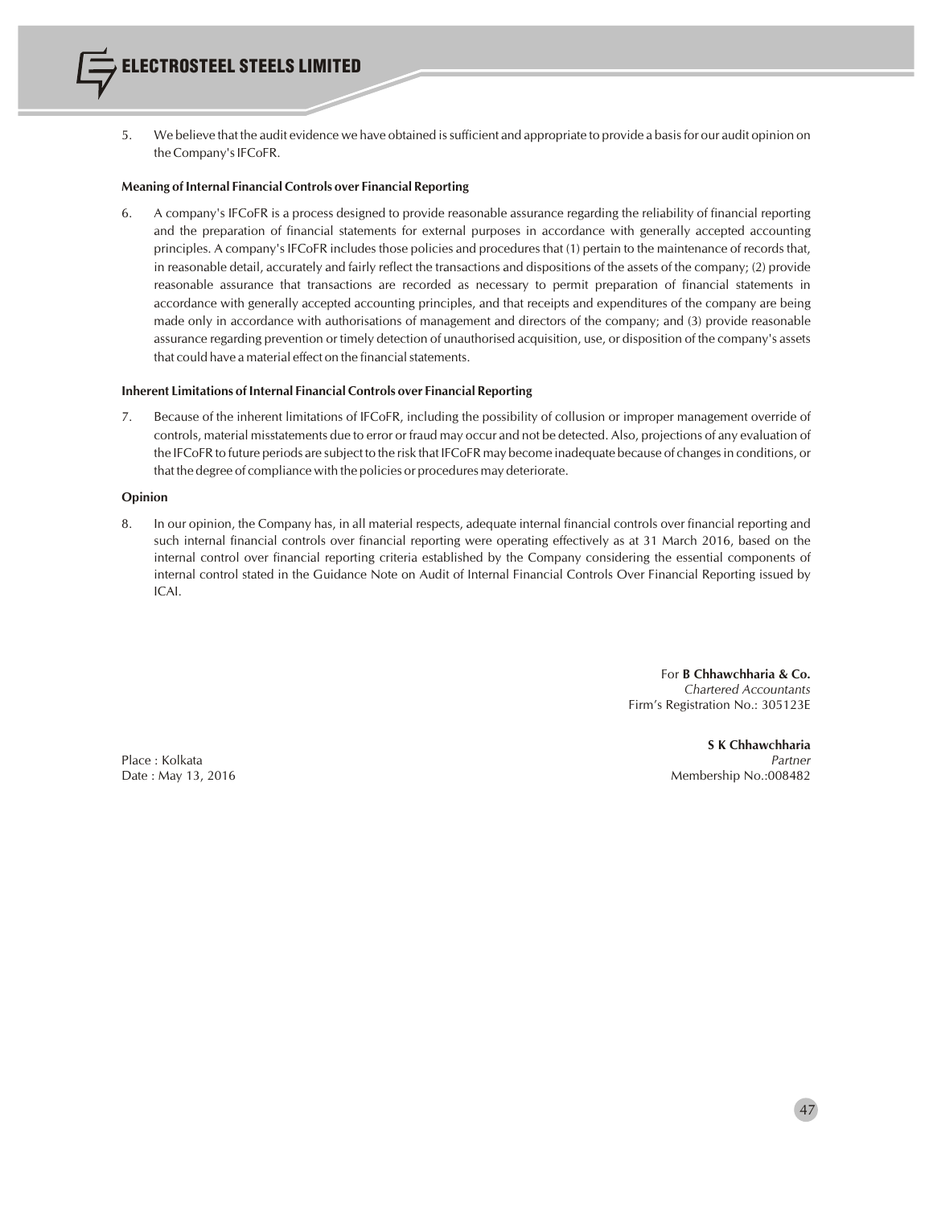5. We believe that the audit evidence we have obtained is sufficient and appropriate to provide a basis for our audit opinion on the Company's IFCoFR.

**Meaning of Internal Financial Controls over Financial Reporting**

6. A company's IFCoFR is a process designed to provide reasonable assurance regarding the reliability of financial reporting and the preparation of financial statements for external purposes in accordance with generally accepted accounting principles. A company's IFCoFR includes those policies and procedures that (1) pertain to the maintenance of records that, in reasonable detail, accurately and fairly reflect the transactions and dispositions of the assets of the company; (2) provide reasonable assurance that transactions are recorded as necessary to permit preparation of financial statements in accordance with generally accepted accounting principles, and that receipts and expenditures of the company are being made only in accordance with authorisations of management and directors of the company; and (3) provide reasonable assurance regarding prevention or timely detection of unauthorised acquisition, use, or disposition of the company's assets that could have a material effect on the financial statements.

**Inherent Limitations of Internal Financial Controls over Financial Reporting**

7. Because of the inherent limitations of IFCoFR, including the possibility of collusion or improper management override of controls, material misstatements due to error or fraud may occur and not be detected. Also, projections of any evaluation of the IFCoFR to future periods are subject to the risk that IFCoFR may become inadequate because of changes in conditions, or that the degree of compliance with the policies or procedures may deteriorate.

**Opinion**

8. In our opinion, the Company has, in all material respects, adequate internal financial controls over financial reporting and such internal financial controls over financial reporting were operating effectively as at 31 March 2016, based on the internal control over financial reporting criteria established by the Company considering the essential components of internal control stated in the Guidance Note on Audit of Internal Financial Controls Over Financial Reporting issued by ICAI.

For **B Chhawchharia & Co.**
*Chartered Accountants*
Firm's Registration No.: 305123E

**S K Chhawchharia**
*Partner*
Membership No.:008482

Place : Kolkata
Date : May 13, 2016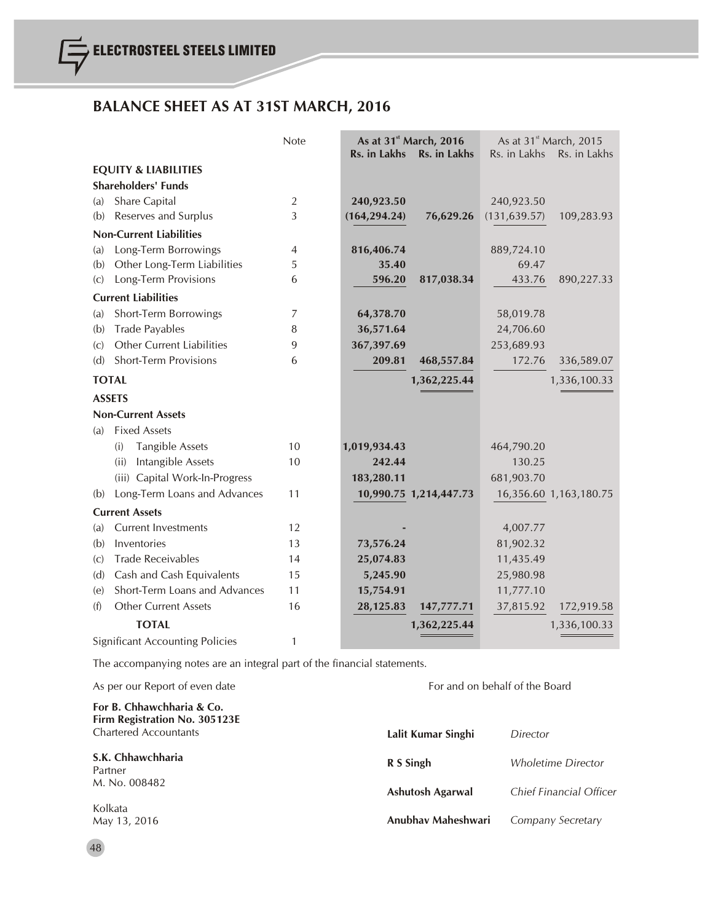# BALANCE SHEET AS AT 31ST MARCH, 2016

| | Note | As at 31st March, 2016 Rs. in Lakhs | As at 31st March, 2016 Rs. in Lakhs | As at 31st March, 2015 Rs. in Lakhs | As at 31st March, 2015 Rs. in Lakhs |
|---|---|---|---|---|---|
| **EQUITY & LIABILITIES** | | | | | |
| **Shareholders' Funds** | | | | | |
| (a) Share Capital | 2 | **240,923.50** | | 240,923.50 | |
| (b) Reserves and Surplus | 3 | **(164,294.24)** | **76,629.26** | (131,639.57) | 109,283.93 |
| **Non-Current Liabilities** | | | | | |
| (a) Long-Term Borrowings | 4 | **816,406.74** | | 889,724.10 | |
| (b) Other Long-Term Liabilities | 5 | **35.40** | | 69.47 | |
| (c) Long-Term Provisions | 6 | **596.20** | **817,038.34** | 433.76 | 890,227.33 |
| **Current Liabilities** | | | | | |
| (a) Short-Term Borrowings | 7 | **64,378.70** | | 58,019.78 | |
| (b) Trade Payables | 8 | **36,571.64** | | 24,706.60 | |
| (c) Other Current Liabilities | 9 | **367,397.69** | | 253,689.93 | |
| (d) Short-Term Provisions | 6 | **209.81** | **468,557.84** | 172.76 | 336,589.07 |
| **TOTAL** | | | **1,362,225.44** | | 1,336,100.33 |
| **ASSETS** | | | | | |
| **Non-Current Assets** | | | | | |
| (a) Fixed Assets | | | | | |
| (i) Tangible Assets | 10 | **1,019,934.43** | | 464,790.20 | |
| (ii) Intangible Assets | 10 | **242.44** | | 130.25 | |
| (iii) Capital Work-In-Progress | | **183,280.11** | | 681,903.70 | |
| (b) Long-Term Loans and Advances | 11 | **10,990.75** | **1,214,447.73** | 16,356.60 | 1,163,180.75 |
| **Current Assets** | | | | | |
| (a) Current Investments | 12 | **-** | | 4,007.77 | |
| (b) Inventories | 13 | **73,576.24** | | 81,902.32 | |
| (c) Trade Receivables | 14 | **25,074.83** | | 11,435.49 | |
| (d) Cash and Cash Equivalents | 15 | **5,245.90** | | 25,980.98 | |
| (e) Short-Term Loans and Advances | 11 | **15,754.91** | | 11,777.10 | |
| (f) Other Current Assets | 16 | **28,125.83** | **147,777.71** | 37,815.92 | 172,919.58 |
| **TOTAL** | | | **1,362,225.44** | | 1,336,100.33 |
| Significant Accounting Policies | 1 | | | | |

The accompanying notes are an integral part of the financial statements.

As per our Report of even date

**For B. Chhawchharia & Co.**
**Firm Registration No. 305123E**
Chartered Accountants

**S.K. Chhawchharia**
Partner
M. No. 008482

Kolkata
May 13, 2016

For and on behalf of the Board

**Lalit Kumar Singhi** *Director*

**R S Singh** *Wholetime Director*

**Ashutosh Agarwal** *Chief Financial Officer*

**Anubhav Maheshwari** *Company Secretary*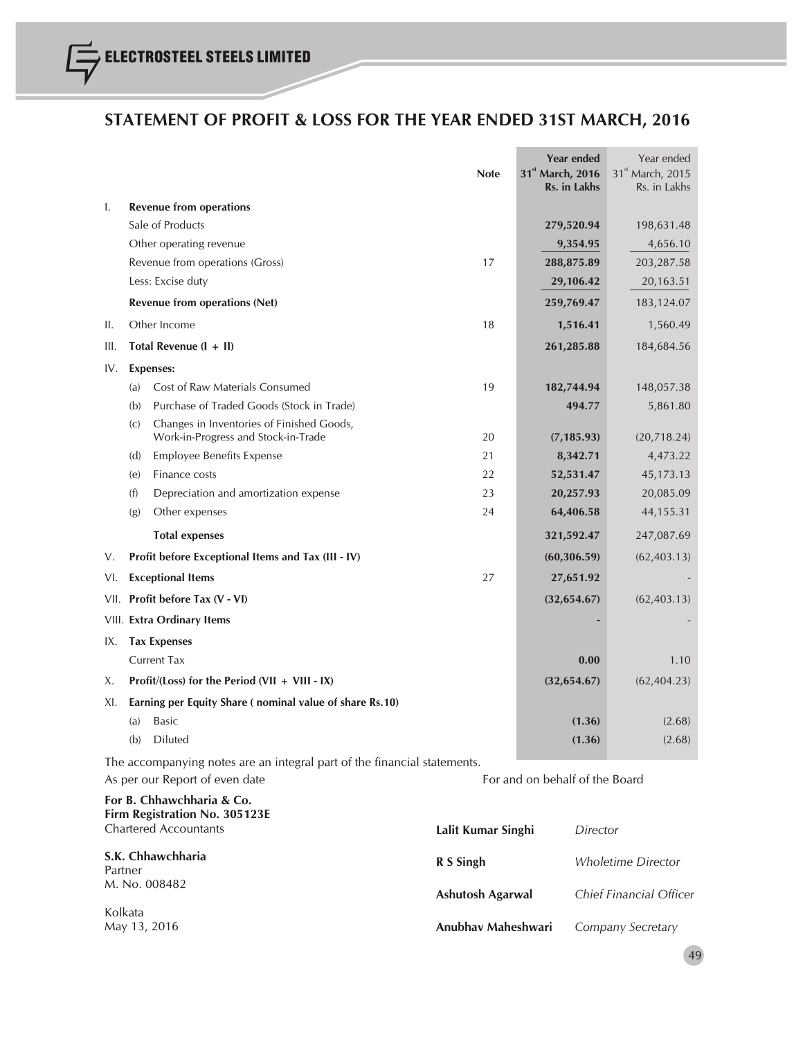# STATEMENT OF PROFIT & LOSS FOR THE YEAR ENDED 31ST MARCH, 2016

| | | Note | Year ended 31st March, 2016 Rs. in Lakhs | Year ended 31st March, 2015 Rs. in Lakhs |
|---|---|---|---|---|
| I. | **Revenue from operations** | | | |
| | Sale of Products | | **279,520.94** | 198,631.48 |
| | Other operating revenue | | **9,354.95** | 4,656.10 |
| | Revenue from operations (Gross) | 17 | **288,875.89** | 203,287.58 |
| | Less: Excise duty | | **29,106.42** | 20,163.51 |
| | **Revenue from operations (Net)** | | **259,769.47** | 183,124.07 |
| II. | Other Income | 18 | **1,516.41** | 1,560.49 |
| III. | **Total Revenue (I + II)** | | **261,285.88** | 184,684.56 |
| IV. | **Expenses:** | | | |
| | (a) Cost of Raw Materials Consumed | 19 | **182,744.94** | 148,057.38 |
| | (b) Purchase of Traded Goods (Stock in Trade) | | **494.77** | 5,861.80 |
| | (c) Changes in Inventories of Finished Goods, Work-in-Progress and Stock-in-Trade | 20 | **(7,185.93)** | (20,718.24) |
| | (d) Employee Benefits Expense | 21 | **8,342.71** | 4,473.22 |
| | (e) Finance costs | 22 | **52,531.47** | 45,173.13 |
| | (f) Depreciation and amortization expense | 23 | **20,257.93** | 20,085.09 |
| | (g) Other expenses | 24 | **64,406.58** | 44,155.31 |
| | **Total expenses** | | **321,592.47** | 247,087.69 |
| V. | **Profit before Exceptional Items and Tax (III - IV)** | | **(60,306.59)** | (62,403.13) |
| VI. | **Exceptional Items** | 27 | **27,651.92** | - |
| VII. | **Profit before Tax (V - VI)** | | **(32,654.67)** | (62,403.13) |
| VIII. | **Extra Ordinary Items** | | **-** | - |
| IX. | **Tax Expenses** | | | |
| | Current Tax | | **0.00** | 1.10 |
| X. | **Profit/(Loss) for the Period (VII + VIII - IX)** | | **(32,654.67)** | (62,404.23) |
| XI. | **Earning per Equity Share ( nominal value of share Rs.10)** | | | |
| | (a) Basic | | **(1.36)** | (2.68) |
| | (b) Diluted | | **(1.36)** | (2.68) |

The accompanying notes are an integral part of the financial statements.

As per our Report of even date

**For B. Chhawchharia & Co.**
**Firm Registration No. 305123E**
Chartered Accountants

**S.K. Chhawchharia**
Partner
M. No. 008482

Kolkata
May 13, 2016

For and on behalf of the Board

**Lalit Kumar Singhi** *Director*

**R S Singh** *Wholetime Director*

**Ashutosh Agarwal** *Chief Financial Officer*

**Anubhav Maheshwari** *Company Secretary*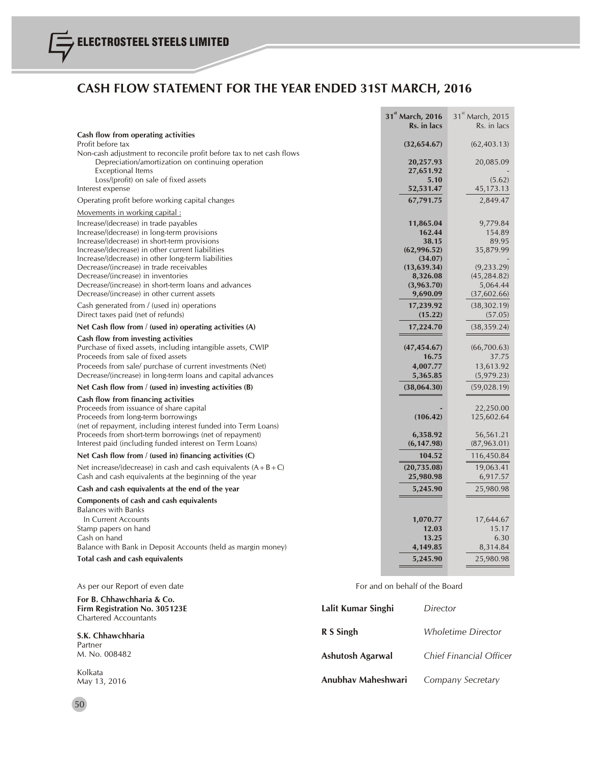# CASH FLOW STATEMENT FOR THE YEAR ENDED 31ST MARCH, 2016

| | 31st March, 2016 Rs. in lacs | 31st March, 2015 Rs. in lacs |
|---|---|---|
| **Cash flow from operating activities** | | |
| Profit before tax | **(32,654.67)** | (62,403.13) |
| Non-cash adjustment to reconcile profit before tax to net cash flows | | |
| Depreciation/amortization on continuing operation | **20,257.93** | 20,085.09 |
| Exceptional Items | **27,651.92** | - |
| Loss/(profit) on sale of fixed assets | **5.10** | (5.62) |
| Interest expense | **52,531.47** | 45,173.13 |
| Operating profit before working capital changes | **67,791.75** | 2,849.47 |
| Movements in working capital : | | |
| Increase/(decrease) in trade payables | **11,865.04** | 9,779.84 |
| Increase/(decrease) in long-term provisions | **162.44** | 154.89 |
| Increase/(decrease) in short-term provisions | **38.15** | 89.95 |
| Increase/(decrease) in other current liabilities | **(62,996.52)** | 35,879.99 |
| Increase/(decrease) in other long-term liabilities | **(34.07)** | - |
| Decrease/(increase) in trade receivables | **(13,639.34)** | (9,233.29) |
| Decrease/(increase) in inventories | **8,326.08** | (45,284.82) |
| Decrease/(increase) in short-term loans and advances | **(3,963.70)** | 5,064.44 |
| Decrease/(increase) in other current assets | **9,690.09** | (37,602.66) |
| Cash generated from / (used in) operations | **17,239.92** | (38,302.19) |
| Direct taxes paid (net of refunds) | **(15.22)** | (57.05) |
| **Net Cash flow from / (used in) operating activities (A)** | **17,224.70** | (38,359.24) |
| **Cash flow from investing activities** | | |
| Purchase of fixed assets, including intangible assets, CWIP | **(47,454.67)** | (66,700.63) |
| Proceeds from sale of fixed assets | **16.75** | 37.75 |
| Proceeds from sale/ purchase of current investments (Net) | **4,007.77** | 13,613.92 |
| Decrease/(increase) in long-term loans and capital advances | **5,365.85** | (5,979.23) |
| **Net Cash flow from / (used in) investing activities (B)** | **(38,064.30)** | (59,028.19) |
| **Cash flow from financing activities** | | |
| Proceeds from issuance of share capital | **-** | 22,250.00 |
| Proceeds from long-term borrowings (net of repayment, including interest funded into Term Loans) | **(106.42)** | 125,602.64 |
| Proceeds from short-term borrowings (net of repayment) | **6,358.92** | 56,561.21 |
| Interest paid (including funded interest on Term Loans) | **(6,147.98)** | (87,963.01) |
| **Net Cash flow from / (used in) financing activities (C)** | **104.52** | 116,450.84 |
| Net increase/(decrease) in cash and cash equivalents (A+B+C) | **(20,735.08)** | 19,063.41 |
| Cash and cash equivalents at the beginning of the year | **25,980.98** | 6,917.57 |
| **Cash and cash equivalents at the end of the year** | **5,245.90** | 25,980.98 |
| **Components of cash and cash equivalents** | | |
| Balances with Banks | | |
| In Current Accounts | **1,070.77** | 17,644.67 |
| Stamp papers on hand | **12.03** | 15.17 |
| Cash on hand | **13.25** | 6.30 |
| Balance with Bank in Deposit Accounts (held as margin money) | **4,149.85** | 8,314.84 |
| **Total cash and cash equivalents** | **5,245.90** | 25,980.98 |

As per our Report of even date

**For B. Chhawchharia & Co.**
**Firm Registration No. 305123E**
Chartered Accountants

**S.K. Chhawchharia**
Partner
M. No. 008482

Kolkata
May 13, 2016

For and on behalf of the Board

**Lalit Kumar Singhi** *Director*

**R S Singh** *Wholetime Director*

**Ashutosh Agarwal** *Chief Financial Officer*

**Anubhav Maheshwari** *Company Secretary*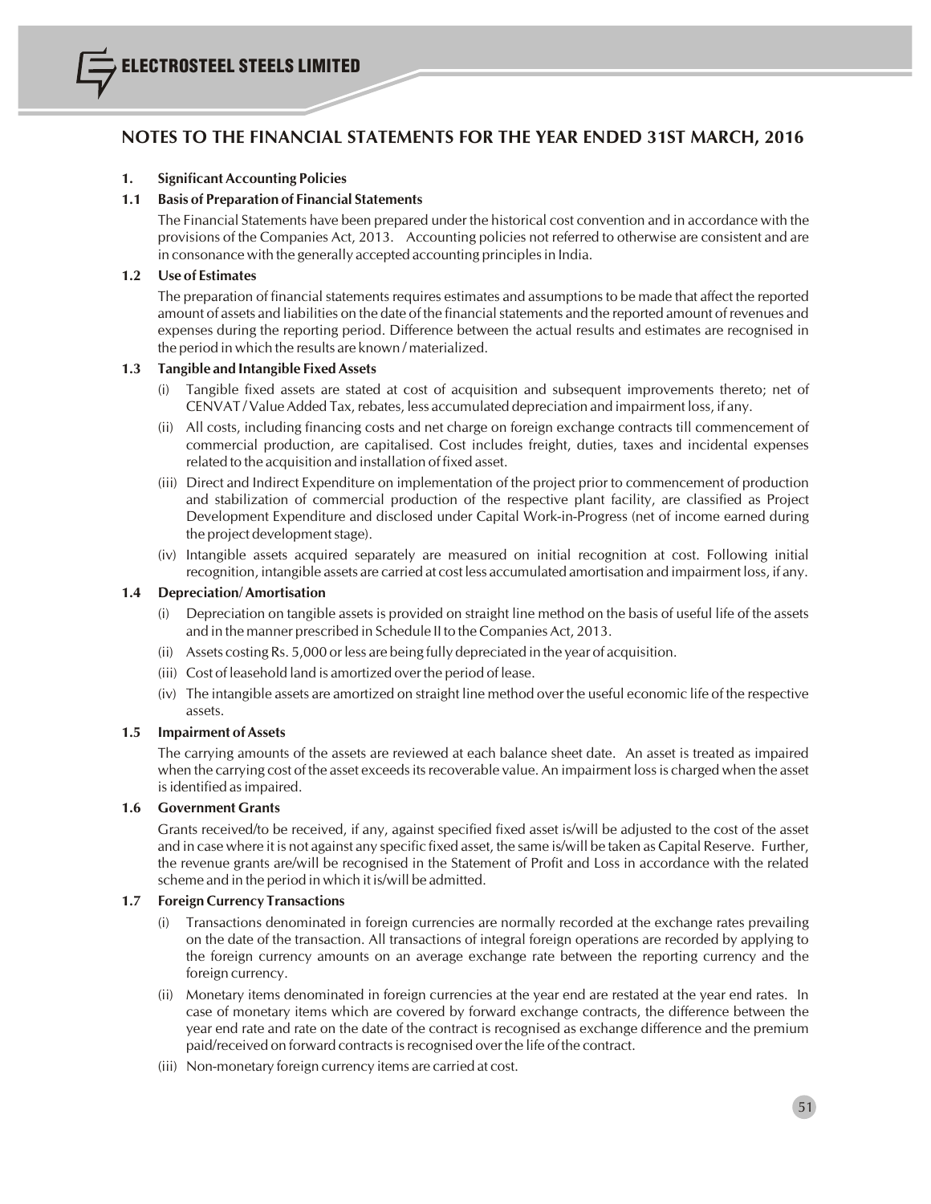# NOTES TO THE FINANCIAL STATEMENTS FOR THE YEAR ENDED 31ST MARCH, 2016

**1. Significant Accounting Policies**

**1.1 Basis of Preparation of Financial Statements**

The Financial Statements have been prepared under the historical cost convention and in accordance with the provisions of the Companies Act, 2013. Accounting policies not referred to otherwise are consistent and are in consonance with the generally accepted accounting principles in India.

**1.2 Use of Estimates**

The preparation of financial statements requires estimates and assumptions to be made that affect the reported amount of assets and liabilities on the date of the financial statements and the reported amount of revenues and expenses during the reporting period. Difference between the actual results and estimates are recognised in the period in which the results are known / materialized.

**1.3 Tangible and Intangible Fixed Assets**

(i) Tangible fixed assets are stated at cost of acquisition and subsequent improvements thereto; net of CENVAT / Value Added Tax, rebates, less accumulated depreciation and impairment loss, if any.

(ii) All costs, including financing costs and net charge on foreign exchange contracts till commencement of commercial production, are capitalised. Cost includes freight, duties, taxes and incidental expenses related to the acquisition and installation of fixed asset.

(iii) Direct and Indirect Expenditure on implementation of the project prior to commencement of production and stabilization of commercial production of the respective plant facility, are classified as Project Development Expenditure and disclosed under Capital Work-in-Progress (net of income earned during the project development stage).

(iv) Intangible assets acquired separately are measured on initial recognition at cost. Following initial recognition, intangible assets are carried at cost less accumulated amortisation and impairment loss, if any.

**1.4 Depreciation/ Amortisation**

(i) Depreciation on tangible assets is provided on straight line method on the basis of useful life of the assets and in the manner prescribed in Schedule II to the Companies Act, 2013.

(ii) Assets costing Rs. 5,000 or less are being fully depreciated in the year of acquisition.

(iii) Cost of leasehold land is amortized over the period of lease.

(iv) The intangible assets are amortized on straight line method over the useful economic life of the respective assets.

**1.5 Impairment of Assets**

The carrying amounts of the assets are reviewed at each balance sheet date. An asset is treated as impaired when the carrying cost of the asset exceeds its recoverable value. An impairment loss is charged when the asset is identified as impaired.

**1.6 Government Grants**

Grants received/to be received, if any, against specified fixed asset is/will be adjusted to the cost of the asset and in case where it is not against any specific fixed asset, the same is/will be taken as Capital Reserve. Further, the revenue grants are/will be recognised in the Statement of Profit and Loss in accordance with the related scheme and in the period in which it is/will be admitted.

**1.7 Foreign Currency Transactions**

(i) Transactions denominated in foreign currencies are normally recorded at the exchange rates prevailing on the date of the transaction. All transactions of integral foreign operations are recorded by applying to the foreign currency amounts on an average exchange rate between the reporting currency and the foreign currency.

(ii) Monetary items denominated in foreign currencies at the year end are restated at the year end rates. In case of monetary items which are covered by forward exchange contracts, the difference between the year end rate and rate on the date of the contract is recognised as exchange difference and the premium paid/received on forward contracts is recognised over the life of the contract.

(iii) Non-monetary foreign currency items are carried at cost.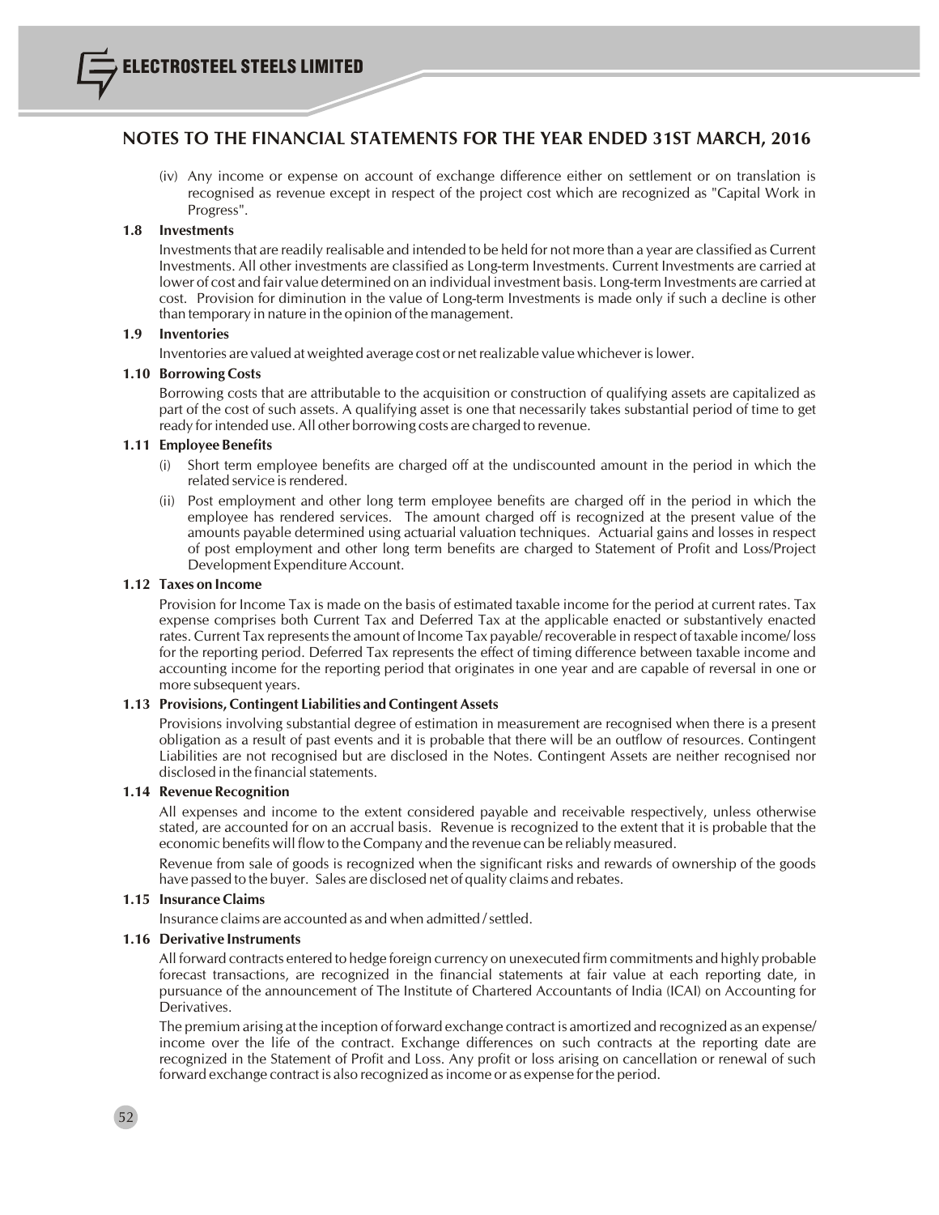(iv) Any income or expense on account of exchange difference either on settlement or on translation is recognised as revenue except in respect of the project cost which are recognized as "Capital Work in Progress".

**1.8 Investments**

Investments that are readily realisable and intended to be held for not more than a year are classified as Current Investments. All other investments are classified as Long-term Investments. Current Investments are carried at lower of cost and fair value determined on an individual investment basis. Long-term Investments are carried at cost. Provision for diminution in the value of Long-term Investments is made only if such a decline is other than temporary in nature in the opinion of the management.

**1.9 Inventories**

Inventories are valued at weighted average cost or net realizable value whichever is lower.

**1.10 Borrowing Costs**

Borrowing costs that are attributable to the acquisition or construction of qualifying assets are capitalized as part of the cost of such assets. A qualifying asset is one that necessarily takes substantial period of time to get ready for intended use. All other borrowing costs are charged to revenue.

**1.11 Employee Benefits**

(i) Short term employee benefits are charged off at the undiscounted amount in the period in which the related service is rendered.

(ii) Post employment and other long term employee benefits are charged off in the period in which the employee has rendered services. The amount charged off is recognized at the present value of the amounts payable determined using actuarial valuation techniques. Actuarial gains and losses in respect of post employment and other long term benefits are charged to Statement of Profit and Loss/Project Development Expenditure Account.

**1.12 Taxes on Income**

Provision for Income Tax is made on the basis of estimated taxable income for the period at current rates. Tax expense comprises both Current Tax and Deferred Tax at the applicable enacted or substantively enacted rates. Current Tax represents the amount of Income Tax payable/ recoverable in respect of taxable income/ loss for the reporting period. Deferred Tax represents the effect of timing difference between taxable income and accounting income for the reporting period that originates in one year and are capable of reversal in one or more subsequent years.

**1.13 Provisions, Contingent Liabilities and Contingent Assets**

Provisions involving substantial degree of estimation in measurement are recognised when there is a present obligation as a result of past events and it is probable that there will be an outflow of resources. Contingent Liabilities are not recognised but are disclosed in the Notes. Contingent Assets are neither recognised nor disclosed in the financial statements.

**1.14 Revenue Recognition**

All expenses and income to the extent considered payable and receivable respectively, unless otherwise stated, are accounted for on an accrual basis. Revenue is recognized to the extent that it is probable that the economic benefits will flow to the Company and the revenue can be reliably measured.

Revenue from sale of goods is recognized when the significant risks and rewards of ownership of the goods have passed to the buyer. Sales are disclosed net of quality claims and rebates.

**1.15 Insurance Claims**

Insurance claims are accounted as and when admitted / settled.

**1.16 Derivative Instruments**

All forward contracts entered to hedge foreign currency on unexecuted firm commitments and highly probable forecast transactions, are recognized in the financial statements at fair value at each reporting date, in pursuance of the announcement of The Institute of Chartered Accountants of India (ICAI) on Accounting for Derivatives.

The premium arising at the inception of forward exchange contract is amortized and recognized as an expense/ income over the life of the contract. Exchange differences on such contracts at the reporting date are recognized in the Statement of Profit and Loss. Any profit or loss arising on cancellation or renewal of such forward exchange contract is also recognized as income or as expense for the period.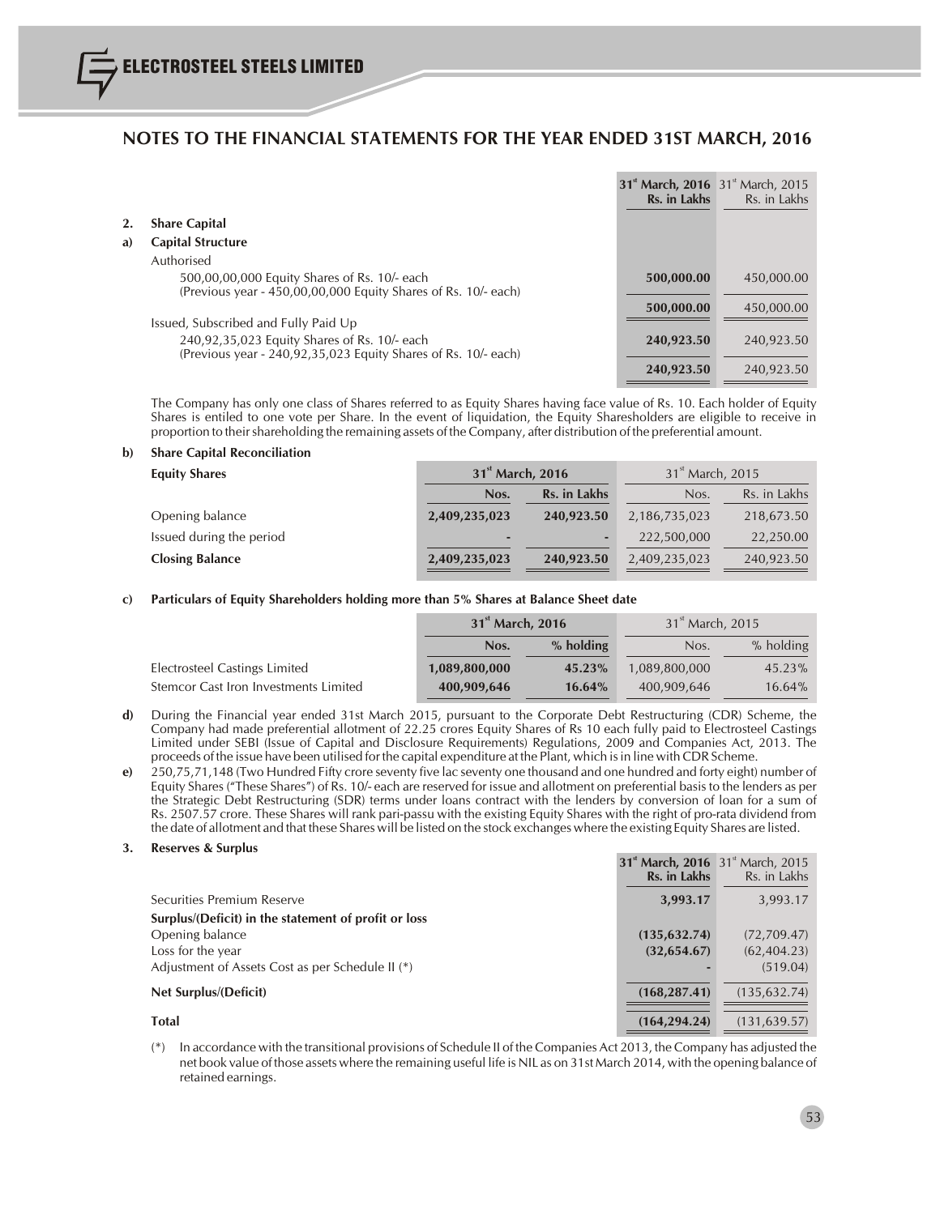# NOTES TO THE FINANCIAL STATEMENTS FOR THE YEAR ENDED 31ST MARCH, 2016

| | | 31st March, 2016 Rs. in Lakhs | 31st March, 2015 Rs. in Lakhs |
|---|---|---|---|
| **2.** | **Share Capital** | | |
| **a)** | **Capital Structure** | | |
| | Authorised | | |
| | 500,00,00,000 Equity Shares of Rs. 10/- each (Previous year - 450,00,00,000 Equity Shares of Rs. 10/- each) | **500,000.00** | 450,000.00 |
| | | **500,000.00** | 450,000.00 |
| | Issued, Subscribed and Fully Paid Up | | |
| | 240,92,35,023 Equity Shares of Rs. 10/- each (Previous year - 240,92,35,023 Equity Shares of Rs. 10/- each) | **240,923.50** | 240,923.50 |
| | | **240,923.50** | 240,923.50 |

The Company has only one class of Shares referred to as Equity Shares having face value of Rs. 10. Each holder of Equity Shares is entiled to one vote per Share. In the event of liquidation, the Equity Sharesholders are eligible to receive in proportion to their shareholding the remaining assets of the Company, after distribution of the preferential amount.

**b) Share Capital Reconciliation**

| **Equity Shares** | 31st March, 2016 | | 31st March, 2015 | |
|---|---|---|---|---|
| | Nos. | Rs. in Lakhs | Nos. | Rs. in Lakhs |
| Opening balance | **2,409,235,023** | **240,923.50** | 2,186,735,023 | 218,673.50 |
| Issued during the period | **-** | **-** | 222,500,000 | 22,250.00 |
| **Closing Balance** | **2,409,235,023** | **240,923.50** | 2,409,235,023 | 240,923.50 |

**c) Particulars of Equity Shareholders holding more than 5% Shares at Balance Sheet date**

| | 31st March, 2016 | | 31st March, 2015 | |
|---|---|---|---|---|
| | Nos. | % holding | Nos. | % holding |
| Electrosteel Castings Limited | **1,089,800,000** | **45.23%** | 1,089,800,000 | 45.23% |
| Stemcor Cast Iron Investments Limited | **400,909,646** | **16.64%** | 400,909,646 | 16.64% |

**d)** During the Financial year ended 31st March 2015, pursuant to the Corporate Debt Restructuring (CDR) Scheme, the Company had made preferential allotment of 22.25 crores Equity Shares of Rs 10 each fully paid to Electrosteel Castings Limited under SEBI (Issue of Capital and Disclosure Requirements) Regulations, 2009 and Companies Act, 2013. The proceeds of the issue have been utilised for the capital expenditure at the Plant, which is in line with CDR Scheme.

**e)** 250,75,71,148 (Two Hundred Fifty crore seventy five lac seventy one thousand and one hundred and forty eight) number of Equity Shares ("These Shares") of Rs. 10/- each are reserved for issue and allotment on preferential basis to the lenders as per the Strategic Debt Restructuring (SDR) terms under loans contract with the lenders by conversion of loan for a sum of Rs. 2507.57 crore. These Shares will rank pari-passu with the existing Equity Shares with the right of pro-rata dividend from the date of allotment and that these Shares will be listed on the stock exchanges where the existing Equity Shares are listed.

**3. Reserves & Surplus**

| | 31st March, 2016 Rs. in Lakhs | 31st March, 2015 Rs. in Lakhs |
|---|---|---|
| Securities Premium Reserve | **3,993.17** | 3,993.17 |
| **Surplus/(Deficit) in the statement of profit or loss** | | |
| Opening balance | **(135,632.74)** | (72,709.47) |
| Loss for the year | **(32,654.67)** | (62,404.23) |
| Adjustment of Assets Cost as per Schedule II (*) | **-** | (519.04) |
| **Net Surplus/(Deficit)** | **(168,287.41)** | (135,632.74) |
| **Total** | **(164,294.24)** | (131,639.57) |

(*) In accordance with the transitional provisions of Schedule II of the Companies Act 2013, the Company has adjusted the net book value of those assets where the remaining useful life is NIL as on 31st March 2014, with the opening balance of retained earnings.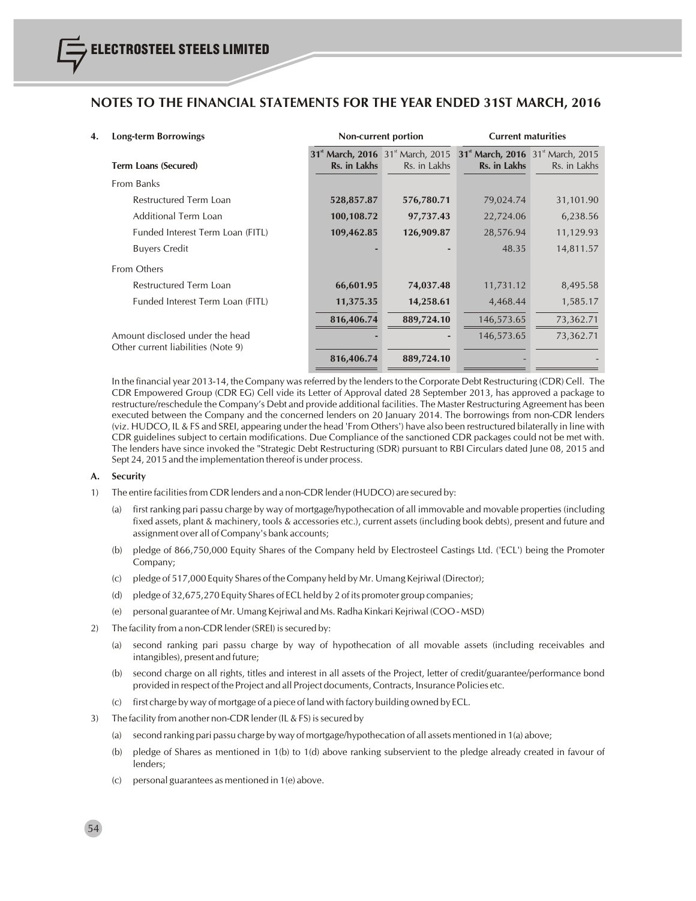## NOTES TO THE FINANCIAL STATEMENTS FOR THE YEAR ENDED 31ST MARCH, 2016

| 4. Long-term Borrowings | Non-current portion | | Current maturities | |
|---|---|---|---|---|
| **Term Loans (Secured)** | **31st March, 2016 Rs. in Lakhs** | 31st March, 2015 Rs. in Lakhs | **31st March, 2016 Rs. in Lakhs** | 31st March, 2015 Rs. in Lakhs |
| From Banks | | | | |
| Restructured Term Loan | **528,857.87** | **576,780.71** | 79,024.74 | 31,101.90 |
| Additional Term Loan | **100,108.72** | **97,737.43** | 22,724.06 | 6,238.56 |
| Funded Interest Term Loan (FITL) | **109,462.85** | **126,909.87** | 28,576.94 | 11,129.93 |
| Buyers Credit | **-** | **-** | 48.35 | 14,811.57 |
| From Others | | | | |
| Restructured Term Loan | **66,601.95** | **74,037.48** | 11,731.12 | 8,495.58 |
| Funded Interest Term Loan (FITL) | **11,375.35** | **14,258.61** | 4,468.44 | 1,585.17 |
| | **816,406.74** | **889,724.10** | 146,573.65 | 73,362.71 |
| Amount disclosed under the head Other current liabilities (Note 9) | **-** | **-** | 146,573.65 | 73,362.71 |
| | **816,406.74** | **889,724.10** | - | - |

In the financial year 2013-14, the Company was referred by the lenders to the Corporate Debt Restructuring (CDR) Cell. The CDR Empowered Group (CDR EG) Cell vide its Letter of Approval dated 28 September 2013, has approved a package to restructure/reschedule the Company's Debt and provide additional facilities. The Master Restructuring Agreement has been executed between the Company and the concerned lenders on 20 January 2014. The borrowings from non-CDR lenders (viz. HUDCO, IL & FS and SREI, appearing under the head 'From Others') have also been restructured bilaterally in line with CDR guidelines subject to certain modifications. Due Compliance of the sanctioned CDR packages could not be met with. The lenders have since invoked the "Strategic Debt Restructuring (SDR) pursuant to RBI Circulars dated June 08, 2015 and Sept 24, 2015 and the implementation thereof is under process.

**A. Security**

1) The entire facilities from CDR lenders and a non-CDR lender (HUDCO) are secured by:
   - (a) first ranking pari passu charge by way of mortgage/hypothecation of all immovable and movable properties (including fixed assets, plant & machinery, tools & accessories etc.), current assets (including book debts), present and future and assignment over all of Company's bank accounts;
   - (b) pledge of 866,750,000 Equity Shares of the Company held by Electrosteel Castings Ltd. ('ECL') being the Promoter Company;
   - (c) pledge of 517,000 Equity Shares of the Company held by Mr. Umang Kejriwal (Director);
   - (d) pledge of 32,675,270 Equity Shares of ECL held by 2 of its promoter group companies;
   - (e) personal guarantee of Mr. Umang Kejriwal and Ms. Radha Kinkari Kejriwal (COO - MSD)
2) The facility from a non-CDR lender (SREI) is secured by:
   - (a) second ranking pari passu charge by way of hypothecation of all movable assets (including receivables and intangibles), present and future;
   - (b) second charge on all rights, titles and interest in all assets of the Project, letter of credit/guarantee/performance bond provided in respect of the Project and all Project documents, Contracts, Insurance Policies etc.
   - (c) first charge by way of mortgage of a piece of land with factory building owned by ECL.
3) The facility from another non-CDR lender (IL & FS) is secured by
   - (a) second ranking pari passu charge by way of mortgage/hypothecation of all assets mentioned in 1(a) above;
   - (b) pledge of Shares as mentioned in 1(b) to 1(d) above ranking subservient to the pledge already created in favour of lenders;
   - (c) personal guarantees as mentioned in 1(e) above.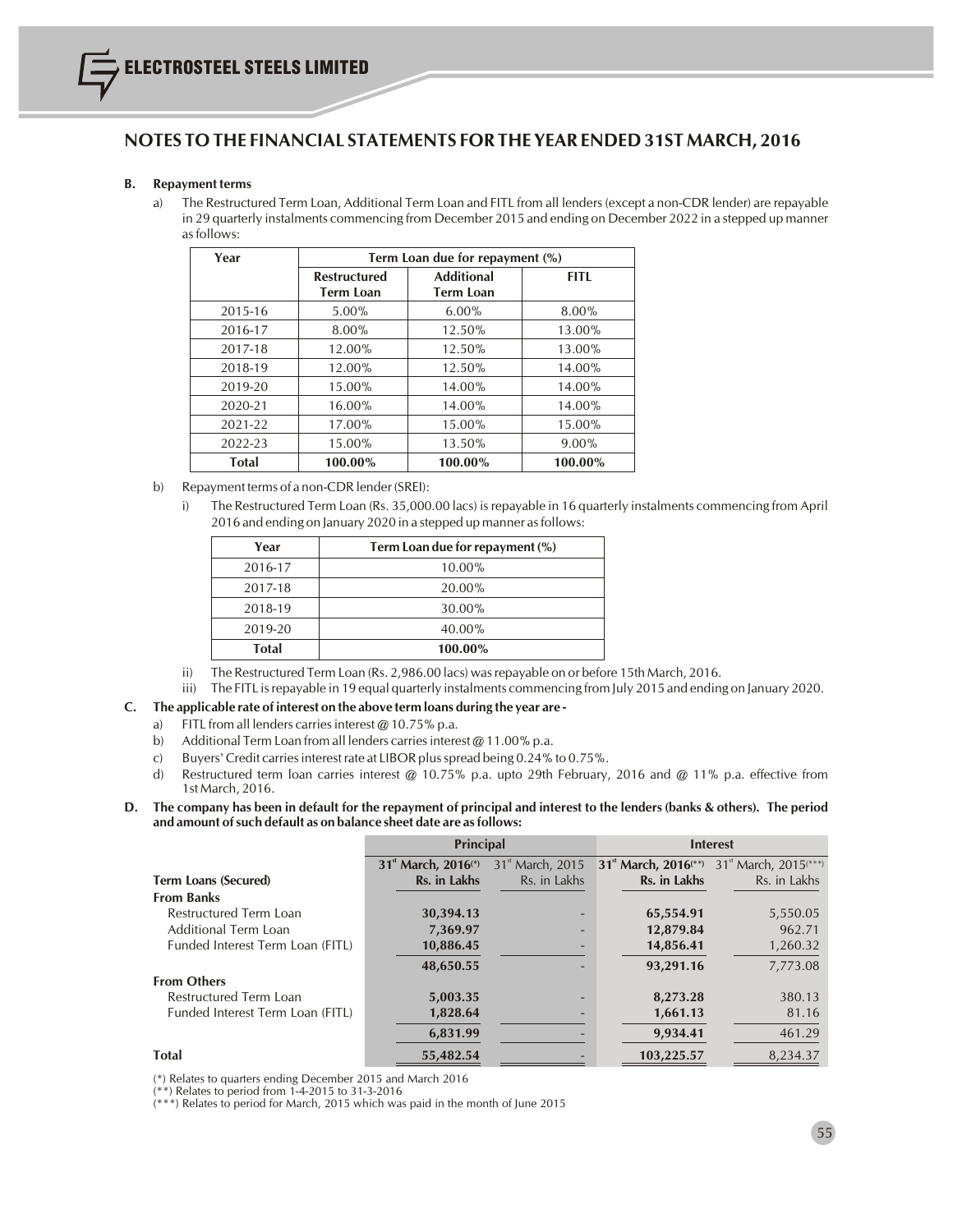## NOTES TO THE FINANCIAL STATEMENTS FOR THE YEAR ENDED 31ST MARCH, 2016

**B. Repayment terms**

a) The Restructured Term Loan, Additional Term Loan and FITL from all lenders (except a non-CDR lender) are repayable in 29 quarterly instalments commencing from December 2015 and ending on December 2022 in a stepped up manner as follows:

| Year | Term Loan due for repayment (%) | | |
|---|---|---|---|
| | Restructured Term Loan | Additional Term Loan | FITL |
| 2015-16 | 5.00% | 6.00% | 8.00% |
| 2016-17 | 8.00% | 12.50% | 13.00% |
| 2017-18 | 12.00% | 12.50% | 13.00% |
| 2018-19 | 12.00% | 12.50% | 14.00% |
| 2019-20 | 15.00% | 14.00% | 14.00% |
| 2020-21 | 16.00% | 14.00% | 14.00% |
| 2021-22 | 17.00% | 15.00% | 15.00% |
| 2022-23 | 15.00% | 13.50% | 9.00% |
| **Total** | **100.00%** | **100.00%** | **100.00%** |

b) Repayment terms of a non-CDR lender (SREI):

i) The Restructured Term Loan (Rs. 35,000.00 lacs) is repayable in 16 quarterly instalments commencing from April 2016 and ending on January 2020 in a stepped up manner as follows:

| Year | Term Loan due for repayment (%) |
|---|---|
| 2016-17 | 10.00% |
| 2017-18 | 20.00% |
| 2018-19 | 30.00% |
| 2019-20 | 40.00% |
| **Total** | **100.00%** |

ii) The Restructured Term Loan (Rs. 2,986.00 lacs) was repayable on or before 15th March, 2016.

iii) The FITL is repayable in 19 equal quarterly instalments commencing from July 2015 and ending on January 2020.

**C. The applicable rate of interest on the above term loans during the year are -**

a) FITL from all lenders carries interest @ 10.75% p.a.

b) Additional Term Loan from all lenders carries interest @ 11.00% p.a.

c) Buyers' Credit carries interest rate at LIBOR plus spread being 0.24% to 0.75%.

d) Restructured term loan carries interest @ 10.75% p.a. upto 29th February, 2016 and @ 11% p.a. effective from 1st March, 2016.

**D. The company has been in default for the repayment of principal and interest to the lenders (banks & others). The period and amount of such default as on balance sheet date are as follows:**

| | Principal | | Interest | |
|---|---|---|---|---|
| **Term Loans (Secured)** | **31st March, 2016(*)** **Rs. in Lakhs** | 31st March, 2015 Rs. in Lakhs | **31st March, 2016(**)** **Rs. in Lakhs** | 31st March, 2015(***) Rs. in Lakhs |
| **From Banks** | | | | |
| Restructured Term Loan | **30,394.13** | - | **65,554.91** | 5,550.05 |
| Additional Term Loan | **7,369.97** | - | **12,879.84** | 962.71 |
| Funded Interest Term Loan (FITL) | **10,886.45** | - | **14,856.41** | 1,260.32 |
| | **48,650.55** | - | **93,291.16** | 7,773.08 |
| **From Others** | | | | |
| Restructured Term Loan | **5,003.35** | - | **8,273.28** | 380.13 |
| Funded Interest Term Loan (FITL) | **1,828.64** | - | **1,661.13** | 81.16 |
| | **6,831.99** | - | **9,934.41** | 461.29 |
| **Total** | **55,482.54** | - | **103,225.57** | 8,234.37 |

(*) Relates to quarters ending December 2015 and March 2016

(**) Relates to period from 1-4-2015 to 31-3-2016

(***) Relates to period for March, 2015 which was paid in the month of June 2015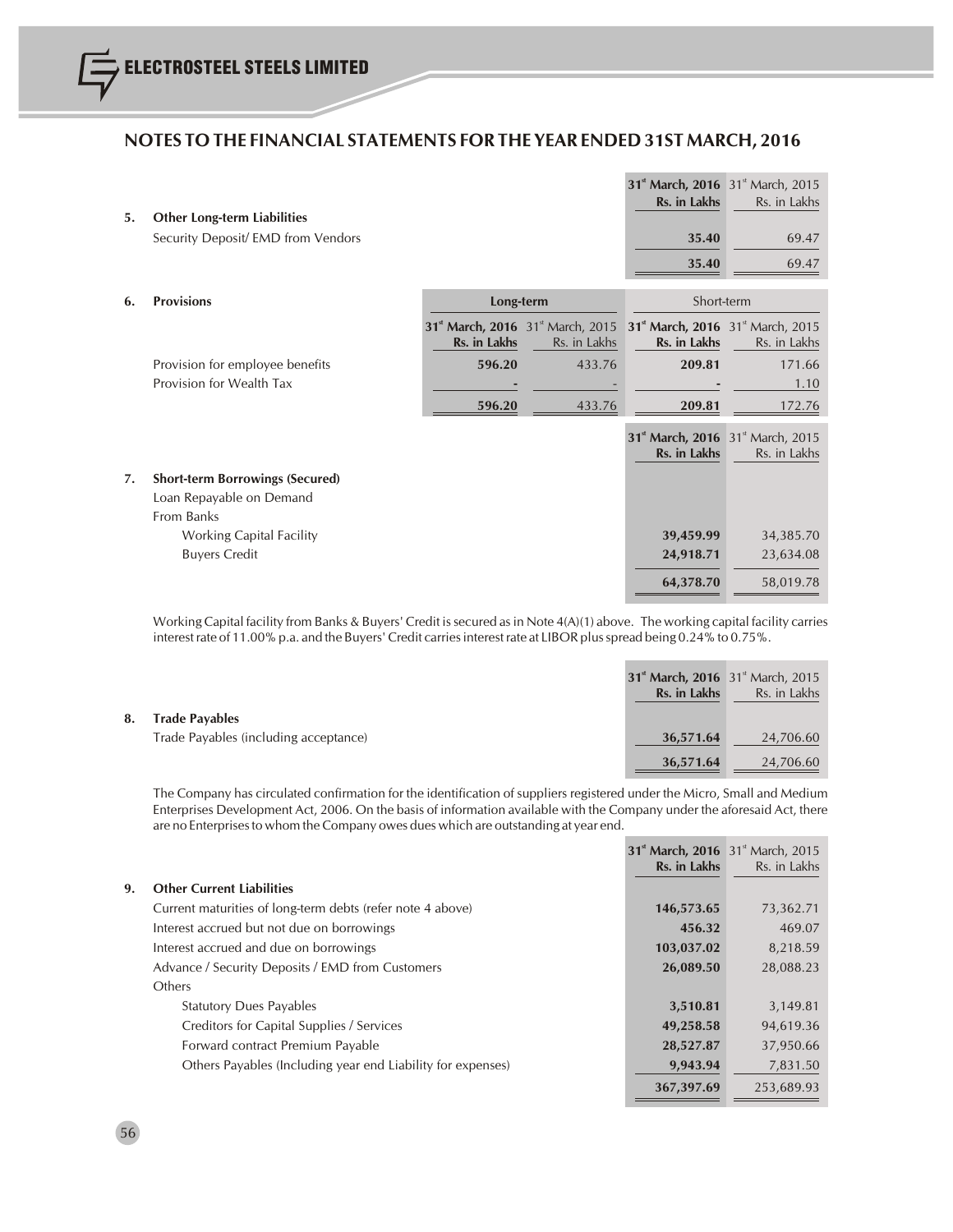## NOTES TO THE FINANCIAL STATEMENTS FOR THE YEAR ENDED 31ST MARCH, 2016

| | | 31st March, 2016 Rs. in Lakhs | 31st March, 2015 Rs. in Lakhs |
|---|---|---|---|
| **5.** | **Other Long-term Liabilities** | | |
| | Security Deposit/ EMD from Vendors | **35.40** | 69.47 |
| | | **35.40** | 69.47 |

| | | Long-term | | Short-term | |
|---|---|---|---|---|---|
| **6.** | **Provisions** | 31st March, 2016 Rs. in Lakhs | 31st March, 2015 Rs. in Lakhs | 31st March, 2016 Rs. in Lakhs | 31st March, 2015 Rs. in Lakhs |
| | Provision for employee benefits | **596.20** | 433.76 | **209.81** | 171.66 |
| | Provision for Wealth Tax | **-** | - | **-** | 1.10 |
| | | **596.20** | 433.76 | **209.81** | 172.76 |

| | | 31st March, 2016 Rs. in Lakhs | 31st March, 2015 Rs. in Lakhs |
|---|---|---|---|
| **7.** | **Short-term Borrowings (Secured)** | | |
| | Loan Repayable on Demand | | |
| | From Banks | | |
| | Working Capital Facility | **39,459.99** | 34,385.70 |
| | Buyers Credit | **24,918.71** | 23,634.08 |
| | | **64,378.70** | 58,019.78 |

Working Capital facility from Banks & Buyers' Credit is secured as in Note 4(A)(1) above. The working capital facility carries interest rate of 11.00% p.a. and the Buyers' Credit carries interest rate at LIBOR plus spread being 0.24% to 0.75%.

| | | 31st March, 2016 Rs. in Lakhs | 31st March, 2015 Rs. in Lakhs |
|---|---|---|---|
| **8.** | **Trade Payables** | | |
| | Trade Payables (including acceptance) | **36,571.64** | 24,706.60 |
| | | **36,571.64** | 24,706.60 |

The Company has circulated confirmation for the identification of suppliers registered under the Micro, Small and Medium Enterprises Development Act, 2006. On the basis of information available with the Company under the aforesaid Act, there are no Enterprises to whom the Company owes dues which are outstanding at year end.

| | | 31st March, 2016 Rs. in Lakhs | 31st March, 2015 Rs. in Lakhs |
|---|---|---|---|
| **9.** | **Other Current Liabilities** | | |
| | Current maturities of long-term debts (refer note 4 above) | **146,573.65** | 73,362.71 |
| | Interest accrued but not due on borrowings | **456.32** | 469.07 |
| | Interest accrued and due on borrowings | **103,037.02** | 8,218.59 |
| | Advance / Security Deposits / EMD from Customers | **26,089.50** | 28,088.23 |
| | Others | | |
| | Statutory Dues Payables | **3,510.81** | 3,149.81 |
| | Creditors for Capital Supplies / Services | **49,258.58** | 94,619.36 |
| | Forward contract Premium Payable | **28,527.87** | 37,950.66 |
| | Others Payables (Including year end Liability for expenses) | **9,943.94** | 7,831.50 |
| | | **367,397.69** | 253,689.93 |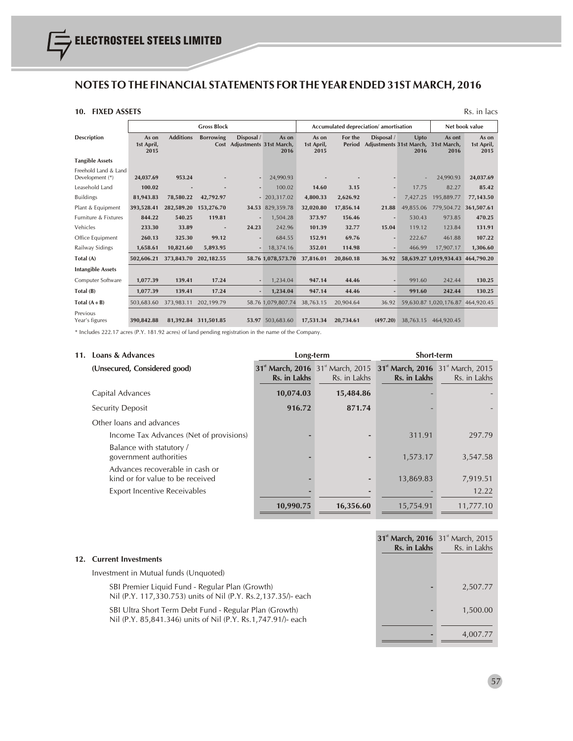# NOTES TO THE FINANCIAL STATEMENTS FOR THE YEAR ENDED 31ST MARCH, 2016

## 10. FIXED ASSETS

Rs. in lacs

| Description | Gross Block | | | | | Accumulated depreciation/ amortisation | | | | Net book value | |
|---|---|---|---|---|---|---|---|---|---|---|---|
| | As on 1st April, 2015 | Additions | Borrowing Cost | Disposal / Adjustments | As on 31st March, 2016 | As on 1st April, 2015 | For the Period | Disposal / Adjustments | Upto 31st March, 2016 | As ont 31st March, 2016 | As on 1st April, 2015 |
| **Tangible Assets** | | | | | | | | | | | |
| Freehold Land & Land Development (*) | **24,037.69** | **953.24** | **-** | - | 24,990.93 | **-** | **-** | **-** | - | 24,990.93 | **24,037.69** |
| Leasehold Land | 100.02 | - | - | - | 100.02 | 14.60 | 3.15 | - | 17.75 | 82.27 | 85.42 |
| Buildings | **81,943.83** | **78,580.22** | **42,792.97** | **-** | 203,317.02 | **4,800.33** | **2,626.92** | **-** | 7,427.25 | 195,889.77 | **77,143.50** |
| Plant & Equipment | **393,528.41** | **282,589.20** | **153,276.70** | **34.53** | 829,359.78 | **32,020.80** | **17,856.14** | **21.88** | 49,855.06 | 779,504.72 | **361,507.61** |
| Furniture & Fixtures | **844.22** | **540.25** | **119.81** | **-** | 1,504.28 | **373.97** | **156.46** | **-** | 530.43 | 973.85 | **470.25** |
| Vehicles | **233.30** | **33.89** | **-** | **24.23** | 242.96 | **101.39** | **32.77** | **15.04** | 119.12 | 123.84 | **131.91** |
| Office Equipment | **260.13** | **325.30** | **99.12** | **-** | 684.55 | **152.91** | **69.76** | **-** | 222.67 | 461.88 | **107.22** |
| Railway Sidings | **1,658.61** | **10,821.60** | **5,893.95** | **-** | 18,374.16 | **352.01** | **114.98** | **-** | 466.99 | 17,907.17 | **1,306.60** |
| **Total (A)** | **502,606.21** | **373,843.70** | **202,182.55** | **58.76** | **1,078,573.70** | **37,816.01** | **20,860.18** | **36.92** | **58,639.27** | **1,019,934.43** | **464,790.20** |
| **Intangible Assets** | | | | | | | | | | | |
| Computer Software | **1,077.39** | **139.41** | **17.24** | - | 1,234.04 | **947.14** | **44.46** | - | 991.60 | 242.44 | **130.25** |
| **Total (B)** | **1,077.39** | **139.41** | **17.24** | **-** | **1,234.04** | **947.14** | **44.46** | **-** | **991.60** | **242.44** | **130.25** |
| **Total (A+B)** | 503,683.60 | 373,983.11 | 202,199.79 | 58.76 | 1,079,807.74 | 38,763.15 | 20,904.64 | 36.92 | 59,630.87 | 1,020,176.87 | 464,920.45 |
| Previous Year's figures | **390,842.88** | **81,392.84** | **311,501.85** | **53.97** | 503,683.60 | **17,531.34** | **20,734.61** | **(497.20)** | 38,763.15 | 464,920.45 | |

\* Includes 222.17 acres (P.Y. 181.92 acres) of land pending registration in the name of the Company.

## 11. Loans & Advances

| (Unsecured, Considered good) | Long-term | | Short-term | |
|---|---|---|---|---|
| | **31st March, 2016 Rs. in Lakhs** | 31st March, 2015 Rs. in Lakhs | **31st March, 2016 Rs. in Lakhs** | 31st March, 2015 Rs. in Lakhs |
| Capital Advances | **10,074.03** | **15,484.86** | - | - |
| Security Deposit | **916.72** | **871.74** | - | - |
| Other loans and advances | | | | |
| Income Tax Advances (Net of provisions) | - | - | 311.91 | 297.79 |
| Balance with statutory / government authorities | - | - | 1,573.17 | 3,547.58 |
| Advances recoverable in cash or kind or for value to be received | - | - | 13,869.83 | 7,919.51 |
| Export Incentive Receivables | - | - | - | 12.22 |
| | **10,990.75** | **16,356.60** | 15,754.91 | 11,777.10 |

## 12. Current Investments

| | **31st March, 2016 Rs. in Lakhs** | 31st March, 2015 Rs. in Lakhs |
|---|---|---|
| Investment in Mutual funds (Unquoted) | | |
| SBI Premier Liquid Fund - Regular Plan (Growth) Nil (P.Y. 117,330.753) units of Nil (P.Y. Rs.2,137.35/)- each | - | 2,507.77 |
| SBI Ultra Short Term Debt Fund - Regular Plan (Growth) Nil (P.Y. 85,841.346) units of Nil (P.Y. Rs.1,747.91/)- each | - | 1,500.00 |
| | - | 4,007.77 |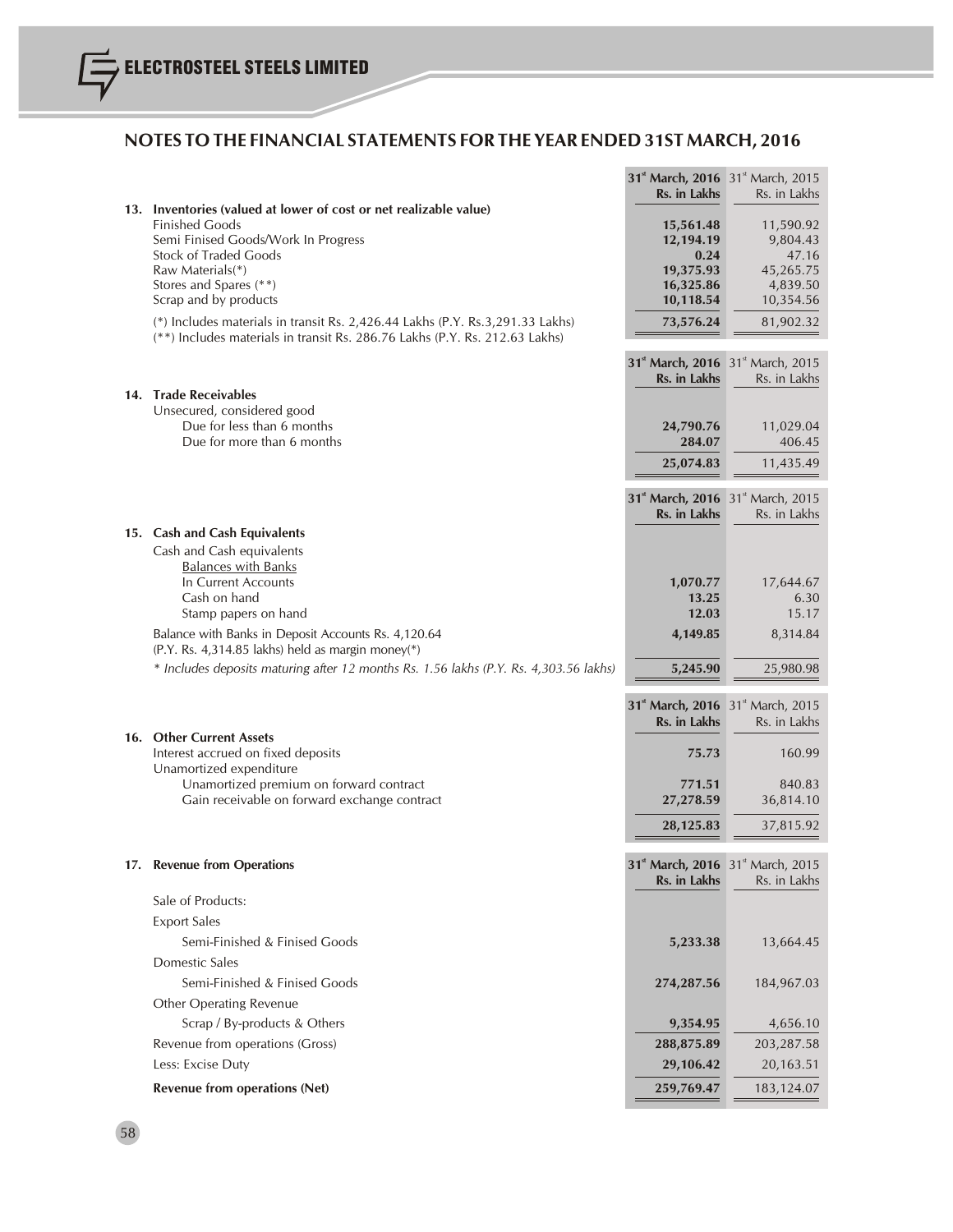## NOTES TO THE FINANCIAL STATEMENTS FOR THE YEAR ENDED 31ST MARCH, 2016

| | 31st March, 2016 Rs. in Lakhs | 31st March, 2015 Rs. in Lakhs |
|---|---|---|
| **13. Inventories (valued at lower of cost or net realizable value)** | | |
| Finished Goods | **15,561.48** | 11,590.92 |
| Semi Finised Goods/Work In Progress | **12,194.19** | 9,804.43 |
| Stock of Traded Goods | **0.24** | 47.16 |
| Raw Materials(*) | **19,375.93** | 45,265.75 |
| Stores and Spares (**) | **16,325.86** | 4,839.50 |
| Scrap and by products | **10,118.54** | 10,354.56 |
| (*) Includes materials in transit Rs. 2,426.44 Lakhs (P.Y. Rs.3,291.33 Lakhs) | **73,576.24** | 81,902.32 |
| (**) Includes materials in transit Rs. 286.76 Lakhs (P.Y. Rs. 212.63 Lakhs) | | |

| | 31st March, 2016 Rs. in Lakhs | 31st March, 2015 Rs. in Lakhs |
|---|---|---|
| **14. Trade Receivables** | | |
| Unsecured, considered good | | |
| Due for less than 6 months | **24,790.76** | 11,029.04 |
| Due for more than 6 months | **284.07** | 406.45 |
| | **25,074.83** | 11,435.49 |

| | 31st March, 2016 Rs. in Lakhs | 31st March, 2015 Rs. in Lakhs |
|---|---|---|
| **15. Cash and Cash Equivalents** | | |
| Cash and Cash equivalents | | |
| Balances with Banks | | |
| In Current Accounts | **1,070.77** | 17,644.67 |
| Cash on hand | **13.25** | 6.30 |
| Stamp papers on hand | **12.03** | 15.17 |
| Balance with Banks in Deposit Accounts Rs. 4,120.64 (P.Y. Rs. 4,314.85 lakhs) held as margin money(*) | **4,149.85** | 8,314.84 |
| *\* Includes deposits maturing after 12 months Rs. 1.56 lakhs (P.Y. Rs. 4,303.56 lakhs)* | **5,245.90** | 25,980.98 |

| | 31st March, 2016 Rs. in Lakhs | 31st March, 2015 Rs. in Lakhs |
|---|---|---|
| **16. Other Current Assets** | | |
| Interest accrued on fixed deposits | **75.73** | 160.99 |
| Unamortized expenditure | | |
| Unamortized premium on forward contract | **771.51** | 840.83 |
| Gain receivable on forward exchange contract | **27,278.59** | 36,814.10 |
| | **28,125.83** | 37,815.92 |

| **17. Revenue from Operations** | 31st March, 2016 Rs. in Lakhs | 31st March, 2015 Rs. in Lakhs |
|---|---|---|
| Sale of Products: | | |
| Export Sales | | |
| Semi-Finished & Finised Goods | **5,233.38** | 13,664.45 |
| Domestic Sales | | |
| Semi-Finished & Finised Goods | **274,287.56** | 184,967.03 |
| Other Operating Revenue | | |
| Scrap / By-products & Others | **9,354.95** | 4,656.10 |
| Revenue from operations (Gross) | **288,875.89** | 203,287.58 |
| Less: Excise Duty | **29,106.42** | 20,163.51 |
| **Revenue from operations (Net)** | **259,769.47** | 183,124.07 |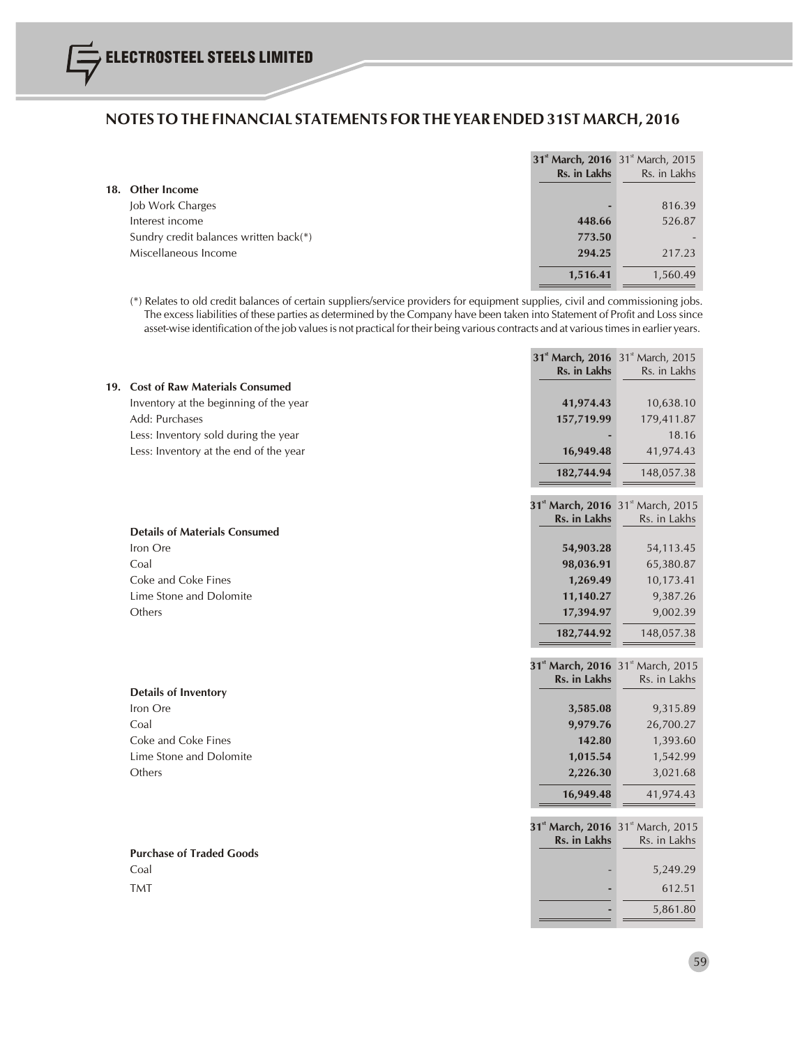## NOTES TO THE FINANCIAL STATEMENTS FOR THE YEAR ENDED 31ST MARCH, 2016

| | 31st March, 2016 Rs. in Lakhs | 31st March, 2015 Rs. in Lakhs |
|---|---|---|
| **18. Other Income** | | |
| Job Work Charges | **-** | 816.39 |
| Interest income | **448.66** | 526.87 |
| Sundry credit balances written back(*) | **773.50** | - |
| Miscellaneous Income | **294.25** | 217.23 |
| | **1,516.41** | 1,560.49 |

(*) Relates to old credit balances of certain suppliers/service providers for equipment supplies, civil and commissioning jobs. The excess liabilities of these parties as determined by the Company have been taken into Statement of Profit and Loss since asset-wise identification of the job values is not practical for their being various contracts and at various times in earlier years.

| | 31st March, 2016 Rs. in Lakhs | 31st March, 2015 Rs. in Lakhs |
|---|---|---|
| **19. Cost of Raw Materials Consumed** | | |
| Inventory at the beginning of the year | **41,974.43** | 10,638.10 |
| Add: Purchases | **157,719.99** | 179,411.87 |
| Less: Inventory sold during the year | **-** | 18.16 |
| Less: Inventory at the end of the year | **16,949.48** | 41,974.43 |
| | **182,744.94** | 148,057.38 |

| | 31st March, 2016 Rs. in Lakhs | 31st March, 2015 Rs. in Lakhs |
|---|---|---|
| **Details of Materials Consumed** | | |
| Iron Ore | **54,903.28** | 54,113.45 |
| Coal | **98,036.91** | 65,380.87 |
| Coke and Coke Fines | **1,269.49** | 10,173.41 |
| Lime Stone and Dolomite | **11,140.27** | 9,387.26 |
| Others | **17,394.97** | 9,002.39 |
| | **182,744.92** | 148,057.38 |

| | 31st March, 2016 Rs. in Lakhs | 31st March, 2015 Rs. in Lakhs |
|---|---|---|
| **Details of Inventory** | | |
| Iron Ore | **3,585.08** | 9,315.89 |
| Coal | **9,979.76** | 26,700.27 |
| Coke and Coke Fines | **142.80** | 1,393.60 |
| Lime Stone and Dolomite | **1,015.54** | 1,542.99 |
| Others | **2,226.30** | 3,021.68 |
| | **16,949.48** | 41,974.43 |

| | 31st March, 2016 Rs. in Lakhs | 31st March, 2015 Rs. in Lakhs |
|---|---|---|
| **Purchase of Traded Goods** | | |
| Coal | - | 5,249.29 |
| TMT | **-** | 612.51 |
| | **-** | 5,861.80 |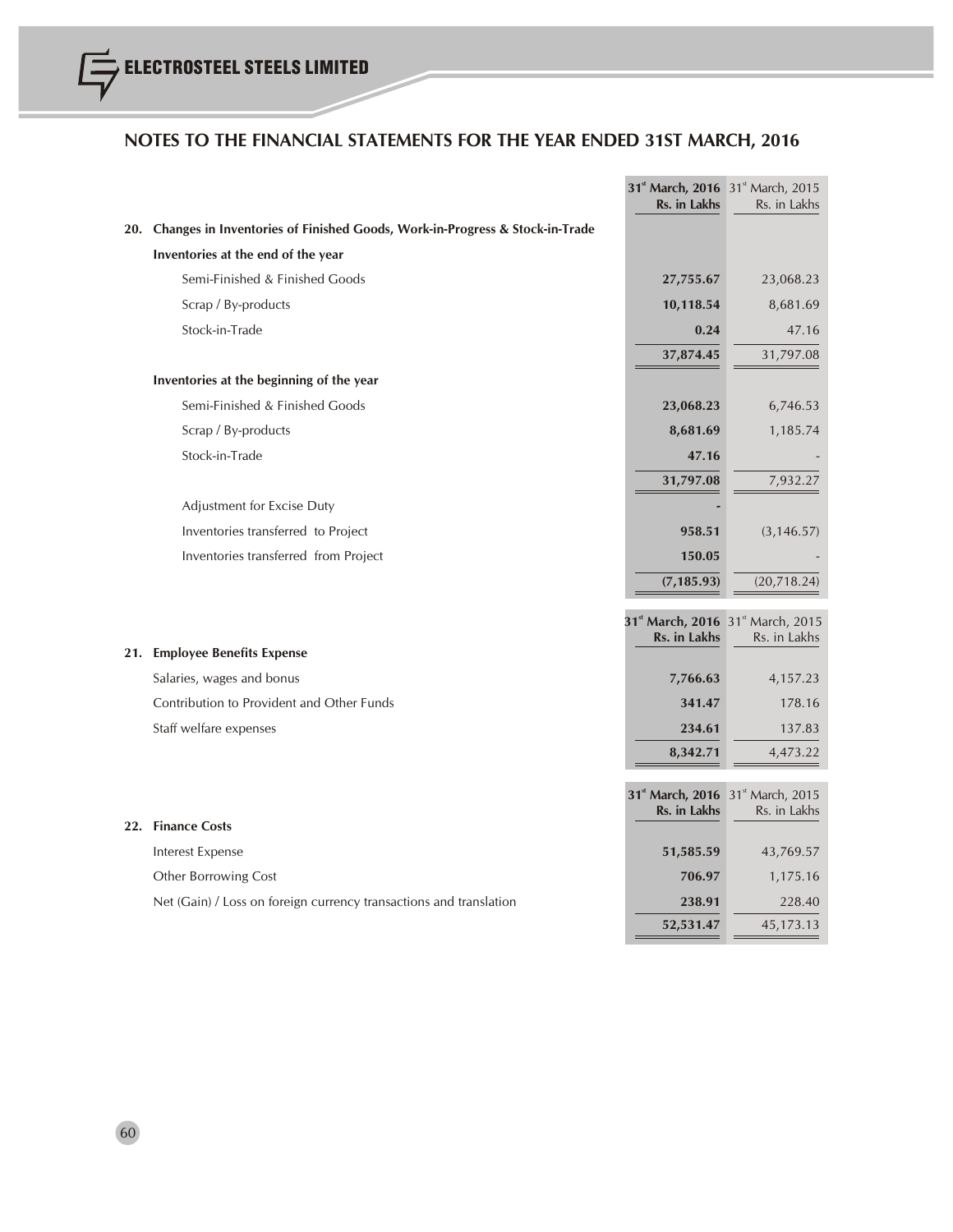## NOTES TO THE FINANCIAL STATEMENTS FOR THE YEAR ENDED 31ST MARCH, 2016

| | 31st March, 2016 Rs. in Lakhs | 31st March, 2015 Rs. in Lakhs |
|---|---|---|
| **20. Changes in Inventories of Finished Goods, Work-in-Progress & Stock-in-Trade** | | |
| **Inventories at the end of the year** | | |
| Semi-Finished & Finished Goods | **27,755.67** | 23,068.23 |
| Scrap / By-products | **10,118.54** | 8,681.69 |
| Stock-in-Trade | **0.24** | 47.16 |
| | **37,874.45** | 31,797.08 |
| **Inventories at the beginning of the year** | | |
| Semi-Finished & Finished Goods | **23,068.23** | 6,746.53 |
| Scrap / By-products | **8,681.69** | 1,185.74 |
| Stock-in-Trade | **47.16** | - |
| | **31,797.08** | 7,932.27 |
| Adjustment for Excise Duty | **-** | |
| Inventories transferred to Project | **958.51** | (3,146.57) |
| Inventories transferred from Project | **150.05** | - |
| | **(7,185.93)** | (20,718.24) |

| | 31st March, 2016 Rs. in Lakhs | 31st March, 2015 Rs. in Lakhs |
|---|---|---|
| **21. Employee Benefits Expense** | | |
| Salaries, wages and bonus | **7,766.63** | 4,157.23 |
| Contribution to Provident and Other Funds | **341.47** | 178.16 |
| Staff welfare expenses | **234.61** | 137.83 |
| | **8,342.71** | 4,473.22 |

| | 31st March, 2016 Rs. in Lakhs | 31st March, 2015 Rs. in Lakhs |
|---|---|---|
| **22. Finance Costs** | | |
| Interest Expense | **51,585.59** | 43,769.57 |
| Other Borrowing Cost | **706.97** | 1,175.16 |
| Net (Gain) / Loss on foreign currency transactions and translation | **238.91** | 228.40 |
| | **52,531.47** | 45,173.13 |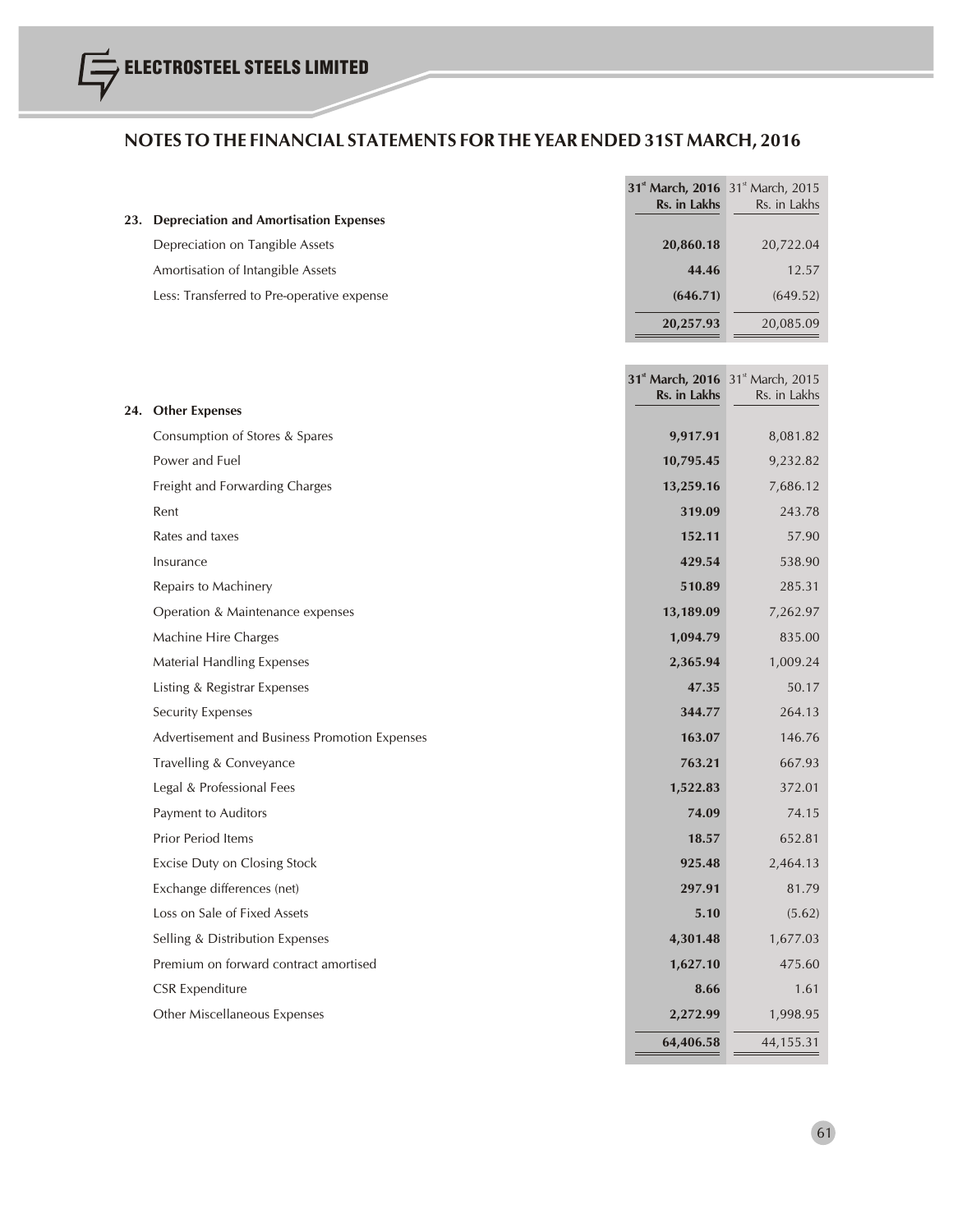# NOTES TO THE FINANCIAL STATEMENTS FOR THE YEAR ENDED 31ST MARCH, 2016

| | 31st March, 2016 Rs. in Lakhs | 31st March, 2015 Rs. in Lakhs |
|---|---|---|
| **23. Depreciation and Amortisation Expenses** | | |
| Depreciation on Tangible Assets | **20,860.18** | 20,722.04 |
| Amortisation of Intangible Assets | **44.46** | 12.57 |
| Less: Transferred to Pre-operative expense | **(646.71)** | (649.52) |
| | **20,257.93** | 20,085.09 |

| | 31st March, 2016 Rs. in Lakhs | 31st March, 2015 Rs. in Lakhs |
|---|---|---|
| **24. Other Expenses** | | |
| Consumption of Stores & Spares | **9,917.91** | 8,081.82 |
| Power and Fuel | **10,795.45** | 9,232.82 |
| Freight and Forwarding Charges | **13,259.16** | 7,686.12 |
| Rent | **319.09** | 243.78 |
| Rates and taxes | **152.11** | 57.90 |
| Insurance | **429.54** | 538.90 |
| Repairs to Machinery | **510.89** | 285.31 |
| Operation & Maintenance expenses | **13,189.09** | 7,262.97 |
| Machine Hire Charges | **1,094.79** | 835.00 |
| Material Handling Expenses | **2,365.94** | 1,009.24 |
| Listing & Registrar Expenses | **47.35** | 50.17 |
| Security Expenses | **344.77** | 264.13 |
| Advertisement and Business Promotion Expenses | **163.07** | 146.76 |
| Travelling & Conveyance | **763.21** | 667.93 |
| Legal & Professional Fees | **1,522.83** | 372.01 |
| Payment to Auditors | **74.09** | 74.15 |
| Prior Period Items | **18.57** | 652.81 |
| Excise Duty on Closing Stock | **925.48** | 2,464.13 |
| Exchange differences (net) | **297.91** | 81.79 |
| Loss on Sale of Fixed Assets | **5.10** | (5.62) |
| Selling & Distribution Expenses | **4,301.48** | 1,677.03 |
| Premium on forward contract amortised | **1,627.10** | 475.60 |
| CSR Expenditure | **8.66** | 1.61 |
| Other Miscellaneous Expenses | **2,272.99** | 1,998.95 |
| | **64,406.58** | 44,155.31 |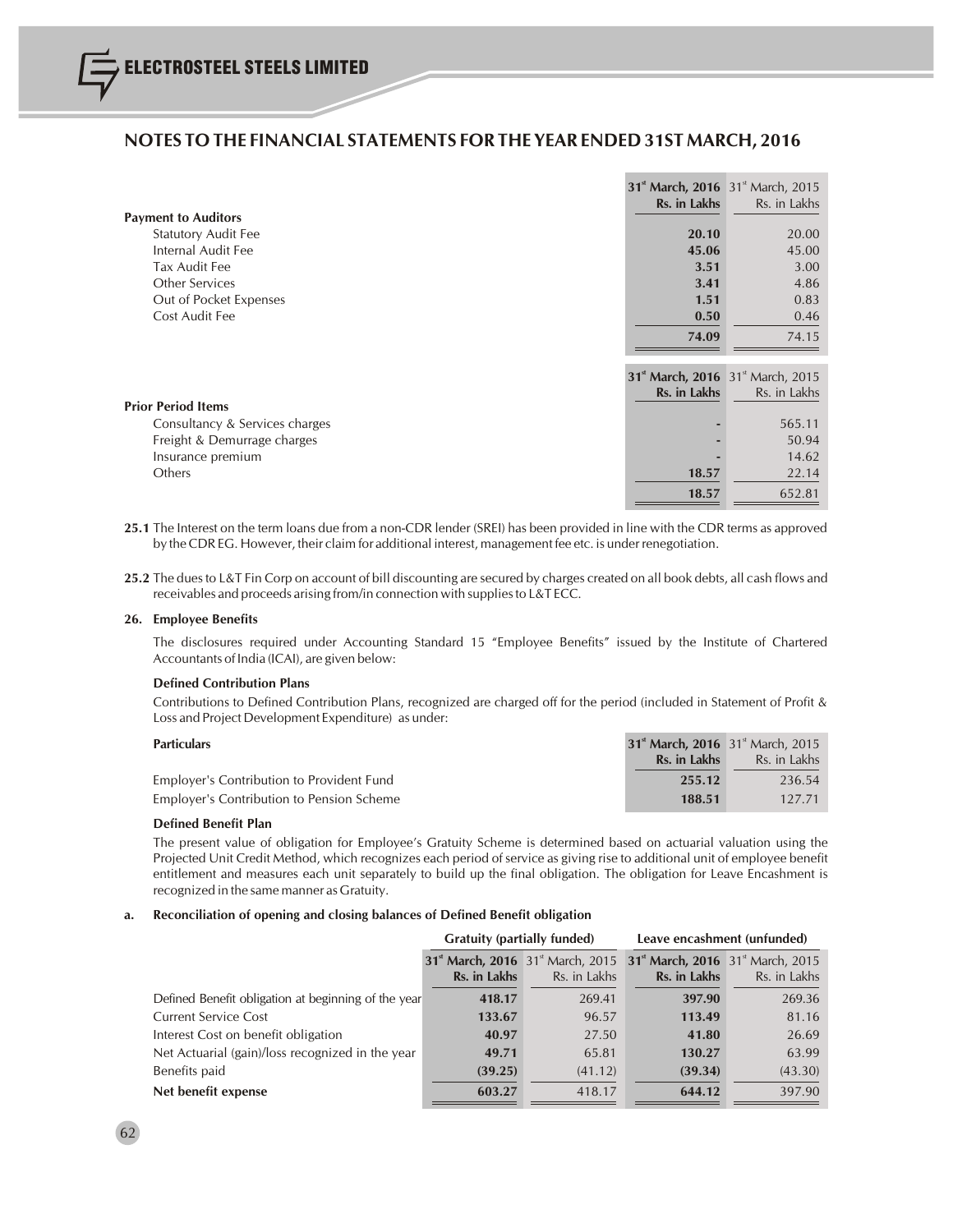## NOTES TO THE FINANCIAL STATEMENTS FOR THE YEAR ENDED 31ST MARCH, 2016

| | 31st March, 2016 Rs. in Lakhs | 31st March, 2015 Rs. in Lakhs |
|---|---|---|
| **Payment to Auditors** | | |
| Statutory Audit Fee | **20.10** | 20.00 |
| Internal Audit Fee | **45.06** | 45.00 |
| Tax Audit Fee | **3.51** | 3.00 |
| Other Services | **3.41** | 4.86 |
| Out of Pocket Expenses | **1.51** | 0.83 |
| Cost Audit Fee | **0.50** | 0.46 |
| | **74.09** | 74.15 |

| | 31st March, 2016 Rs. in Lakhs | 31st March, 2015 Rs. in Lakhs |
|---|---|---|
| **Prior Period Items** | | |
| Consultancy & Services charges | - | 565.11 |
| Freight & Demurrage charges | - | 50.94 |
| Insurance premium | - | 14.62 |
| Others | **18.57** | 22.14 |
| | **18.57** | 652.81 |

**25.1** The Interest on the term loans due from a non-CDR lender (SREI) has been provided in line with the CDR terms as approved by the CDR EG. However, their claim for additional interest, management fee etc. is under renegotiation.

**25.2** The dues to L&T Fin Corp on account of bill discounting are secured by charges created on all book debts, all cash flows and receivables and proceeds arising from/in connection with supplies to L&T ECC.

### 26. Employee Benefits

The disclosures required under Accounting Standard 15 "Employee Benefits" issued by the Institute of Chartered Accountants of India (ICAI), are given below:

**Defined Contribution Plans**

Contributions to Defined Contribution Plans, recognized are charged off for the period (included in Statement of Profit & Loss and Project Development Expenditure) as under:

| Particulars | 31st March, 2016 Rs. in Lakhs | 31st March, 2015 Rs. in Lakhs |
|---|---|---|
| Employer's Contribution to Provident Fund | **255.12** | 236.54 |
| Employer's Contribution to Pension Scheme | **188.51** | 127.71 |

**Defined Benefit Plan**

The present value of obligation for Employee's Gratuity Scheme is determined based on actuarial valuation using the Projected Unit Credit Method, which recognizes each period of service as giving rise to additional unit of employee benefit entitlement and measures each unit separately to build up the final obligation. The obligation for Leave Encashment is recognized in the same manner as Gratuity.

**a. Reconciliation of opening and closing balances of Defined Benefit obligation**

| | Gratuity (partially funded) | | Leave encashment (unfunded) | |
|---|---|---|---|---|
| | 31st March, 2016 Rs. in Lakhs | 31st March, 2015 Rs. in Lakhs | 31st March, 2016 Rs. in Lakhs | 31st March, 2015 Rs. in Lakhs |
| Defined Benefit obligation at beginning of the year | **418.17** | 269.41 | **397.90** | 269.36 |
| Current Service Cost | **133.67** | 96.57 | **113.49** | 81.16 |
| Interest Cost on benefit obligation | **40.97** | 27.50 | **41.80** | 26.69 |
| Net Actuarial (gain)/loss recognized in the year | **49.71** | 65.81 | **130.27** | 63.99 |
| Benefits paid | **(39.25)** | (41.12) | **(39.34)** | (43.30) |
| **Net benefit expense** | **603.27** | 418.17 | **644.12** | 397.90 |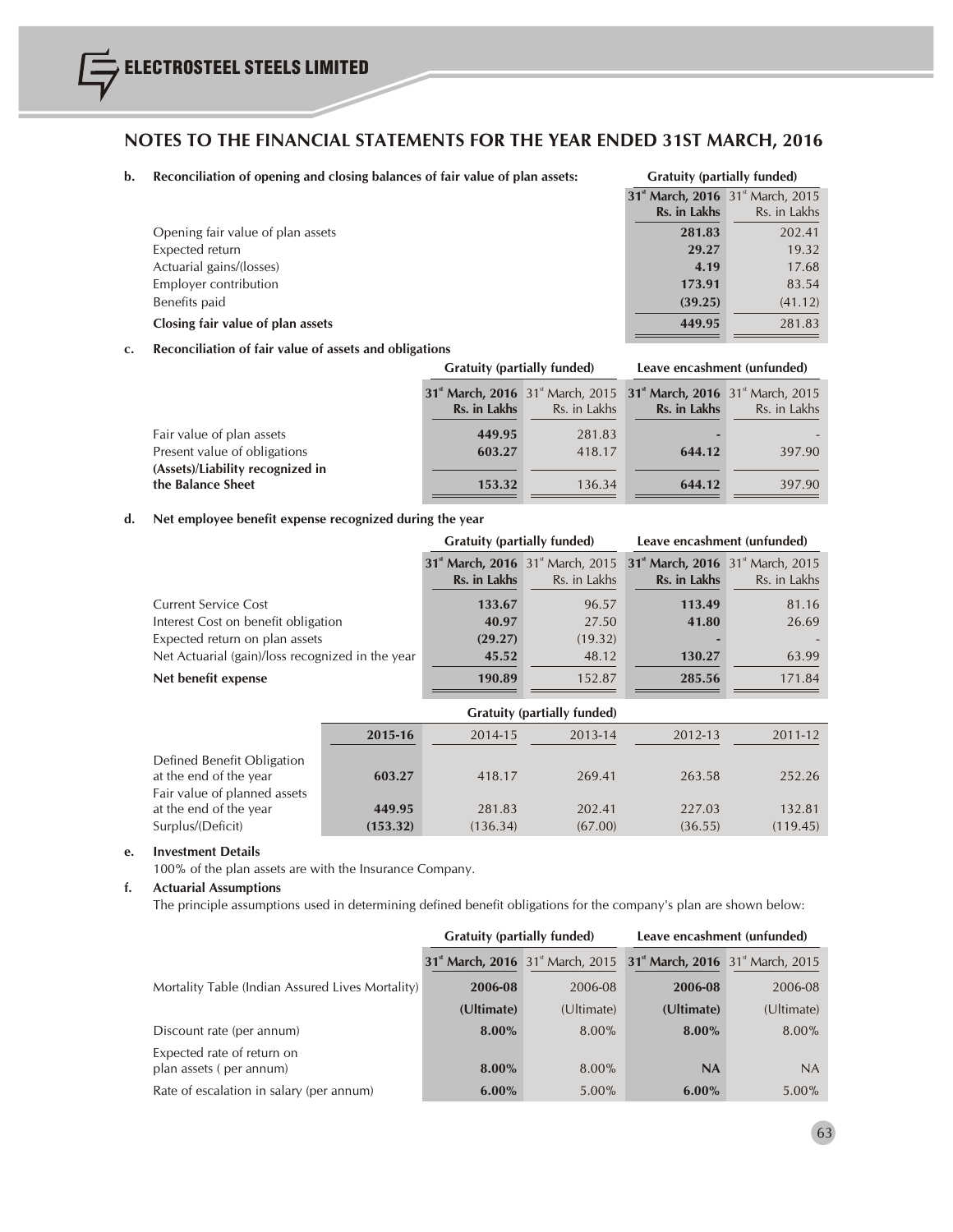## NOTES TO THE FINANCIAL STATEMENTS FOR THE YEAR ENDED 31ST MARCH, 2016

**b. Reconciliation of opening and closing balances of fair value of plan assets:**

| | Gratuity (partially funded) | |
|---|---|---|
| | **31st March, 2016 Rs. in Lakhs** | 31st March, 2015 Rs. in Lakhs |
| Opening fair value of plan assets | **281.83** | 202.41 |
| Expected return | **29.27** | 19.32 |
| Actuarial gains/(losses) | **4.19** | 17.68 |
| Employer contribution | **173.91** | 83.54 |
| Benefits paid | **(39.25)** | (41.12) |
| **Closing fair value of plan assets** | **449.95** | 281.83 |

**c. Reconciliation of fair value of assets and obligations**

| | Gratuity (partially funded) | | Leave encashment (unfunded) | |
|---|---|---|---|---|
| | **31st March, 2016 Rs. in Lakhs** | 31st March, 2015 Rs. in Lakhs | **31st March, 2016 Rs. in Lakhs** | 31st March, 2015 Rs. in Lakhs |
| Fair value of plan assets | **449.95** | 281.83 | **-** | - |
| Present value of obligations | **603.27** | 418.17 | **644.12** | 397.90 |
| **(Assets)/Liability recognized in the Balance Sheet** | **153.32** | 136.34 | **644.12** | 397.90 |

**d. Net employee benefit expense recognized during the year**

| | Gratuity (partially funded) | | Leave encashment (unfunded) | |
|---|---|---|---|---|
| | **31st March, 2016 Rs. in Lakhs** | 31st March, 2015 Rs. in Lakhs | **31st March, 2016 Rs. in Lakhs** | 31st March, 2015 Rs. in Lakhs |
| Current Service Cost | **133.67** | 96.57 | **113.49** | 81.16 |
| Interest Cost on benefit obligation | **40.97** | 27.50 | **41.80** | 26.69 |
| Expected return on plan assets | **(29.27)** | (19.32) | **-** | - |
| Net Actuarial (gain)/loss recognized in the year | **45.52** | 48.12 | **130.27** | 63.99 |
| **Net benefit expense** | **190.89** | 152.87 | **285.56** | 171.84 |

| | Gratuity (partially funded) | | | | |
|---|---|---|---|---|---|
| | **2015-16** | 2014-15 | 2013-14 | 2012-13 | 2011-12 |
| Defined Benefit Obligation at the end of the year | **603.27** | 418.17 | 269.41 | 263.58 | 252.26 |
| Fair value of planned assets at the end of the year | **449.95** | 281.83 | 202.41 | 227.03 | 132.81 |
| Surplus/(Deficit) | **(153.32)** | (136.34) | (67.00) | (36.55) | (119.45) |

**e. Investment Details**

100% of the plan assets are with the Insurance Company.

**f. Actuarial Assumptions**

The principle assumptions used in determining defined benefit obligations for the company's plan are shown below:

| | Gratuity (partially funded) | | Leave encashment (unfunded) | |
|---|---|---|---|---|
| | **31st March, 2016** | 31st March, 2015 | **31st March, 2016** | 31st March, 2015 |
| Mortality Table (Indian Assured Lives Mortality) | **2006-08 (Ultimate)** | 2006-08 (Ultimate) | **2006-08 (Ultimate)** | 2006-08 (Ultimate) |
| Discount rate (per annum) | **8.00%** | 8.00% | **8.00%** | 8.00% |
| Expected rate of return on plan assets ( per annum) | **8.00%** | 8.00% | **NA** | NA |
| Rate of escalation in salary (per annum) | **6.00%** | 5.00% | **6.00%** | 5.00% |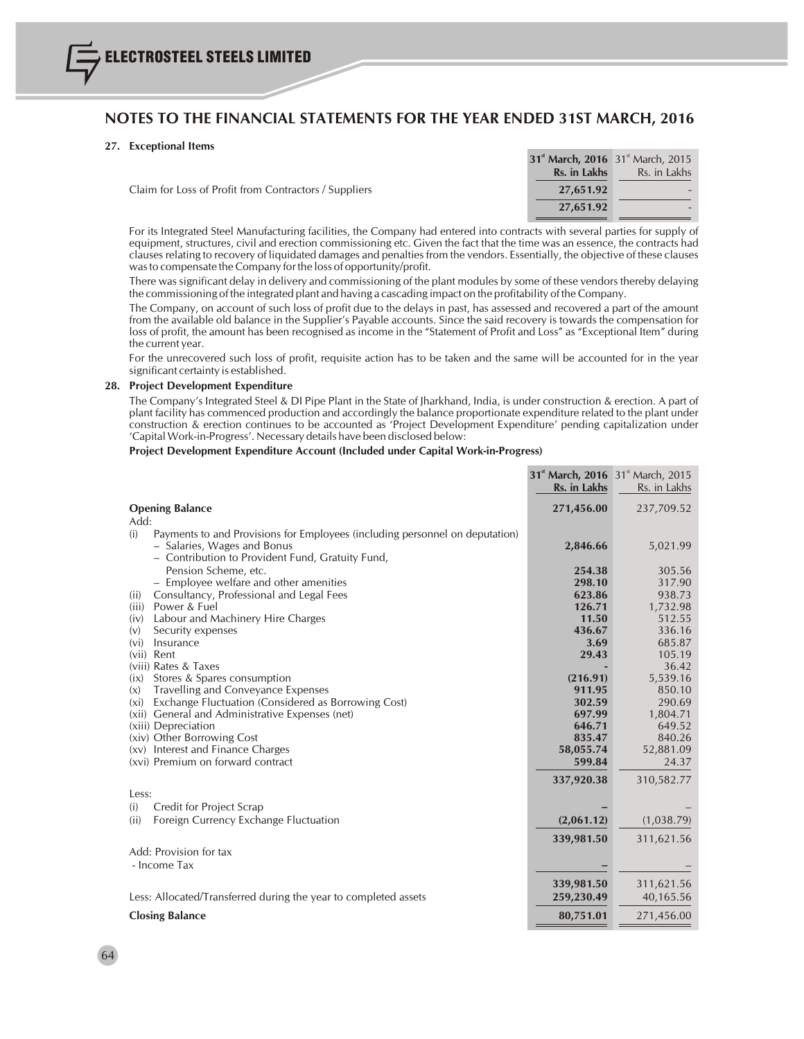# NOTES TO THE FINANCIAL STATEMENTS FOR THE YEAR ENDED 31ST MARCH, 2016

## 27. Exceptional Items

| | 31st March, 2016 Rs. in Lakhs | 31st March, 2015 Rs. in Lakhs |
|---|---|---|
| Claim for Loss of Profit from Contractors / Suppliers | 27,651.92 | - |
| | 27,651.92 | - |

For its Integrated Steel Manufacturing facilities, the Company had entered into contracts with several parties for supply of equipment, structures, civil and erection commissioning etc. Given the fact that the time was an essence, the contracts had clauses relating to recovery of liquidated damages and penalties from the vendors. Essentially, the objective of these clauses was to compensate the Company for the loss of opportunity/profit.

There was significant delay in delivery and commissioning of the plant modules by some of these vendors thereby delaying the commissioning of the integrated plant and having a cascading impact on the profitability of the Company.

The Company, on account of such loss of profit due to the delays in past, has assessed and recovered a part of the amount from the available old balance in the Supplier's Payable accounts. Since the said recovery is towards the compensation for loss of profit, the amount has been recognised as income in the "Statement of Profit and Loss" as "Exceptional Item" during the current year.

For the unrecovered such loss of profit, requisite action has to be taken and the same will be accounted for in the year significant certainty is established.

## 28. Project Development Expenditure

The Company's Integrated Steel & DI Pipe Plant in the State of Jharkhand, India, is under construction & erection. A part of plant facility has commenced production and accordingly the balance proportionate expenditure related to the plant under construction & erection continues to be accounted as 'Project Development Expenditure' pending capitalization under 'Capital Work-in-Progress'. Necessary details have been disclosed below:

**Project Development Expenditure Account (Included under Capital Work-in-Progress)**

| | 31st March, 2016 Rs. in Lakhs | 31st March, 2015 Rs. in Lakhs |
|---|---|---|
| **Opening Balance** | **271,456.00** | 237,709.52 |
| Add: | | |
| (i) Payments to and Provisions for Employees (including personnel on deputation) | | |
| – Salaries, Wages and Bonus | 2,846.66 | 5,021.99 |
| – Contribution to Provident Fund, Gratuity Fund, Pension Scheme, etc. | 254.38 | 305.56 |
| – Employee welfare and other amenities | 298.10 | 317.90 |
| (ii) Consultancy, Professional and Legal Fees | 623.86 | 938.73 |
| (iii) Power & Fuel | 126.71 | 1,732.98 |
| (iv) Labour and Machinery Hire Charges | 11.50 | 512.55 |
| (v) Security expenses | 436.67 | 336.16 |
| (vi) Insurance | 3.69 | 685.87 |
| (vii) Rent | 29.43 | 105.19 |
| (viii) Rates & Taxes | - | 36.42 |
| (ix) Stores & Spares consumption | (216.91) | 5,539.16 |
| (x) Travelling and Conveyance Expenses | 911.95 | 850.10 |
| (xi) Exchange Fluctuation (Considered as Borrowing Cost) | 302.59 | 290.69 |
| (xii) General and Administrative Expenses (net) | 697.99 | 1,804.71 |
| (xiii) Depreciation | 646.71 | 649.52 |
| (xiv) Other Borrowing Cost | 835.47 | 840.26 |
| (xv) Interest and Finance Charges | 58,055.74 | 52,881.09 |
| (xvi) Premium on forward contract | 599.84 | 24.37 |
| | 337,920.38 | 310,582.77 |
| Less: | | |
| (i) Credit for Project Scrap | – | – |
| (ii) Foreign Currency Exchange Fluctuation | (2,061.12) | (1,038.79) |
| | 339,981.50 | 311,621.56 |
| Add: Provision for tax | | |
| - Income Tax | – | – |
| | 339,981.50 | 311,621.56 |
| Less: Allocated/Transferred during the year to completed assets | 259,230.49 | 40,165.56 |
| **Closing Balance** | **80,751.01** | 271,456.00 |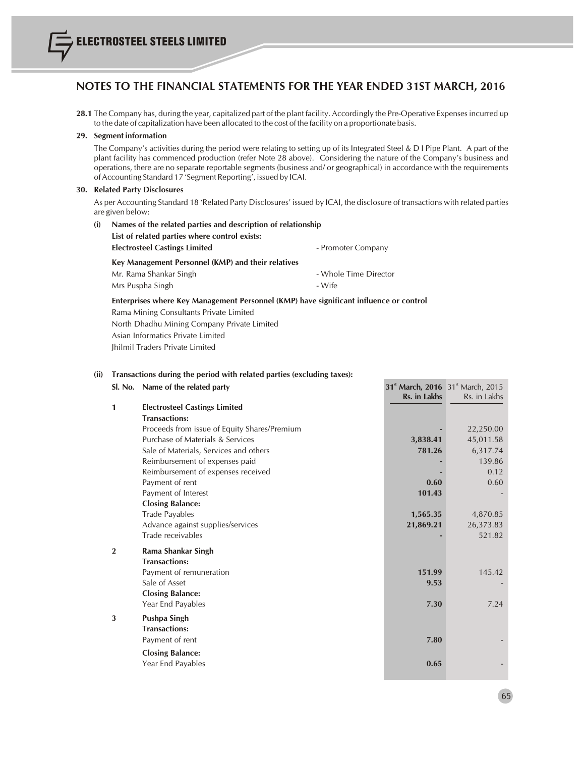# NOTES TO THE FINANCIAL STATEMENTS FOR THE YEAR ENDED 31ST MARCH, 2016

**28.1** The Company has, during the year, capitalized part of the plant facility. Accordingly the Pre-Operative Expenses incurred up to the date of capitalization have been allocated to the cost of the facility on a proportionate basis.

**29. Segment information**

The Company's activities during the period were relating to setting up of its Integrated Steel & D I Pipe Plant. A part of the plant facility has commenced production (refer Note 28 above). Considering the nature of the Company's business and operations, there are no separate reportable segments (business and/ or geographical) in accordance with the requirements of Accounting Standard 17 'Segment Reporting', issued by ICAI.

**30. Related Party Disclosures**

As per Accounting Standard 18 'Related Party Disclosures' issued by ICAI, the disclosure of transactions with related parties are given below:

**(i) Names of the related parties and description of relationship**

**List of related parties where control exists:**

**Electrosteel Castings Limited** - Promoter Company

**Key Management Personnel (KMP) and their relatives**

Mr. Rama Shankar Singh - Whole Time Director

Mrs Puspha Singh - Wife

**Enterprises where Key Management Personnel (KMP) have significant influence or control**

Rama Mining Consultants Private Limited

North Dhadhu Mining Company Private Limited

Asian Informatics Private Limited

Jhilmil Traders Private Limited

**(ii) Transactions during the period with related parties (excluding taxes):**

| Sl. No. | Name of the related party | 31st March, 2016 Rs. in Lakhs | 31st March, 2015 Rs. in Lakhs |
|---|---|---|---|
| 1 | **Electrosteel Castings Limited** | | |
| | **Transactions:** | | |
| | Proceeds from issue of Equity Shares/Premium | - | 22,250.00 |
| | Purchase of Materials & Services | 3,838.41 | 45,011.58 |
| | Sale of Materials, Services and others | 781.26 | 6,317.74 |
| | Reimbursement of expenses paid | - | 139.86 |
| | Reimbursement of expenses received | - | 0.12 |
| | Payment of rent | 0.60 | 0.60 |
| | Payment of Interest | 101.43 | - |
| | **Closing Balance:** | | |
| | Trade Payables | 1,565.35 | 4,870.85 |
| | Advance against supplies/services | 21,869.21 | 26,373.83 |
| | Trade receivables | - | 521.82 |
| 2 | **Rama Shankar Singh** | | |
| | **Transactions:** | | |
| | Payment of remuneration | 151.99 | 145.42 |
| | Sale of Asset | 9.53 | - |
| | **Closing Balance:** | | |
| | Year End Payables | 7.30 | 7.24 |
| 3 | **Pushpa Singh** | | |
| | **Transactions:** | | |
| | Payment of rent | 7.80 | - |
| | **Closing Balance:** | | |
| | Year End Payables | 0.65 | - |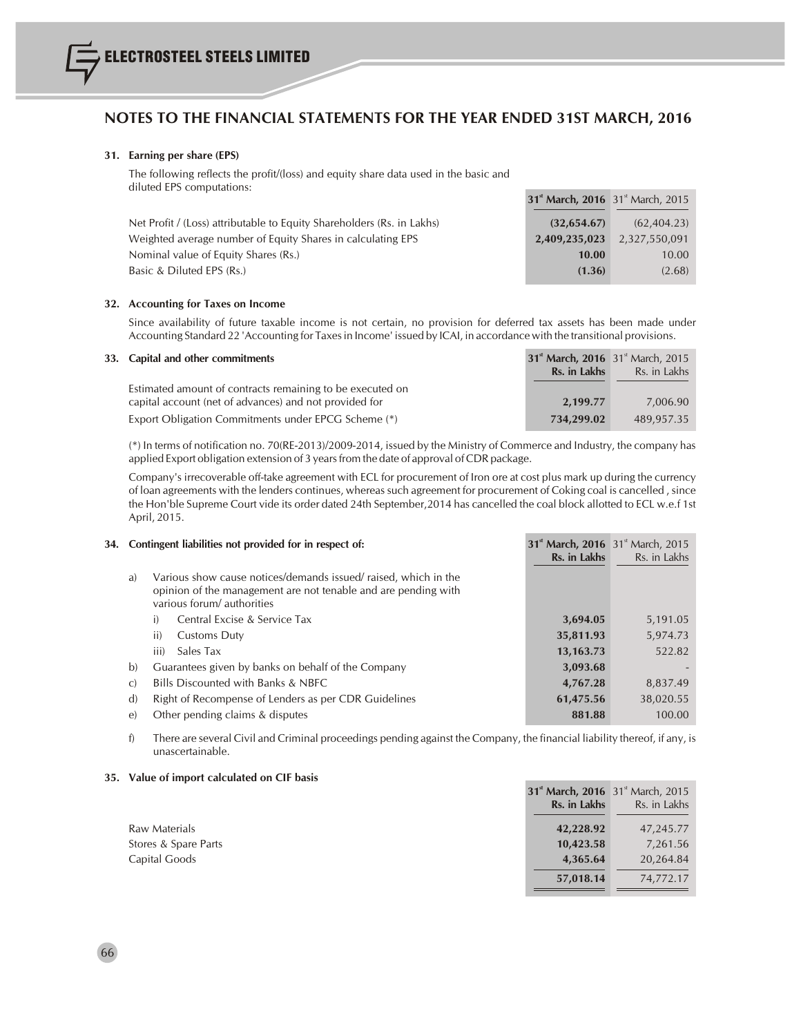## NOTES TO THE FINANCIAL STATEMENTS FOR THE YEAR ENDED 31ST MARCH, 2016

### 31. Earning per share (EPS)

The following reflects the profit/(loss) and equity share data used in the basic and diluted EPS computations:

| | **31st March, 2016** | 31st March, 2015 |
|---|---|---|
| Net Profit / (Loss) attributable to Equity Shareholders (Rs. in Lakhs) | **(32,654.67)** | (62,404.23) |
| Weighted average number of Equity Shares in calculating EPS | **2,409,235,023** | 2,327,550,091 |
| Nominal value of Equity Shares (Rs.) | **10.00** | 10.00 |
| Basic & Diluted EPS (Rs.) | **(1.36)** | (2.68) |

### 32. Accounting for Taxes on Income

Since availability of future taxable income is not certain, no provision for deferred tax assets has been made under Accounting Standard 22 'Accounting for Taxes in Income' issued by ICAI, in accordance with the transitional provisions.

### 33. Capital and other commitments

| | **31st March, 2016 Rs. in Lakhs** | 31st March, 2015 Rs. in Lakhs |
|---|---|---|
| Estimated amount of contracts remaining to be executed on capital account (net of advances) and not provided for | **2,199.77** | 7,006.90 |
| Export Obligation Commitments under EPCG Scheme (*) | **734,299.02** | 489,957.35 |

(*) In terms of notification no. 70(RE-2013)/2009-2014, issued by the Ministry of Commerce and Industry, the company has applied Export obligation extension of 3 years from the date of approval of CDR package.

Company's irrecoverable off-take agreement with ECL for procurement of Iron ore at cost plus mark up during the currency of loan agreements with the lenders continues, whereas such agreement for procurement of Coking coal is cancelled , since the Hon'ble Supreme Court vide its order dated 24th September,2014 has cancelled the coal block allotted to ECL w.e.f 1st April, 2015.

### 34. Contingent liabilities not provided for in respect of:

| | | **31st March, 2016 Rs. in Lakhs** | 31st March, 2015 Rs. in Lakhs |
|---|---|---|---|
| a) | Various show cause notices/demands issued/ raised, which in the opinion of the management are not tenable and are pending with various forum/ authorities | | |
| | i) Central Excise & Service Tax | **3,694.05** | 5,191.05 |
| | ii) Customs Duty | **35,811.93** | 5,974.73 |
| | iii) Sales Tax | **13,163.73** | 522.82 |
| b) | Guarantees given by banks on behalf of the Company | **3,093.68** | - |
| c) | Bills Discounted with Banks & NBFC | **4,767.28** | 8,837.49 |
| d) | Right of Recompense of Lenders as per CDR Guidelines | **61,475.56** | 38,020.55 |
| e) | Other pending claims & disputes | **881.88** | 100.00 |

f) There are several Civil and Criminal proceedings pending against the Company, the financial liability thereof, if any, is unascertainable.

### 35. Value of import calculated on CIF basis

| | **31st March, 2016 Rs. in Lakhs** | 31st March, 2015 Rs. in Lakhs |
|---|---|---|
| Raw Materials | **42,228.92** | 47,245.77 |
| Stores & Spare Parts | **10,423.58** | 7,261.56 |
| Capital Goods | **4,365.64** | 20,264.84 |
| | **57,018.14** | 74,772.17 |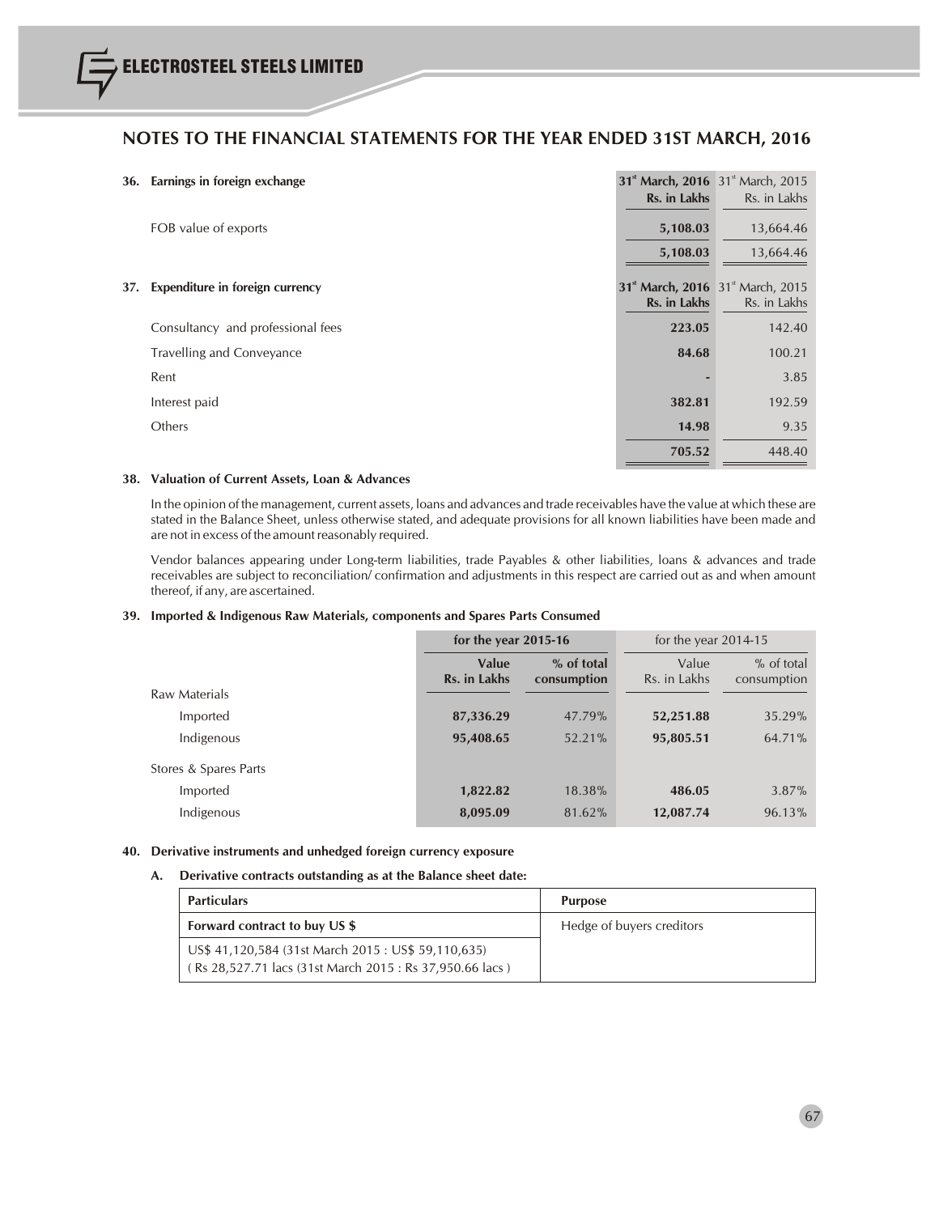## NOTES TO THE FINANCIAL STATEMENTS FOR THE YEAR ENDED 31ST MARCH, 2016

**36. Earnings in foreign exchange**

| | 31st March, 2016 Rs. in Lakhs | 31st March, 2015 Rs. in Lakhs |
|---|---|---|
| FOB value of exports | **5,108.03** | 13,664.46 |
| | **5,108.03** | 13,664.46 |

**37. Expenditure in foreign currency**

| | 31st March, 2016 Rs. in Lakhs | 31st March, 2015 Rs. in Lakhs |
|---|---|---|
| Consultancy and professional fees | **223.05** | 142.40 |
| Travelling and Conveyance | **84.68** | 100.21 |
| Rent | **-** | 3.85 |
| Interest paid | **382.81** | 192.59 |
| Others | **14.98** | 9.35 |
| | **705.52** | 448.40 |

**38. Valuation of Current Assets, Loan & Advances**

In the opinion of the management, current assets, loans and advances and trade receivables have the value at which these are stated in the Balance Sheet, unless otherwise stated, and adequate provisions for all known liabilities have been made and are not in excess of the amount reasonably required.

Vendor balances appearing under Long-term liabilities, trade Payables & other liabilities, loans & advances and trade receivables are subject to reconciliation/ confirmation and adjustments in this respect are carried out as and when amount thereof, if any, are ascertained.

**39. Imported & Indigenous Raw Materials, components and Spares Parts Consumed**

| | for the year 2015-16 | | for the year 2014-15 | |
|---|---|---|---|---|
| | Value Rs. in Lakhs | % of total consumption | Value Rs. in Lakhs | % of total consumption |
| Raw Materials | | | | |
| Imported | **87,336.29** | 47.79% | **52,251.88** | 35.29% |
| Indigenous | **95,408.65** | 52.21% | **95,805.51** | 64.71% |
| Stores & Spares Parts | | | | |
| Imported | **1,822.82** | 18.38% | **486.05** | 3.87% |
| Indigenous | **8,095.09** | 81.62% | **12,087.74** | 96.13% |

**40. Derivative instruments and unhedged foreign currency exposure**

**A. Derivative contracts outstanding as at the Balance sheet date:**

| Particulars | Purpose |
|---|---|
| **Forward contract to buy US $** | Hedge of buyers creditors |
| US$ 41,120,584 (31st March 2015 : US$ 59,110,635) ( Rs 28,527.71 lacs (31st March 2015 : Rs 37,950.66 lacs ) | |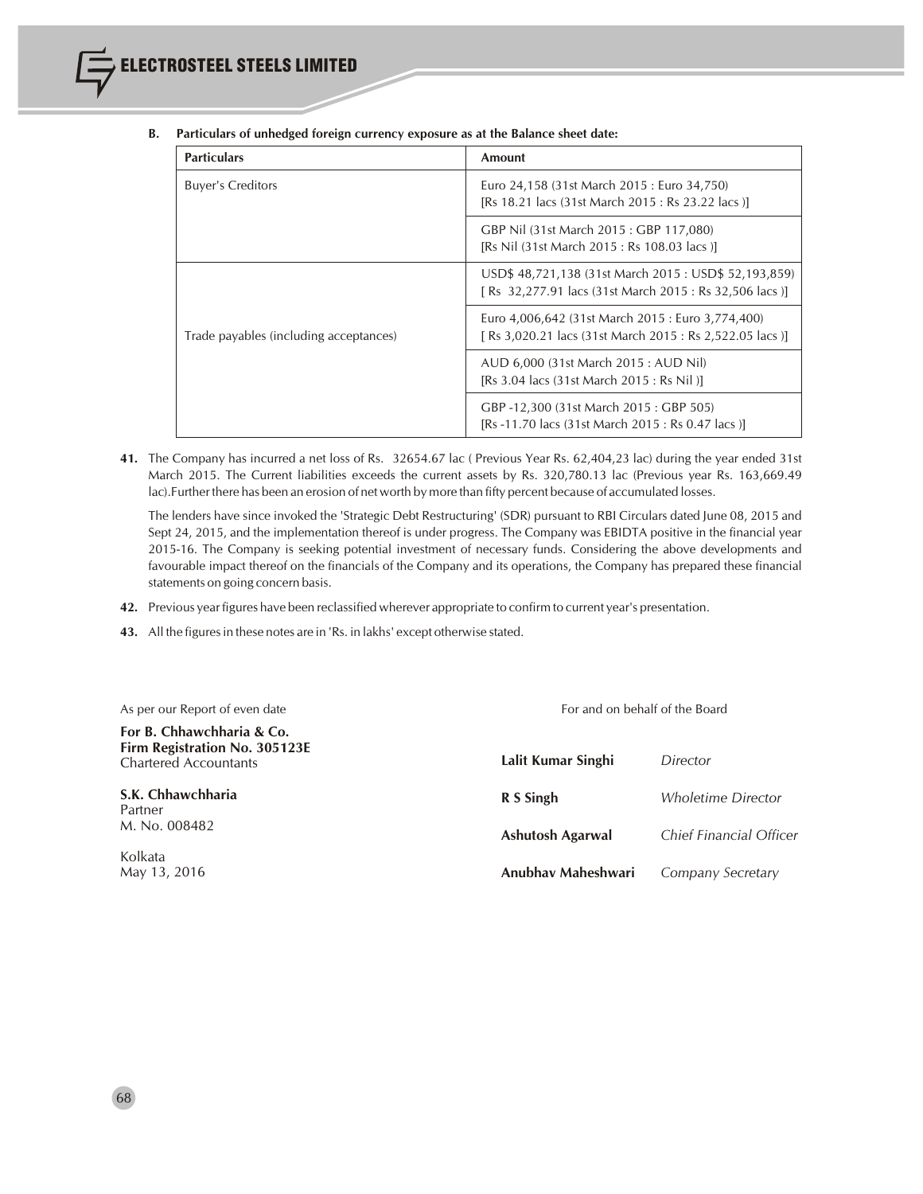**B. Particulars of unhedged foreign currency exposure as at the Balance sheet date:**

| Particulars | Amount |
|---|---|
| Buyer's Creditors | Euro 24,158 (31st March 2015 : Euro 34,750) [Rs 18.21 lacs (31st March 2015 : Rs 23.22 lacs )] |
| | GBP Nil (31st March 2015 : GBP 117,080) [Rs Nil (31st March 2015 : Rs 108.03 lacs )] |
| Trade payables (including acceptances) | USD$ 48,721,138 (31st March 2015 : USD$ 52,193,859) [ Rs 32,277.91 lacs (31st March 2015 : Rs 32,506 lacs )] |
| | Euro 4,006,642 (31st March 2015 : Euro 3,774,400) [ Rs 3,020.21 lacs (31st March 2015 : Rs 2,522.05 lacs )] |
| | AUD 6,000 (31st March 2015 : AUD Nil) [Rs 3.04 lacs (31st March 2015 : Rs Nil )] |
| | GBP -12,300 (31st March 2015 : GBP 505) [Rs -11.70 lacs (31st March 2015 : Rs 0.47 lacs )] |

**41.** The Company has incurred a net loss of Rs. 32654.67 lac ( Previous Year Rs. 62,404,23 lac) during the year ended 31st March 2015. The Current liabilities exceeds the current assets by Rs. 320,780.13 lac (Previous year Rs. 163,669.49 lac).Further there has been an erosion of net worth by more than fifty percent because of accumulated losses.

The lenders have since invoked the 'Strategic Debt Restructuring' (SDR) pursuant to RBI Circulars dated June 08, 2015 and Sept 24, 2015, and the implementation thereof is under progress. The Company was EBIDTA positive in the financial year 2015-16. The Company is seeking potential investment of necessary funds. Considering the above developments and favourable impact thereof on the financials of the Company and its operations, the Company has prepared these financial statements on going concern basis.

**42.** Previous year figures have been reclassified wherever appropriate to confirm to current year's presentation.

**43.** All the figures in these notes are in 'Rs. in lakhs' except otherwise stated.

As per our Report of even date

**For B. Chhawchharia & Co.**
**Firm Registration No. 305123E**
Chartered Accountants

**S.K. Chhawchharia**
Partner
M. No. 008482

Kolkata
May 13, 2016

For and on behalf of the Board

**Lalit Kumar Singhi** *Director*

**R S Singh** *Wholetime Director*

**Ashutosh Agarwal** *Chief Financial Officer*

**Anubhav Maheshwari** *Company Secretary*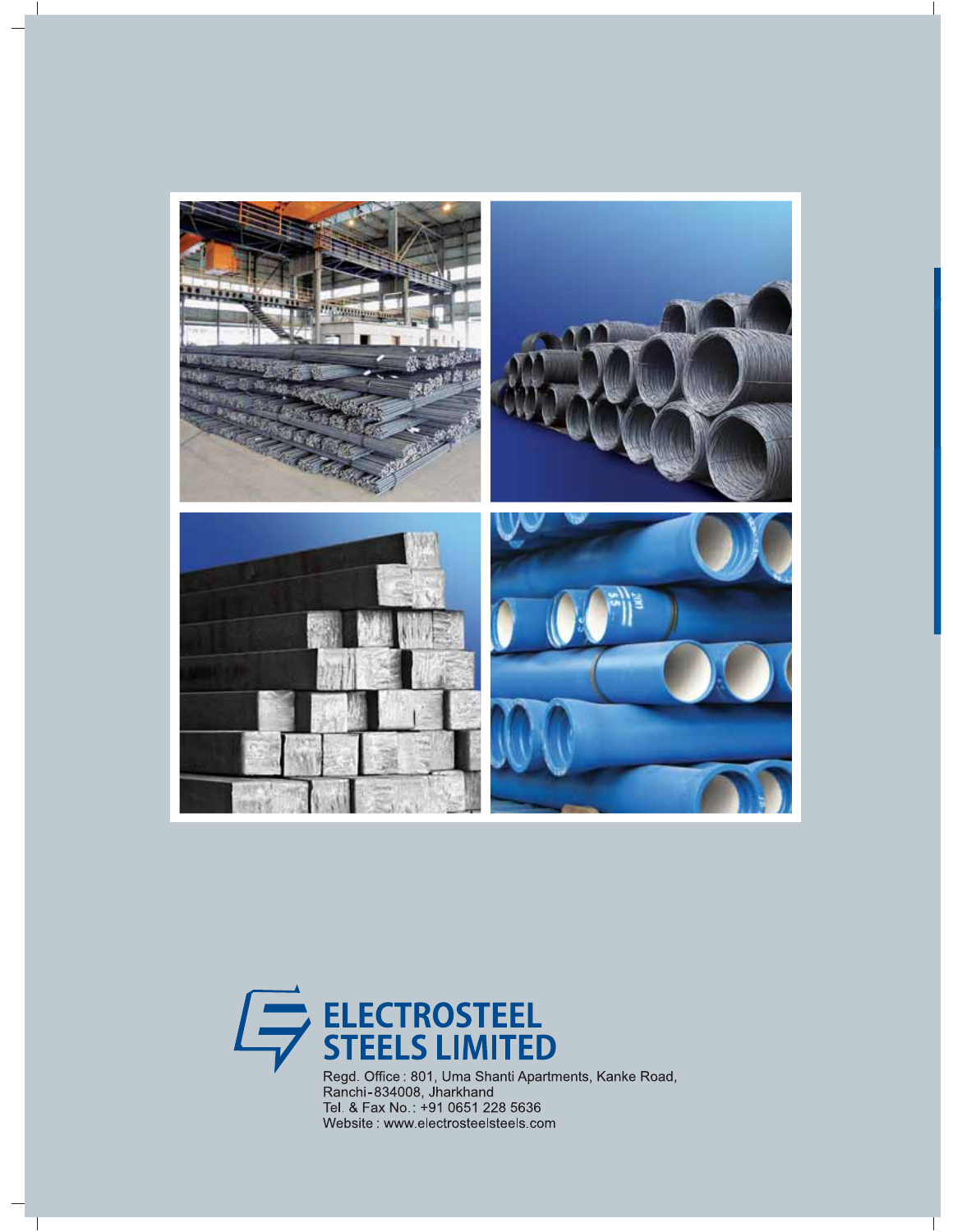**ELECTROSTEEL STEELS LIMITED**

Regd. Office : 801, Uma Shanti Apartments, Kanke Road,
Ranchi-834008, Jharkhand
Tel. & Fax No.: +91 0651 228 5636
Website : www.electrosteelsteels.com